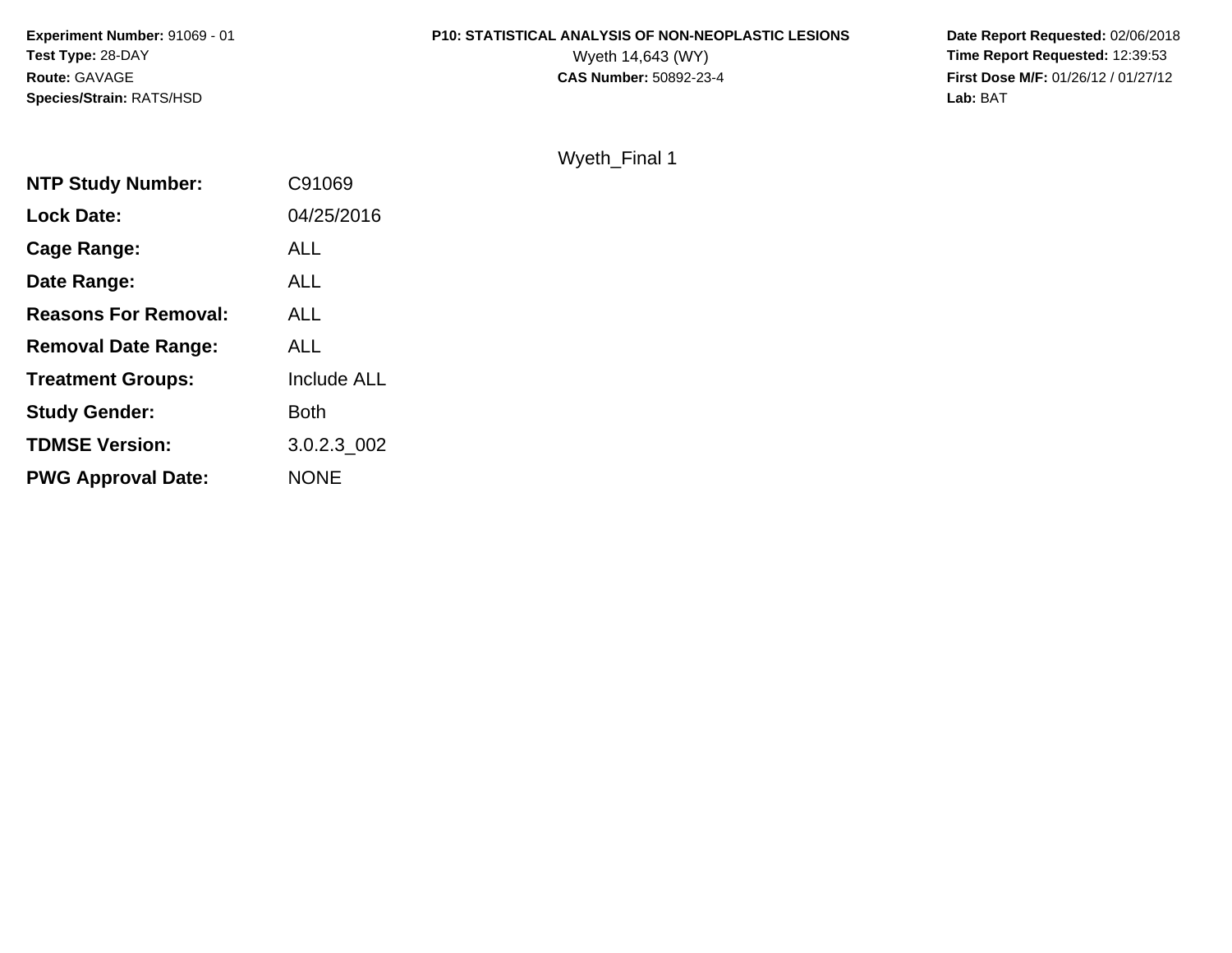**Experiment Number:** 91069 - 01
**Test Type:** 28-DAY
**Route:** GAVAGE
**Species/Strain:** RATS/HSD

**P10: STATISTICAL ANALYSIS OF NON-NEOPLASTIC LESIONS**
Wyeth 14,643 (WY)
**CAS Number:** 50892-23-4

**Date Report Requested:** 02/06/2018
**Time Report Requested:** 12:39:53
**First Dose M/F:** 01/26/12 / 01/27/12
**Lab:** BAT

Wyeth_Final 1

| | |
|---|---|
| **NTP Study Number:** | C91069 |
| **Lock Date:** | 04/25/2016 |
| **Cage Range:** | ALL |
| **Date Range:** | ALL |
| **Reasons For Removal:** | ALL |
| **Removal Date Range:** | ALL |
| **Treatment Groups:** | Include ALL |
| **Study Gender:** | Both |
| **TDMSE Version:** | 3.0.2.3_002 |
| **PWG Approval Date:** | NONE |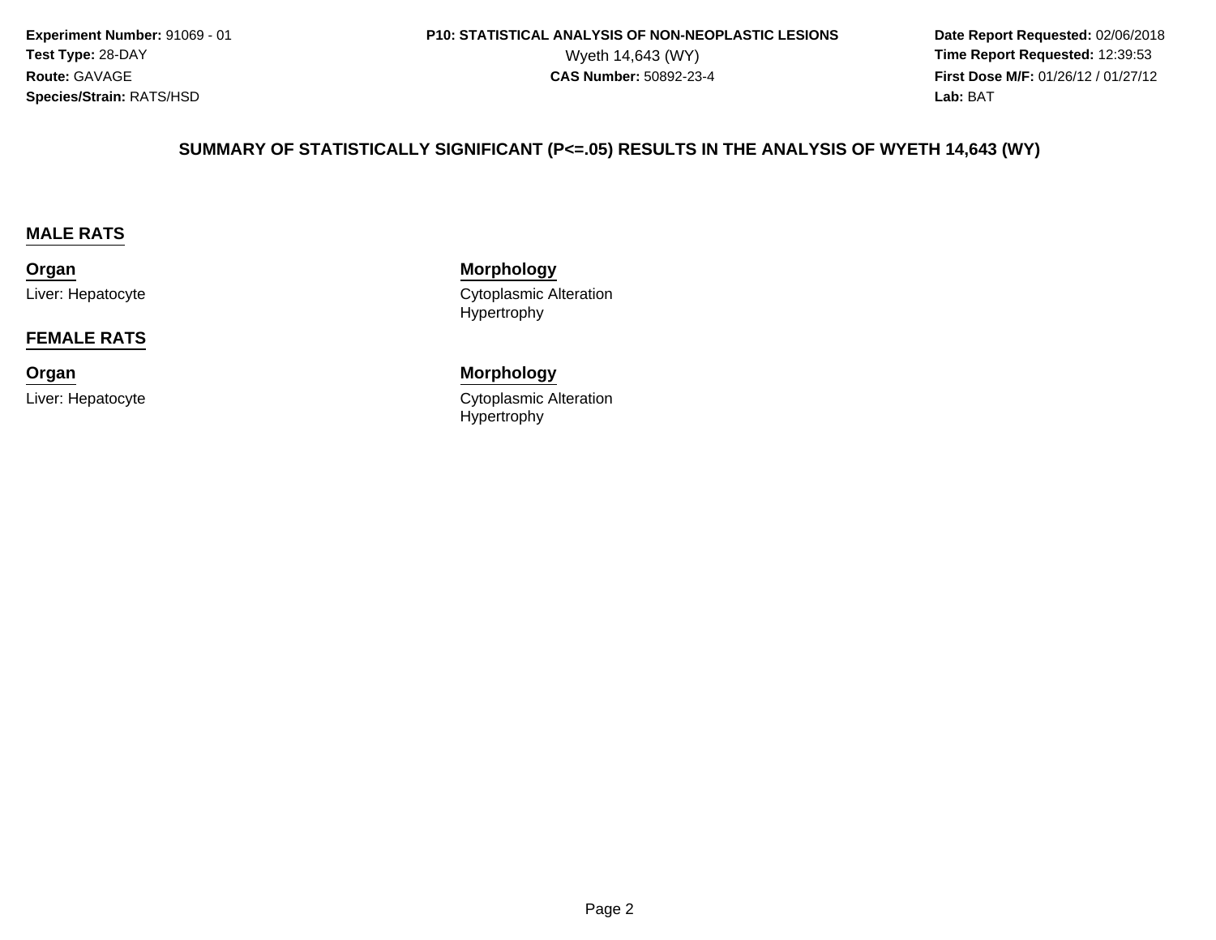**Experiment Number:** 91069 - 01
**Test Type:** 28-DAY
**Route:** GAVAGE
**Species/Strain:** RATS/HSD

**P10: STATISTICAL ANALYSIS OF NON-NEOPLASTIC LESIONS**
Wyeth 14,643 (WY)
**CAS Number:** 50892-23-4

**Date Report Requested:** 02/06/2018
**Time Report Requested:** 12:39:53
**First Dose M/F:** 01/26/12 / 01/27/12
**Lab:** BAT

## SUMMARY OF STATISTICALLY SIGNIFICANT (P<=.05) RESULTS IN THE ANALYSIS OF WYETH 14,643 (WY)

### MALE RATS

| Organ | Morphology |
|---|---|
| Liver: Hepatocyte | Cytoplasmic Alteration |
| | Hypertrophy |

### FEMALE RATS

| Organ | Morphology |
|---|---|
| Liver: Hepatocyte | Cytoplasmic Alteration |
| | Hypertrophy |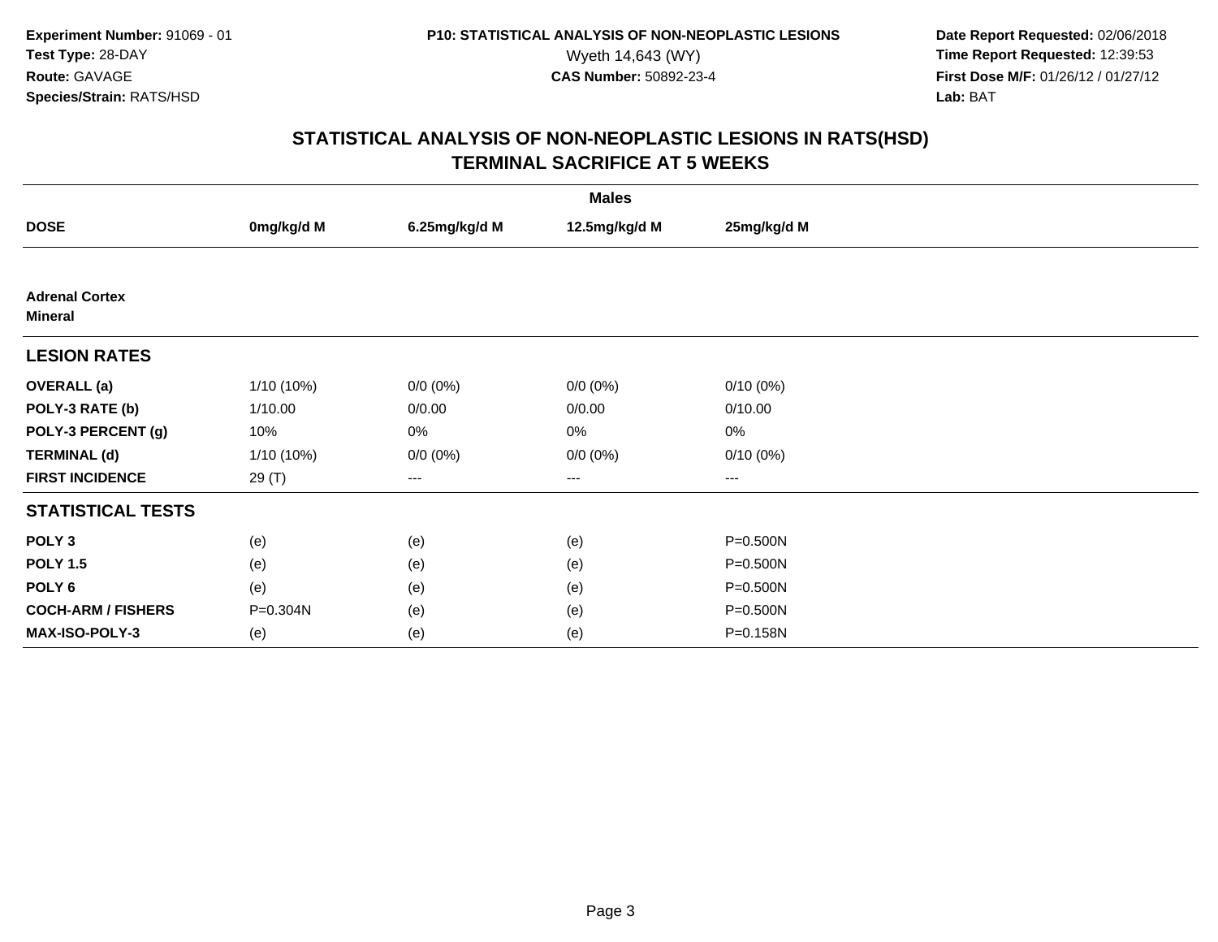Experiment Number: 91069 - 01
Test Type: 28-DAY
Route: GAVAGE
Species/Strain: RATS/HSD

P10: STATISTICAL ANALYSIS OF NON-NEOPLASTIC LESIONS
Wyeth 14,643 (WY)
CAS Number: 50892-23-4

Date Report Requested: 02/06/2018
Time Report Requested: 12:39:53
First Dose M/F: 01/26/12 / 01/27/12
Lab: BAT

## STATISTICAL ANALYSIS OF NON-NEOPLASTIC LESIONS IN RATS(HSD)
## TERMINAL SACRIFICE AT 5 WEEKS

| | Males | | | |
|---|---|---|---|---|
| **DOSE** | **0mg/kg/d M** | **6.25mg/kg/d M** | **12.5mg/kg/d M** | **25mg/kg/d M** |
| **Adrenal Cortex** | | | | |
| **Mineral** | | | | |
| **LESION RATES** | | | | |
| **OVERALL (a)** | 1/10 (10%) | 0/0 (0%) | 0/0 (0%) | 0/10 (0%) |
| **POLY-3 RATE (b)** | 1/10.00 | 0/0.00 | 0/0.00 | 0/10.00 |
| **POLY-3 PERCENT (g)** | 10% | 0% | 0% | 0% |
| **TERMINAL (d)** | 1/10 (10%) | 0/0 (0%) | 0/0 (0%) | 0/10 (0%) |
| **FIRST INCIDENCE** | 29 (T) | --- | --- | --- |
| **STATISTICAL TESTS** | | | | |
| **POLY 3** | (e) | (e) | (e) | P=0.500N |
| **POLY 1.5** | (e) | (e) | (e) | P=0.500N |
| **POLY 6** | (e) | (e) | (e) | P=0.500N |
| **COCH-ARM / FISHERS** | P=0.304N | (e) | (e) | P=0.500N |
| **MAX-ISO-POLY-3** | (e) | (e) | (e) | P=0.158N |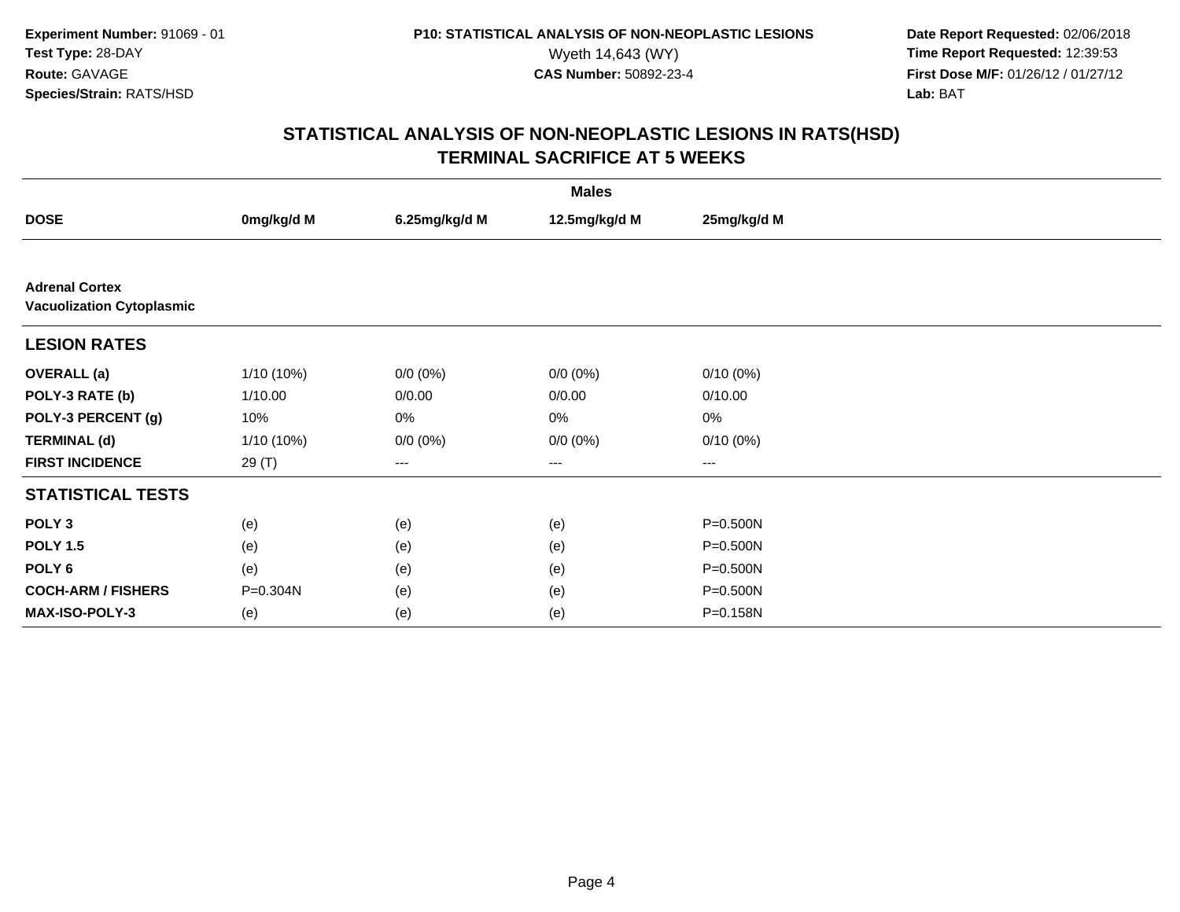**Experiment Number:** 91069 - 01
**Test Type:** 28-DAY
**Route:** GAVAGE
**Species/Strain:** RATS/HSD

**P10: STATISTICAL ANALYSIS OF NON-NEOPLASTIC LESIONS**
Wyeth 14,643 (WY)
**CAS Number:** 50892-23-4

**Date Report Requested:** 02/06/2018
**Time Report Requested:** 12:39:53
**First Dose M/F:** 01/26/12 / 01/27/12
**Lab:** BAT

## STATISTICAL ANALYSIS OF NON-NEOPLASTIC LESIONS IN RATS(HSD)
## TERMINAL SACRIFICE AT 5 WEEKS

| | Males | | | |
|---|---|---|---|---|
| **DOSE** | **0mg/kg/d M** | **6.25mg/kg/d M** | **12.5mg/kg/d M** | **25mg/kg/d M** |
| **Adrenal Cortex** | | | | |
| **Vacuolization Cytoplasmic** | | | | |
| **LESION RATES** | | | | |
| **OVERALL (a)** | 1/10 (10%) | 0/0 (0%) | 0/0 (0%) | 0/10 (0%) |
| **POLY-3 RATE (b)** | 1/10.00 | 0/0.00 | 0/0.00 | 0/10.00 |
| **POLY-3 PERCENT (g)** | 10% | 0% | 0% | 0% |
| **TERMINAL (d)** | 1/10 (10%) | 0/0 (0%) | 0/0 (0%) | 0/10 (0%) |
| **FIRST INCIDENCE** | 29 (T) | --- | --- | --- |
| **STATISTICAL TESTS** | | | | |
| **POLY 3** | (e) | (e) | (e) | P=0.500N |
| **POLY 1.5** | (e) | (e) | (e) | P=0.500N |
| **POLY 6** | (e) | (e) | (e) | P=0.500N |
| **COCH-ARM / FISHERS** | P=0.304N | (e) | (e) | P=0.500N |
| **MAX-ISO-POLY-3** | (e) | (e) | (e) | P=0.158N |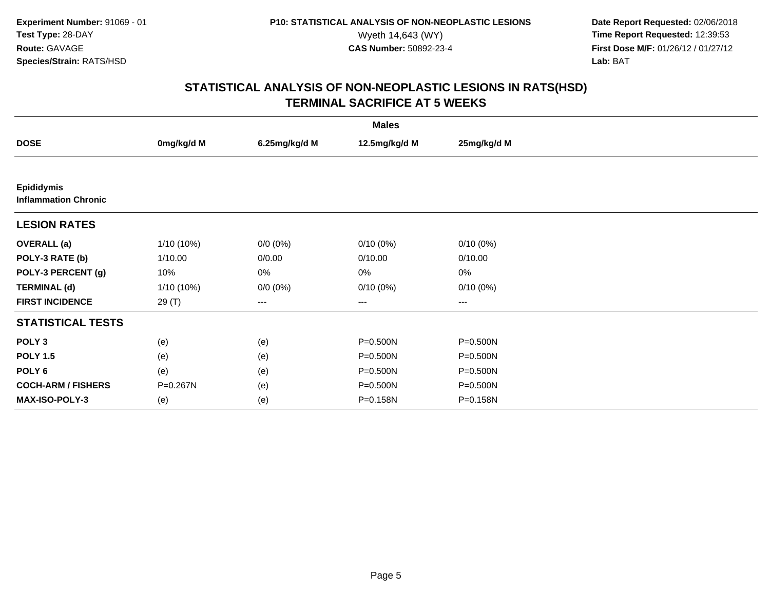**Experiment Number:** 91069 - 01
**Test Type:** 28-DAY
**Route:** GAVAGE
**Species/Strain:** RATS/HSD

**P10: STATISTICAL ANALYSIS OF NON-NEOPLASTIC LESIONS**
Wyeth 14,643 (WY)
**CAS Number:** 50892-23-4

**Date Report Requested:** 02/06/2018
**Time Report Requested:** 12:39:53
**First Dose M/F:** 01/26/12 / 01/27/12
**Lab:** BAT

## STATISTICAL ANALYSIS OF NON-NEOPLASTIC LESIONS IN RATS(HSD)
## TERMINAL SACRIFICE AT 5 WEEKS

| | Males | | | |
|---|---|---|---|---|
| **DOSE** | **0mg/kg/d M** | **6.25mg/kg/d M** | **12.5mg/kg/d M** | **25mg/kg/d M** |
| **Epididymis** | | | | |
| **Inflammation Chronic** | | | | |
| **LESION RATES** | | | | |
| **OVERALL (a)** | 1/10 (10%) | 0/0 (0%) | 0/10 (0%) | 0/10 (0%) |
| **POLY-3 RATE (b)** | 1/10.00 | 0/0.00 | 0/10.00 | 0/10.00 |
| **POLY-3 PERCENT (g)** | 10% | 0% | 0% | 0% |
| **TERMINAL (d)** | 1/10 (10%) | 0/0 (0%) | 0/10 (0%) | 0/10 (0%) |
| **FIRST INCIDENCE** | 29 (T) | --- | --- | --- |
| **STATISTICAL TESTS** | | | | |
| **POLY 3** | (e) | (e) | P=0.500N | P=0.500N |
| **POLY 1.5** | (e) | (e) | P=0.500N | P=0.500N |
| **POLY 6** | (e) | (e) | P=0.500N | P=0.500N |
| **COCH-ARM / FISHERS** | P=0.267N | (e) | P=0.500N | P=0.500N |
| **MAX-ISO-POLY-3** | (e) | (e) | P=0.158N | P=0.158N |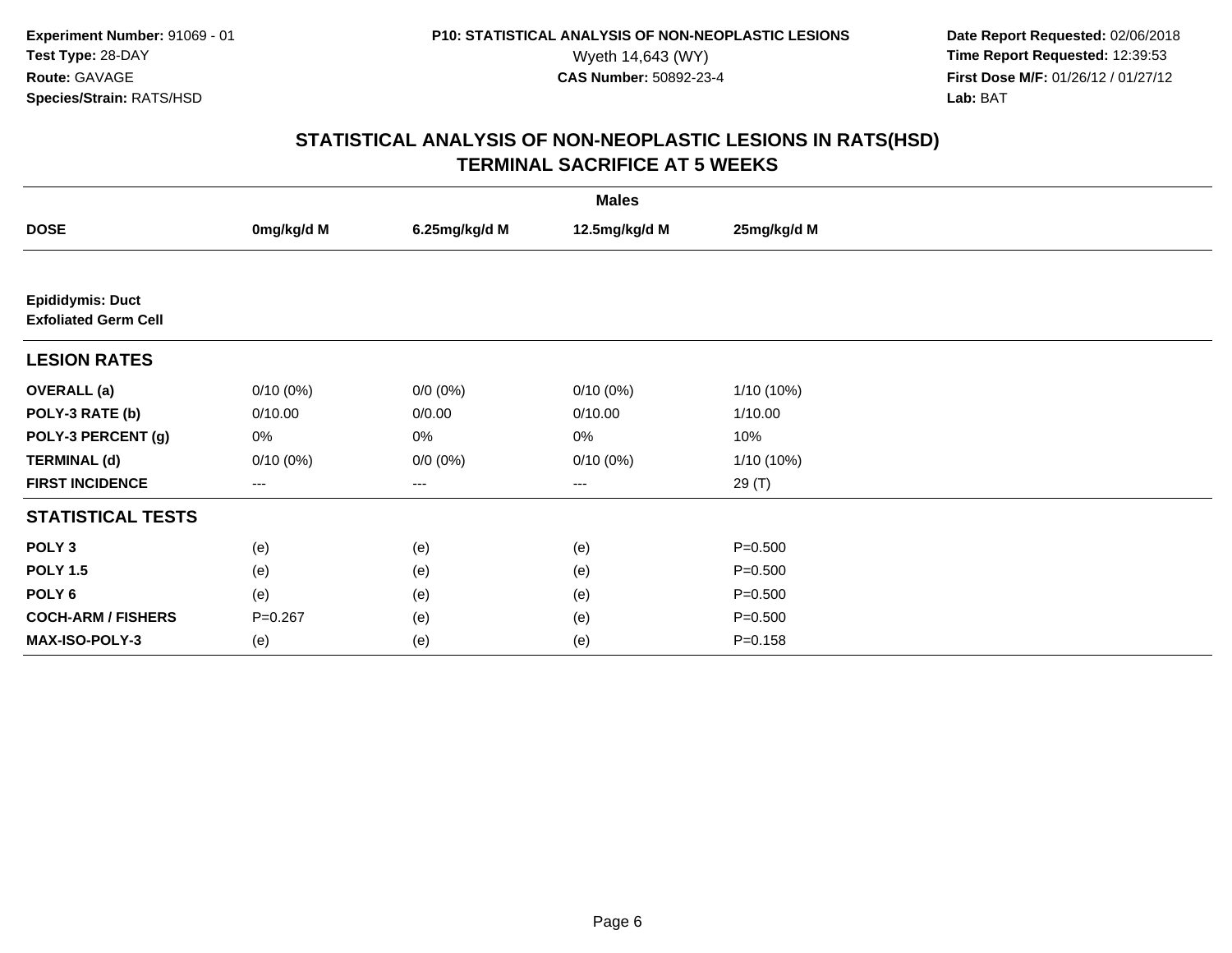**Experiment Number:** 91069 - 01
**Test Type:** 28-DAY
**Route:** GAVAGE
**Species/Strain:** RATS/HSD

**P10: STATISTICAL ANALYSIS OF NON-NEOPLASTIC LESIONS**
Wyeth 14,643 (WY)
**CAS Number:** 50892-23-4

**Date Report Requested:** 02/06/2018
**Time Report Requested:** 12:39:53
**First Dose M/F:** 01/26/12 / 01/27/12
**Lab:** BAT

## STATISTICAL ANALYSIS OF NON-NEOPLASTIC LESIONS IN RATS(HSD)
## TERMINAL SACRIFICE AT 5 WEEKS

| | Males | | | |
|---|---|---|---|---|
| **DOSE** | **0mg/kg/d M** | **6.25mg/kg/d M** | **12.5mg/kg/d M** | **25mg/kg/d M** |
| **Epididymis: Duct** | | | | |
| **Exfoliated Germ Cell** | | | | |
| **LESION RATES** | | | | |
| **OVERALL (a)** | 0/10 (0%) | 0/0 (0%) | 0/10 (0%) | 1/10 (10%) |
| **POLY-3 RATE (b)** | 0/10.00 | 0/0.00 | 0/10.00 | 1/10.00 |
| **POLY-3 PERCENT (g)** | 0% | 0% | 0% | 10% |
| **TERMINAL (d)** | 0/10 (0%) | 0/0 (0%) | 0/10 (0%) | 1/10 (10%) |
| **FIRST INCIDENCE** | --- | --- | --- | 29 (T) |
| **STATISTICAL TESTS** | | | | |
| **POLY 3** | (e) | (e) | (e) | P=0.500 |
| **POLY 1.5** | (e) | (e) | (e) | P=0.500 |
| **POLY 6** | (e) | (e) | (e) | P=0.500 |
| **COCH-ARM / FISHERS** | P=0.267 | (e) | (e) | P=0.500 |
| **MAX-ISO-POLY-3** | (e) | (e) | (e) | P=0.158 |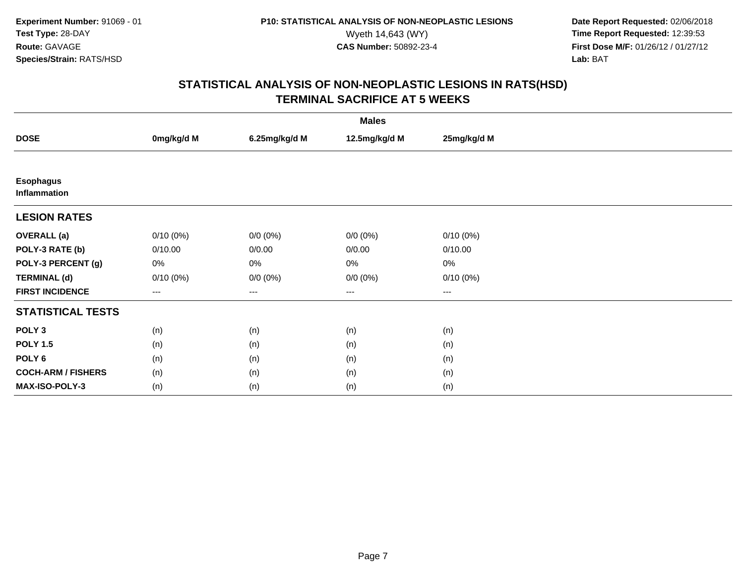**Experiment Number:** 91069 - 01
**Test Type:** 28-DAY
**Route:** GAVAGE
**Species/Strain:** RATS/HSD

**P10: STATISTICAL ANALYSIS OF NON-NEOPLASTIC LESIONS**
Wyeth 14,643 (WY)
**CAS Number:** 50892-23-4

**Date Report Requested:** 02/06/2018
**Time Report Requested:** 12:39:53
**First Dose M/F:** 01/26/12 / 01/27/12
**Lab:** BAT

## STATISTICAL ANALYSIS OF NON-NEOPLASTIC LESIONS IN RATS(HSD)
## TERMINAL SACRIFICE AT 5 WEEKS

| | Males | | | |
|---|---|---|---|---|
| **DOSE** | **0mg/kg/d M** | **6.25mg/kg/d M** | **12.5mg/kg/d M** | **25mg/kg/d M** |
| **Esophagus** | | | | |
| **Inflammation** | | | | |
| **LESION RATES** | | | | |
| **OVERALL (a)** | 0/10 (0%) | 0/0 (0%) | 0/0 (0%) | 0/10 (0%) |
| **POLY-3 RATE (b)** | 0/10.00 | 0/0.00 | 0/0.00 | 0/10.00 |
| **POLY-3 PERCENT (g)** | 0% | 0% | 0% | 0% |
| **TERMINAL (d)** | 0/10 (0%) | 0/0 (0%) | 0/0 (0%) | 0/10 (0%) |
| **FIRST INCIDENCE** | --- | --- | --- | --- |
| **STATISTICAL TESTS** | | | | |
| **POLY 3** | (n) | (n) | (n) | (n) |
| **POLY 1.5** | (n) | (n) | (n) | (n) |
| **POLY 6** | (n) | (n) | (n) | (n) |
| **COCH-ARM / FISHERS** | (n) | (n) | (n) | (n) |
| **MAX-ISO-POLY-3** | (n) | (n) | (n) | (n) |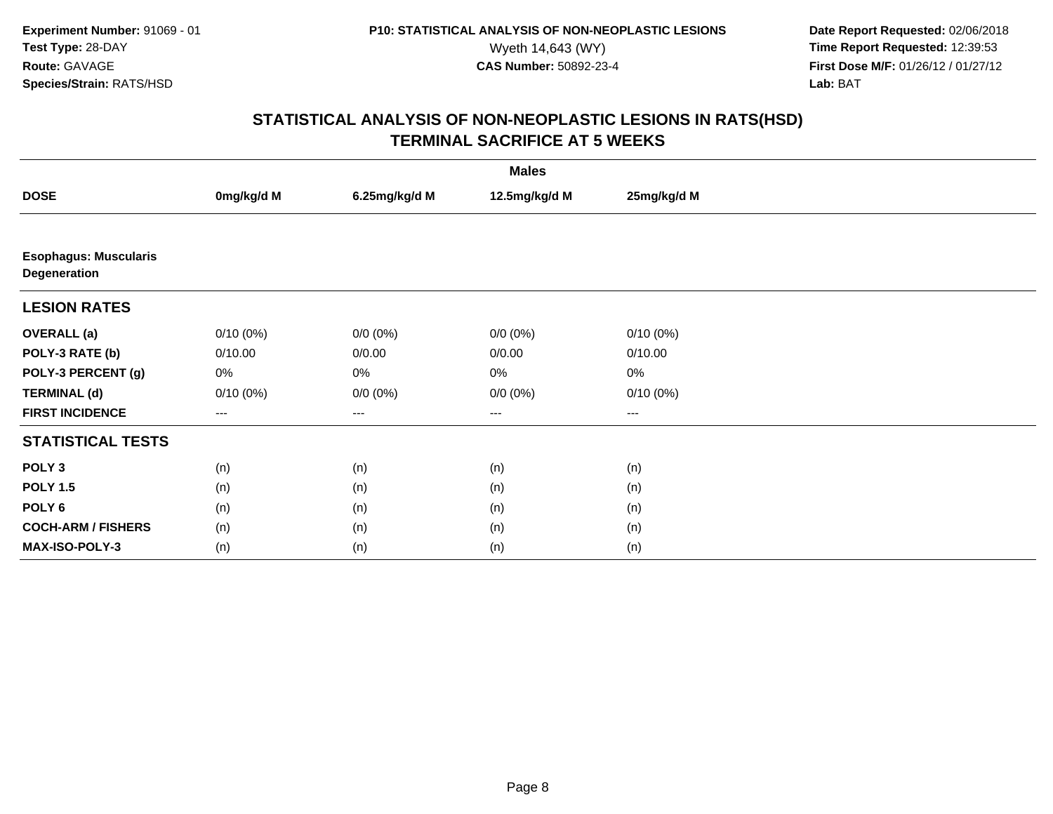**Experiment Number:** 91069 - 01
**Test Type:** 28-DAY
**Route:** GAVAGE
**Species/Strain:** RATS/HSD

**P10: STATISTICAL ANALYSIS OF NON-NEOPLASTIC LESIONS**
Wyeth 14,643 (WY)
**CAS Number:** 50892-23-4

**Date Report Requested:** 02/06/2018
**Time Report Requested:** 12:39:53
**First Dose M/F:** 01/26/12 / 01/27/12
**Lab:** BAT

## STATISTICAL ANALYSIS OF NON-NEOPLASTIC LESIONS IN RATS(HSD)
## TERMINAL SACRIFICE AT 5 WEEKS

| | Males | | | |
|---|---|---|---|---|
| **DOSE** | **0mg/kg/d M** | **6.25mg/kg/d M** | **12.5mg/kg/d M** | **25mg/kg/d M** |
| **Esophagus: Muscularis Degeneration** | | | | |
| **LESION RATES** | | | | |
| **OVERALL (a)** | 0/10 (0%) | 0/0 (0%) | 0/0 (0%) | 0/10 (0%) |
| **POLY-3 RATE (b)** | 0/10.00 | 0/0.00 | 0/0.00 | 0/10.00 |
| **POLY-3 PERCENT (g)** | 0% | 0% | 0% | 0% |
| **TERMINAL (d)** | 0/10 (0%) | 0/0 (0%) | 0/0 (0%) | 0/10 (0%) |
| **FIRST INCIDENCE** | --- | --- | --- | --- |
| **STATISTICAL TESTS** | | | | |
| **POLY 3** | (n) | (n) | (n) | (n) |
| **POLY 1.5** | (n) | (n) | (n) | (n) |
| **POLY 6** | (n) | (n) | (n) | (n) |
| **COCH-ARM / FISHERS** | (n) | (n) | (n) | (n) |
| **MAX-ISO-POLY-3** | (n) | (n) | (n) | (n) |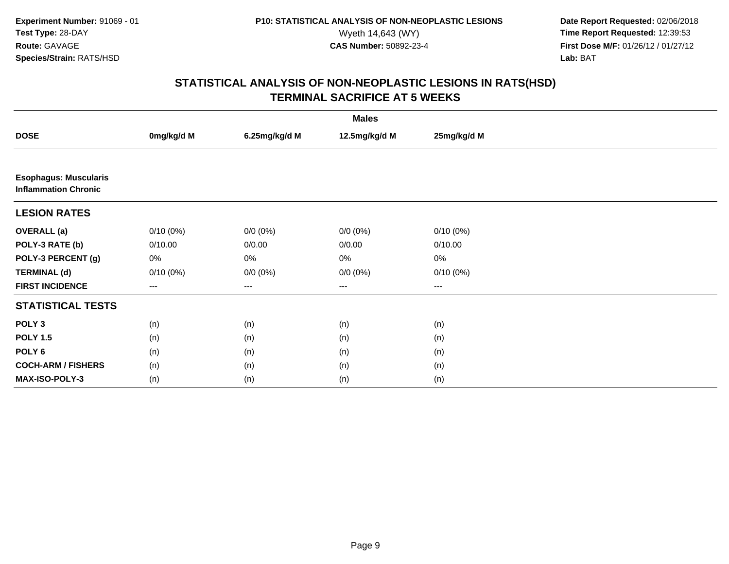Experiment Number: 91069 - 01
Test Type: 28-DAY
Route: GAVAGE
Species/Strain: RATS/HSD

P10: STATISTICAL ANALYSIS OF NON-NEOPLASTIC LESIONS
Wyeth 14,643 (WY)
CAS Number: 50892-23-4

Date Report Requested: 02/06/2018
Time Report Requested: 12:39:53
First Dose M/F: 01/26/12 / 01/27/12
Lab: BAT

## STATISTICAL ANALYSIS OF NON-NEOPLASTIC LESIONS IN RATS(HSD)
## TERMINAL SACRIFICE AT 5 WEEKS

| | Males | | | |
|---|---|---|---|---|
| **DOSE** | **0mg/kg/d M** | **6.25mg/kg/d M** | **12.5mg/kg/d M** | **25mg/kg/d M** |
| **Esophagus: Muscularis Inflammation Chronic** | | | | |
| **LESION RATES** | | | | |
| **OVERALL (a)** | 0/10 (0%) | 0/0 (0%) | 0/0 (0%) | 0/10 (0%) |
| **POLY-3 RATE (b)** | 0/10.00 | 0/0.00 | 0/0.00 | 0/10.00 |
| **POLY-3 PERCENT (g)** | 0% | 0% | 0% | 0% |
| **TERMINAL (d)** | 0/10 (0%) | 0/0 (0%) | 0/0 (0%) | 0/10 (0%) |
| **FIRST INCIDENCE** | --- | --- | --- | --- |
| **STATISTICAL TESTS** | | | | |
| **POLY 3** | (n) | (n) | (n) | (n) |
| **POLY 1.5** | (n) | (n) | (n) | (n) |
| **POLY 6** | (n) | (n) | (n) | (n) |
| **COCH-ARM / FISHERS** | (n) | (n) | (n) | (n) |
| **MAX-ISO-POLY-3** | (n) | (n) | (n) | (n) |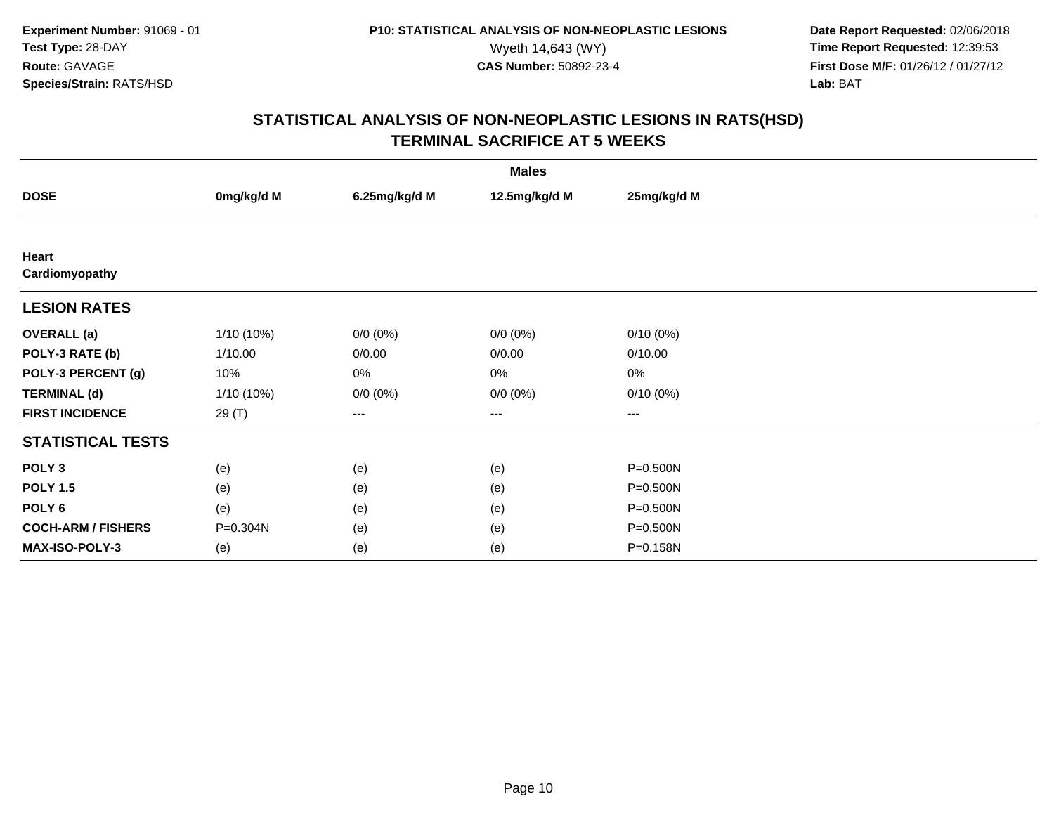**Experiment Number:** 91069 - 01
**Test Type:** 28-DAY
**Route:** GAVAGE
**Species/Strain:** RATS/HSD

**P10: STATISTICAL ANALYSIS OF NON-NEOPLASTIC LESIONS**
Wyeth 14,643 (WY)
**CAS Number:** 50892-23-4

**Date Report Requested:** 02/06/2018
**Time Report Requested:** 12:39:53
**First Dose M/F:** 01/26/12 / 01/27/12
**Lab:** BAT

## STATISTICAL ANALYSIS OF NON-NEOPLASTIC LESIONS IN RATS(HSD)
## TERMINAL SACRIFICE AT 5 WEEKS

| | Males | | | |
|---|---|---|---|---|
| **DOSE** | **0mg/kg/d M** | **6.25mg/kg/d M** | **12.5mg/kg/d M** | **25mg/kg/d M** |
| **Heart** | | | | |
| **Cardiomyopathy** | | | | |
| **LESION RATES** | | | | |
| **OVERALL (a)** | 1/10 (10%) | 0/0 (0%) | 0/0 (0%) | 0/10 (0%) |
| **POLY-3 RATE (b)** | 1/10.00 | 0/0.00 | 0/0.00 | 0/10.00 |
| **POLY-3 PERCENT (g)** | 10% | 0% | 0% | 0% |
| **TERMINAL (d)** | 1/10 (10%) | 0/0 (0%) | 0/0 (0%) | 0/10 (0%) |
| **FIRST INCIDENCE** | 29 (T) | --- | --- | --- |
| **STATISTICAL TESTS** | | | | |
| **POLY 3** | (e) | (e) | (e) | P=0.500N |
| **POLY 1.5** | (e) | (e) | (e) | P=0.500N |
| **POLY 6** | (e) | (e) | (e) | P=0.500N |
| **COCH-ARM / FISHERS** | P=0.304N | (e) | (e) | P=0.500N |
| **MAX-ISO-POLY-3** | (e) | (e) | (e) | P=0.158N |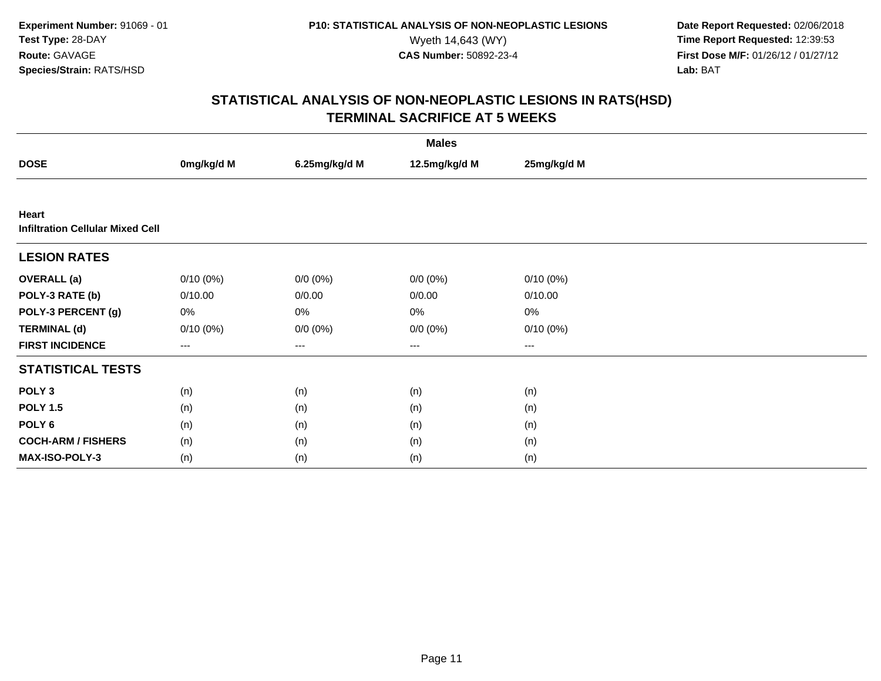**Experiment Number:** 91069 - 01
**Test Type:** 28-DAY
**Route:** GAVAGE
**Species/Strain:** RATS/HSD

**P10: STATISTICAL ANALYSIS OF NON-NEOPLASTIC LESIONS**
Wyeth 14,643 (WY)
**CAS Number:** 50892-23-4

**Date Report Requested:** 02/06/2018
**Time Report Requested:** 12:39:53
**First Dose M/F:** 01/26/12 / 01/27/12
**Lab:** BAT

## STATISTICAL ANALYSIS OF NON-NEOPLASTIC LESIONS IN RATS(HSD)
## TERMINAL SACRIFICE AT 5 WEEKS

| | Males | | | |
|---|---|---|---|---|
| **DOSE** | **0mg/kg/d M** | **6.25mg/kg/d M** | **12.5mg/kg/d M** | **25mg/kg/d M** |
| **Heart** | | | | |
| **Infiltration Cellular Mixed Cell** | | | | |
| **LESION RATES** | | | | |
| **OVERALL (a)** | 0/10 (0%) | 0/0 (0%) | 0/0 (0%) | 0/10 (0%) |
| **POLY-3 RATE (b)** | 0/10.00 | 0/0.00 | 0/0.00 | 0/10.00 |
| **POLY-3 PERCENT (g)** | 0% | 0% | 0% | 0% |
| **TERMINAL (d)** | 0/10 (0%) | 0/0 (0%) | 0/0 (0%) | 0/10 (0%) |
| **FIRST INCIDENCE** | --- | --- | --- | --- |
| **STATISTICAL TESTS** | | | | |
| **POLY 3** | (n) | (n) | (n) | (n) |
| **POLY 1.5** | (n) | (n) | (n) | (n) |
| **POLY 6** | (n) | (n) | (n) | (n) |
| **COCH-ARM / FISHERS** | (n) | (n) | (n) | (n) |
| **MAX-ISO-POLY-3** | (n) | (n) | (n) | (n) |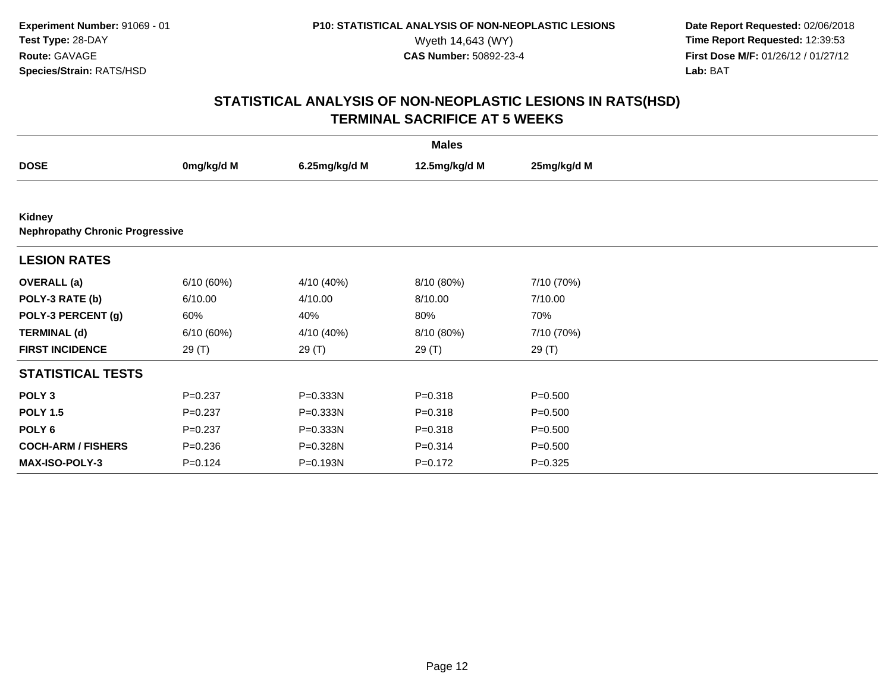Experiment Number: 91069 - 01
Test Type: 28-DAY
Route: GAVAGE
Species/Strain: RATS/HSD

P10: STATISTICAL ANALYSIS OF NON-NEOPLASTIC LESIONS
Wyeth 14,643 (WY)
CAS Number: 50892-23-4

Date Report Requested: 02/06/2018
Time Report Requested: 12:39:53
First Dose M/F: 01/26/12 / 01/27/12
Lab: BAT

## STATISTICAL ANALYSIS OF NON-NEOPLASTIC LESIONS IN RATS(HSD)
## TERMINAL SACRIFICE AT 5 WEEKS

| | Males | | | |
|---|---|---|---|---|
| **DOSE** | **0mg/kg/d M** | **6.25mg/kg/d M** | **12.5mg/kg/d M** | **25mg/kg/d M** |
| **Kidney** | | | | |
| **Nephropathy Chronic Progressive** | | | | |
| **LESION RATES** | | | | |
| **OVERALL (a)** | 6/10 (60%) | 4/10 (40%) | 8/10 (80%) | 7/10 (70%) |
| **POLY-3 RATE (b)** | 6/10.00 | 4/10.00 | 8/10.00 | 7/10.00 |
| **POLY-3 PERCENT (g)** | 60% | 40% | 80% | 70% |
| **TERMINAL (d)** | 6/10 (60%) | 4/10 (40%) | 8/10 (80%) | 7/10 (70%) |
| **FIRST INCIDENCE** | 29 (T) | 29 (T) | 29 (T) | 29 (T) |
| **STATISTICAL TESTS** | | | | |
| **POLY 3** | P=0.237 | P=0.333N | P=0.318 | P=0.500 |
| **POLY 1.5** | P=0.237 | P=0.333N | P=0.318 | P=0.500 |
| **POLY 6** | P=0.237 | P=0.333N | P=0.318 | P=0.500 |
| **COCH-ARM / FISHERS** | P=0.236 | P=0.328N | P=0.314 | P=0.500 |
| **MAX-ISO-POLY-3** | P=0.124 | P=0.193N | P=0.172 | P=0.325 |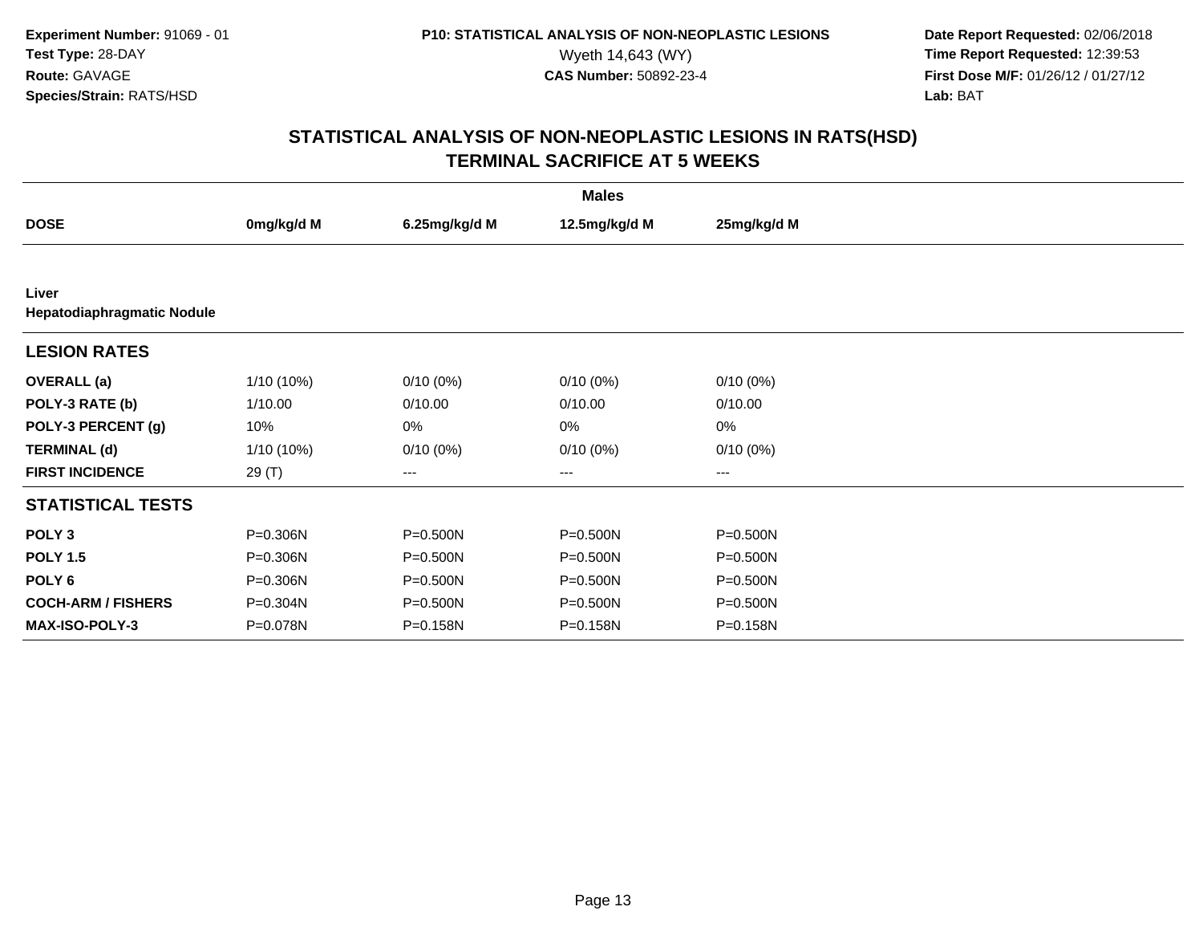**Experiment Number:** 91069 - 01
**Test Type:** 28-DAY
**Route:** GAVAGE
**Species/Strain:** RATS/HSD

**P10: STATISTICAL ANALYSIS OF NON-NEOPLASTIC LESIONS**
Wyeth 14,643 (WY)
**CAS Number:** 50892-23-4

**Date Report Requested:** 02/06/2018
**Time Report Requested:** 12:39:53
**First Dose M/F:** 01/26/12 / 01/27/12
**Lab:** BAT

## STATISTICAL ANALYSIS OF NON-NEOPLASTIC LESIONS IN RATS(HSD)
## TERMINAL SACRIFICE AT 5 WEEKS

| | Males | | | |
|---|---|---|---|---|
| **DOSE** | **0mg/kg/d M** | **6.25mg/kg/d M** | **12.5mg/kg/d M** | **25mg/kg/d M** |
| **Liver** | | | | |
| **Hepatodiaphragmatic Nodule** | | | | |
| **LESION RATES** | | | | |
| **OVERALL (a)** | 1/10 (10%) | 0/10 (0%) | 0/10 (0%) | 0/10 (0%) |
| **POLY-3 RATE (b)** | 1/10.00 | 0/10.00 | 0/10.00 | 0/10.00 |
| **POLY-3 PERCENT (g)** | 10% | 0% | 0% | 0% |
| **TERMINAL (d)** | 1/10 (10%) | 0/10 (0%) | 0/10 (0%) | 0/10 (0%) |
| **FIRST INCIDENCE** | 29 (T) | --- | --- | --- |
| **STATISTICAL TESTS** | | | | |
| **POLY 3** | P=0.306N | P=0.500N | P=0.500N | P=0.500N |
| **POLY 1.5** | P=0.306N | P=0.500N | P=0.500N | P=0.500N |
| **POLY 6** | P=0.306N | P=0.500N | P=0.500N | P=0.500N |
| **COCH-ARM / FISHERS** | P=0.304N | P=0.500N | P=0.500N | P=0.500N |
| **MAX-ISO-POLY-3** | P=0.078N | P=0.158N | P=0.158N | P=0.158N |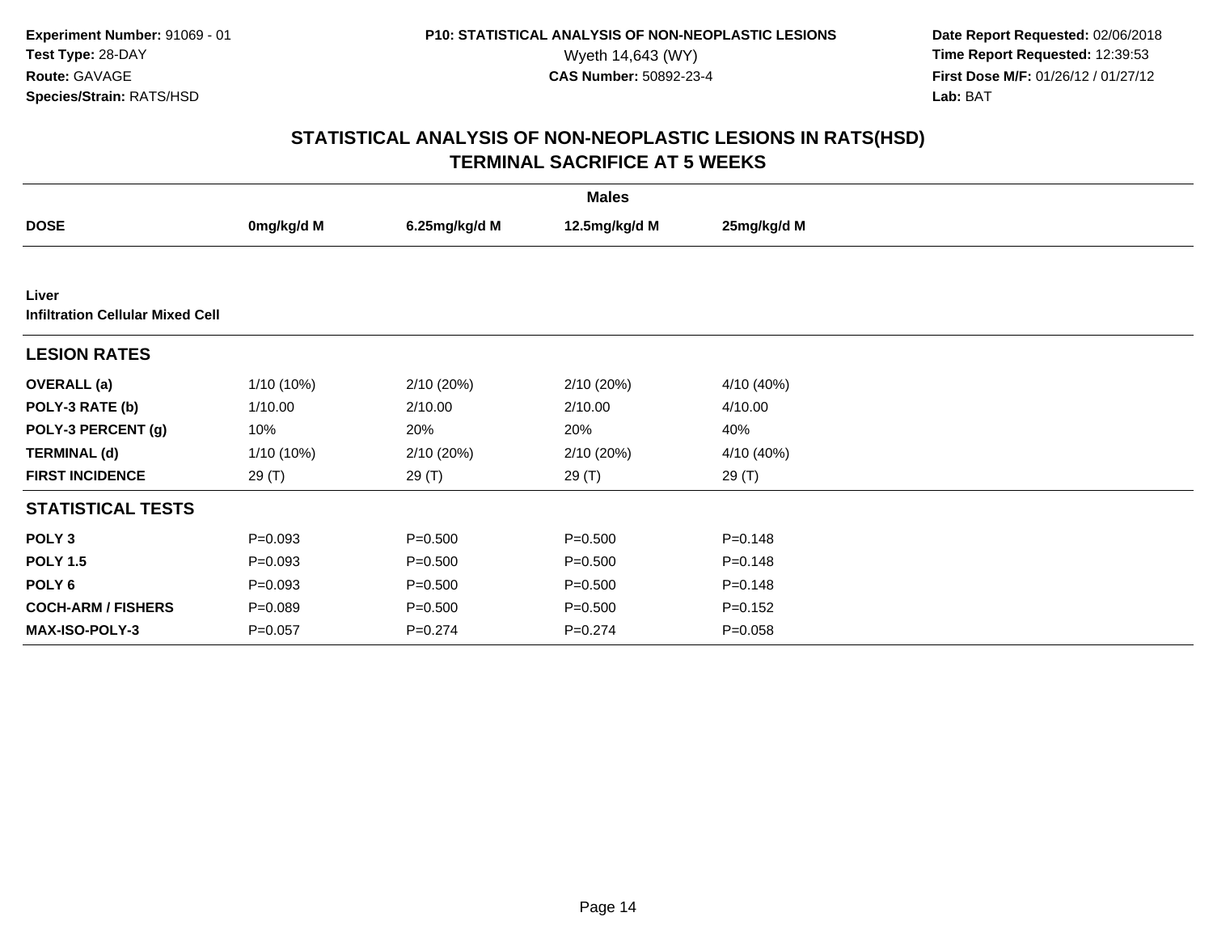Experiment Number: 91069 - 01
Test Type: 28-DAY
Route: GAVAGE
Species/Strain: RATS/HSD

P10: STATISTICAL ANALYSIS OF NON-NEOPLASTIC LESIONS
Wyeth 14,643 (WY)
CAS Number: 50892-23-4

Date Report Requested: 02/06/2018
Time Report Requested: 12:39:53
First Dose M/F: 01/26/12 / 01/27/12
Lab: BAT

# STATISTICAL ANALYSIS OF NON-NEOPLASTIC LESIONS IN RATS(HSD) TERMINAL SACRIFICE AT 5 WEEKS

| | Males | | | |
|---|---|---|---|---|
| **DOSE** | **0mg/kg/d M** | **6.25mg/kg/d M** | **12.5mg/kg/d M** | **25mg/kg/d M** |
| **Liver** | | | | |
| **Infiltration Cellular Mixed Cell** | | | | |
| **LESION RATES** | | | | |
| **OVERALL (a)** | 1/10 (10%) | 2/10 (20%) | 2/10 (20%) | 4/10 (40%) |
| **POLY-3 RATE (b)** | 1/10.00 | 2/10.00 | 2/10.00 | 4/10.00 |
| **POLY-3 PERCENT (g)** | 10% | 20% | 20% | 40% |
| **TERMINAL (d)** | 1/10 (10%) | 2/10 (20%) | 2/10 (20%) | 4/10 (40%) |
| **FIRST INCIDENCE** | 29 (T) | 29 (T) | 29 (T) | 29 (T) |
| **STATISTICAL TESTS** | | | | |
| **POLY 3** | P=0.093 | P=0.500 | P=0.500 | P=0.148 |
| **POLY 1.5** | P=0.093 | P=0.500 | P=0.500 | P=0.148 |
| **POLY 6** | P=0.093 | P=0.500 | P=0.500 | P=0.148 |
| **COCH-ARM / FISHERS** | P=0.089 | P=0.500 | P=0.500 | P=0.152 |
| **MAX-ISO-POLY-3** | P=0.057 | P=0.274 | P=0.274 | P=0.058 |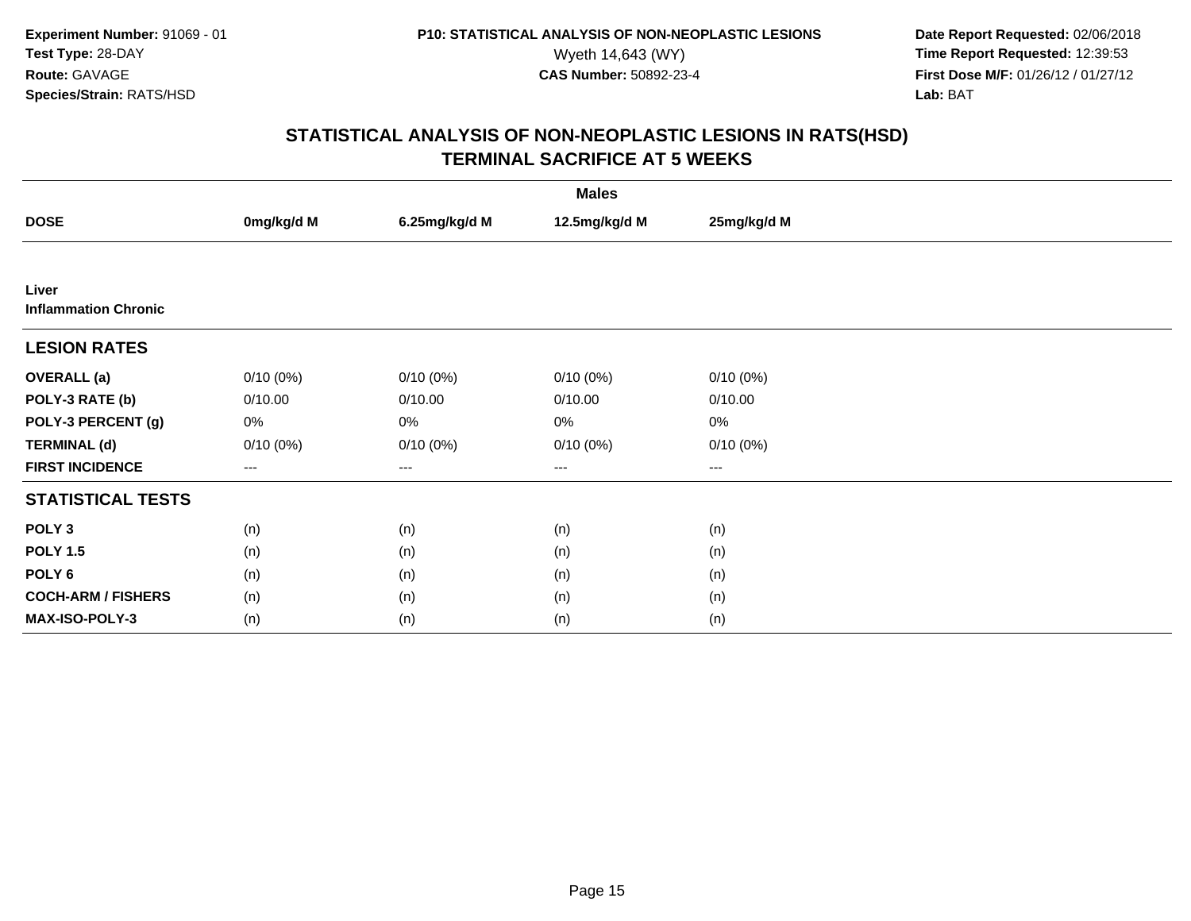**Experiment Number:** 91069 - 01
**Test Type:** 28-DAY
**Route:** GAVAGE
**Species/Strain:** RATS/HSD

**P10: STATISTICAL ANALYSIS OF NON-NEOPLASTIC LESIONS**
Wyeth 14,643 (WY)
**CAS Number:** 50892-23-4

**Date Report Requested:** 02/06/2018
**Time Report Requested:** 12:39:53
**First Dose M/F:** 01/26/12 / 01/27/12
**Lab:** BAT

## STATISTICAL ANALYSIS OF NON-NEOPLASTIC LESIONS IN RATS(HSD)
## TERMINAL SACRIFICE AT 5 WEEKS

| | Males | | | |
|---|---|---|---|---|
| **DOSE** | **0mg/kg/d M** | **6.25mg/kg/d M** | **12.5mg/kg/d M** | **25mg/kg/d M** |
| **Liver** | | | | |
| **Inflammation Chronic** | | | | |
| **LESION RATES** | | | | |
| **OVERALL (a)** | 0/10 (0%) | 0/10 (0%) | 0/10 (0%) | 0/10 (0%) |
| **POLY-3 RATE (b)** | 0/10.00 | 0/10.00 | 0/10.00 | 0/10.00 |
| **POLY-3 PERCENT (g)** | 0% | 0% | 0% | 0% |
| **TERMINAL (d)** | 0/10 (0%) | 0/10 (0%) | 0/10 (0%) | 0/10 (0%) |
| **FIRST INCIDENCE** | --- | --- | --- | --- |
| **STATISTICAL TESTS** | | | | |
| **POLY 3** | (n) | (n) | (n) | (n) |
| **POLY 1.5** | (n) | (n) | (n) | (n) |
| **POLY 6** | (n) | (n) | (n) | (n) |
| **COCH-ARM / FISHERS** | (n) | (n) | (n) | (n) |
| **MAX-ISO-POLY-3** | (n) | (n) | (n) | (n) |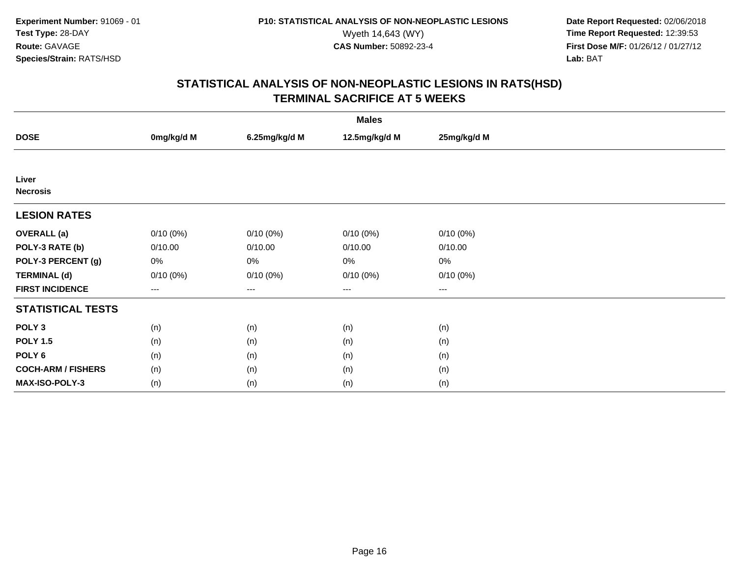**Experiment Number:** 91069 - 01
**Test Type:** 28-DAY
**Route:** GAVAGE
**Species/Strain:** RATS/HSD

**P10: STATISTICAL ANALYSIS OF NON-NEOPLASTIC LESIONS**
Wyeth 14,643 (WY)
**CAS Number:** 50892-23-4

**Date Report Requested:** 02/06/2018
**Time Report Requested:** 12:39:53
**First Dose M/F:** 01/26/12 / 01/27/12
**Lab:** BAT

## STATISTICAL ANALYSIS OF NON-NEOPLASTIC LESIONS IN RATS(HSD)
## TERMINAL SACRIFICE AT 5 WEEKS

| | Males | | | |
|---|---|---|---|---|
| **DOSE** | **0mg/kg/d M** | **6.25mg/kg/d M** | **12.5mg/kg/d M** | **25mg/kg/d M** |
| **Liver** | | | | |
| **Necrosis** | | | | |
| **LESION RATES** | | | | |
| **OVERALL (a)** | 0/10 (0%) | 0/10 (0%) | 0/10 (0%) | 0/10 (0%) |
| **POLY-3 RATE (b)** | 0/10.00 | 0/10.00 | 0/10.00 | 0/10.00 |
| **POLY-3 PERCENT (g)** | 0% | 0% | 0% | 0% |
| **TERMINAL (d)** | 0/10 (0%) | 0/10 (0%) | 0/10 (0%) | 0/10 (0%) |
| **FIRST INCIDENCE** | --- | --- | --- | --- |
| **STATISTICAL TESTS** | | | | |
| **POLY 3** | (n) | (n) | (n) | (n) |
| **POLY 1.5** | (n) | (n) | (n) | (n) |
| **POLY 6** | (n) | (n) | (n) | (n) |
| **COCH-ARM / FISHERS** | (n) | (n) | (n) | (n) |
| **MAX-ISO-POLY-3** | (n) | (n) | (n) | (n) |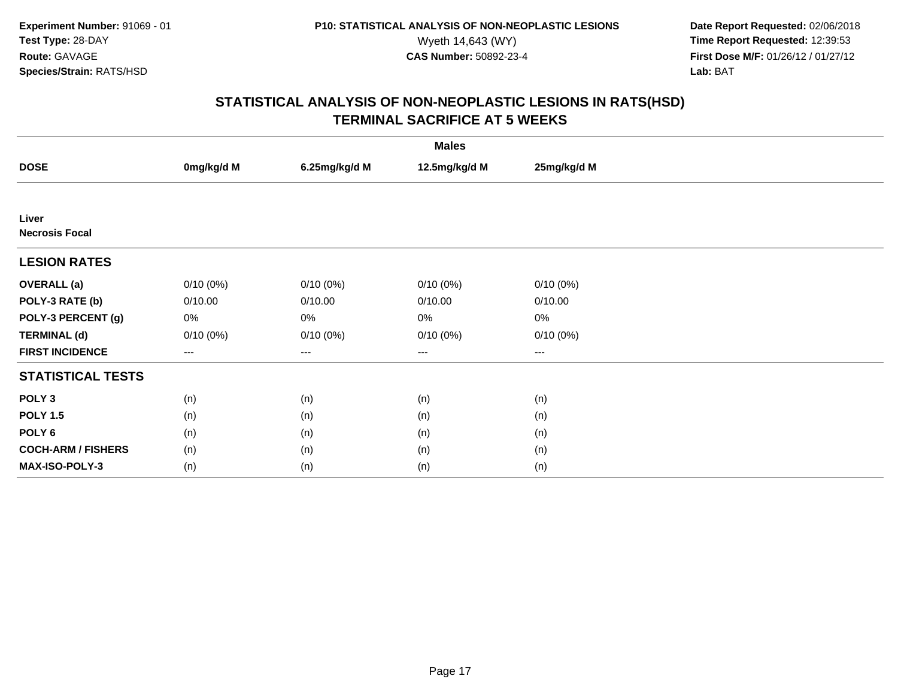**Experiment Number:** 91069 - 01
**Test Type:** 28-DAY
**Route:** GAVAGE
**Species/Strain:** RATS/HSD

**P10: STATISTICAL ANALYSIS OF NON-NEOPLASTIC LESIONS**
Wyeth 14,643 (WY)
**CAS Number:** 50892-23-4

**Date Report Requested:** 02/06/2018
**Time Report Requested:** 12:39:53
**First Dose M/F:** 01/26/12 / 01/27/12
**Lab:** BAT

## STATISTICAL ANALYSIS OF NON-NEOPLASTIC LESIONS IN RATS(HSD)
## TERMINAL SACRIFICE AT 5 WEEKS

| | Males | | | |
|---|---|---|---|---|
| **DOSE** | **0mg/kg/d M** | **6.25mg/kg/d M** | **12.5mg/kg/d M** | **25mg/kg/d M** |
| **Liver** | | | | |
| **Necrosis Focal** | | | | |
| **LESION RATES** | | | | |
| **OVERALL (a)** | 0/10 (0%) | 0/10 (0%) | 0/10 (0%) | 0/10 (0%) |
| **POLY-3 RATE (b)** | 0/10.00 | 0/10.00 | 0/10.00 | 0/10.00 |
| **POLY-3 PERCENT (g)** | 0% | 0% | 0% | 0% |
| **TERMINAL (d)** | 0/10 (0%) | 0/10 (0%) | 0/10 (0%) | 0/10 (0%) |
| **FIRST INCIDENCE** | --- | --- | --- | --- |
| **STATISTICAL TESTS** | | | | |
| **POLY 3** | (n) | (n) | (n) | (n) |
| **POLY 1.5** | (n) | (n) | (n) | (n) |
| **POLY 6** | (n) | (n) | (n) | (n) |
| **COCH-ARM / FISHERS** | (n) | (n) | (n) | (n) |
| **MAX-ISO-POLY-3** | (n) | (n) | (n) | (n) |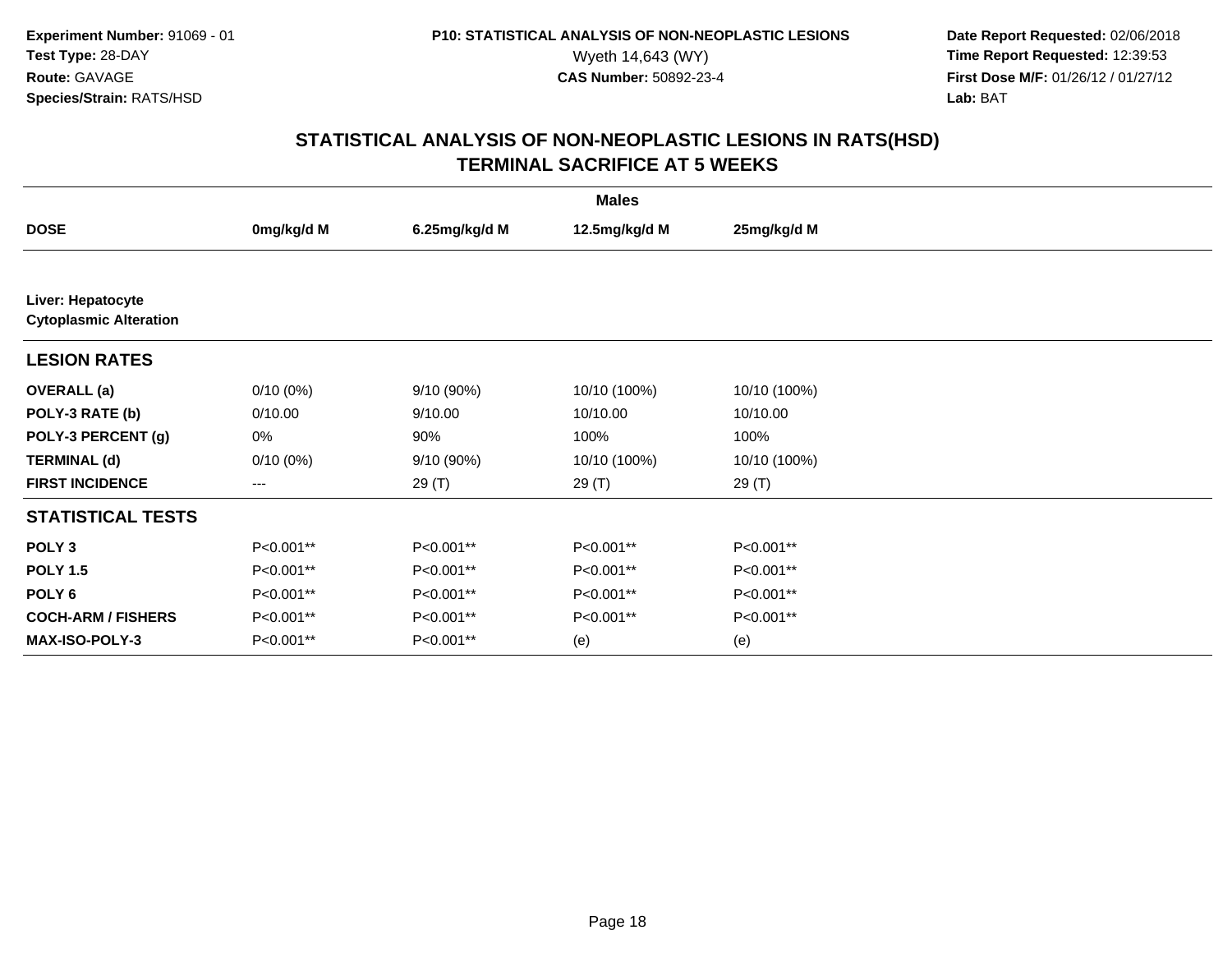**Experiment Number:** 91069 - 01
**Test Type:** 28-DAY
**Route:** GAVAGE
**Species/Strain:** RATS/HSD

**P10: STATISTICAL ANALYSIS OF NON-NEOPLASTIC LESIONS**
Wyeth 14,643 (WY)
**CAS Number:** 50892-23-4

**Date Report Requested:** 02/06/2018
**Time Report Requested:** 12:39:53
**First Dose M/F:** 01/26/12 / 01/27/12
**Lab:** BAT

## STATISTICAL ANALYSIS OF NON-NEOPLASTIC LESIONS IN RATS(HSD)
## TERMINAL SACRIFICE AT 5 WEEKS

| | Males | | | |
|---|---|---|---|---|
| **DOSE** | **0mg/kg/d M** | **6.25mg/kg/d M** | **12.5mg/kg/d M** | **25mg/kg/d M** |
| **Liver: Hepatocyte Cytoplasmic Alteration** | | | | |
| **LESION RATES** | | | | |
| **OVERALL (a)** | 0/10 (0%) | 9/10 (90%) | 10/10 (100%) | 10/10 (100%) |
| **POLY-3 RATE (b)** | 0/10.00 | 9/10.00 | 10/10.00 | 10/10.00 |
| **POLY-3 PERCENT (g)** | 0% | 90% | 100% | 100% |
| **TERMINAL (d)** | 0/10 (0%) | 9/10 (90%) | 10/10 (100%) | 10/10 (100%) |
| **FIRST INCIDENCE** | --- | 29 (T) | 29 (T) | 29 (T) |
| **STATISTICAL TESTS** | | | | |
| **POLY 3** | P<0.001** | P<0.001** | P<0.001** | P<0.001** |
| **POLY 1.5** | P<0.001** | P<0.001** | P<0.001** | P<0.001** |
| **POLY 6** | P<0.001** | P<0.001** | P<0.001** | P<0.001** |
| **COCH-ARM / FISHERS** | P<0.001** | P<0.001** | P<0.001** | P<0.001** |
| **MAX-ISO-POLY-3** | P<0.001** | P<0.001** | (e) | (e) |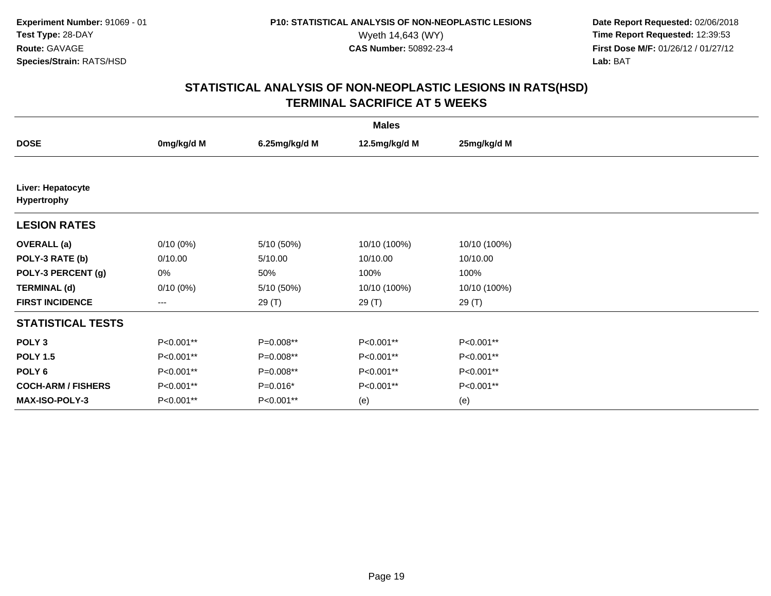Experiment Number: 91069 - 01
Test Type: 28-DAY
Route: GAVAGE
Species/Strain: RATS/HSD

P10: STATISTICAL ANALYSIS OF NON-NEOPLASTIC LESIONS
Wyeth 14,643 (WY)
CAS Number: 50892-23-4

Date Report Requested: 02/06/2018
Time Report Requested: 12:39:53
First Dose M/F: 01/26/12 / 01/27/12
Lab: BAT

# STATISTICAL ANALYSIS OF NON-NEOPLASTIC LESIONS IN RATS(HSD)
## TERMINAL SACRIFICE AT 5 WEEKS

| | Males | | | |
|---|---|---|---|---|
| **DOSE** | **0mg/kg/d M** | **6.25mg/kg/d M** | **12.5mg/kg/d M** | **25mg/kg/d M** |
| **Liver: Hepatocyte Hypertrophy** | | | | |
| **LESION RATES** | | | | |
| **OVERALL (a)** | 0/10 (0%) | 5/10 (50%) | 10/10 (100%) | 10/10 (100%) |
| **POLY-3 RATE (b)** | 0/10.00 | 5/10.00 | 10/10.00 | 10/10.00 |
| **POLY-3 PERCENT (g)** | 0% | 50% | 100% | 100% |
| **TERMINAL (d)** | 0/10 (0%) | 5/10 (50%) | 10/10 (100%) | 10/10 (100%) |
| **FIRST INCIDENCE** | --- | 29 (T) | 29 (T) | 29 (T) |
| **STATISTICAL TESTS** | | | | |
| **POLY 3** | P<0.001** | P=0.008** | P<0.001** | P<0.001** |
| **POLY 1.5** | P<0.001** | P=0.008** | P<0.001** | P<0.001** |
| **POLY 6** | P<0.001** | P=0.008** | P<0.001** | P<0.001** |
| **COCH-ARM / FISHERS** | P<0.001** | P=0.016* | P<0.001** | P<0.001** |
| **MAX-ISO-POLY-3** | P<0.001** | P<0.001** | (e) | (e) |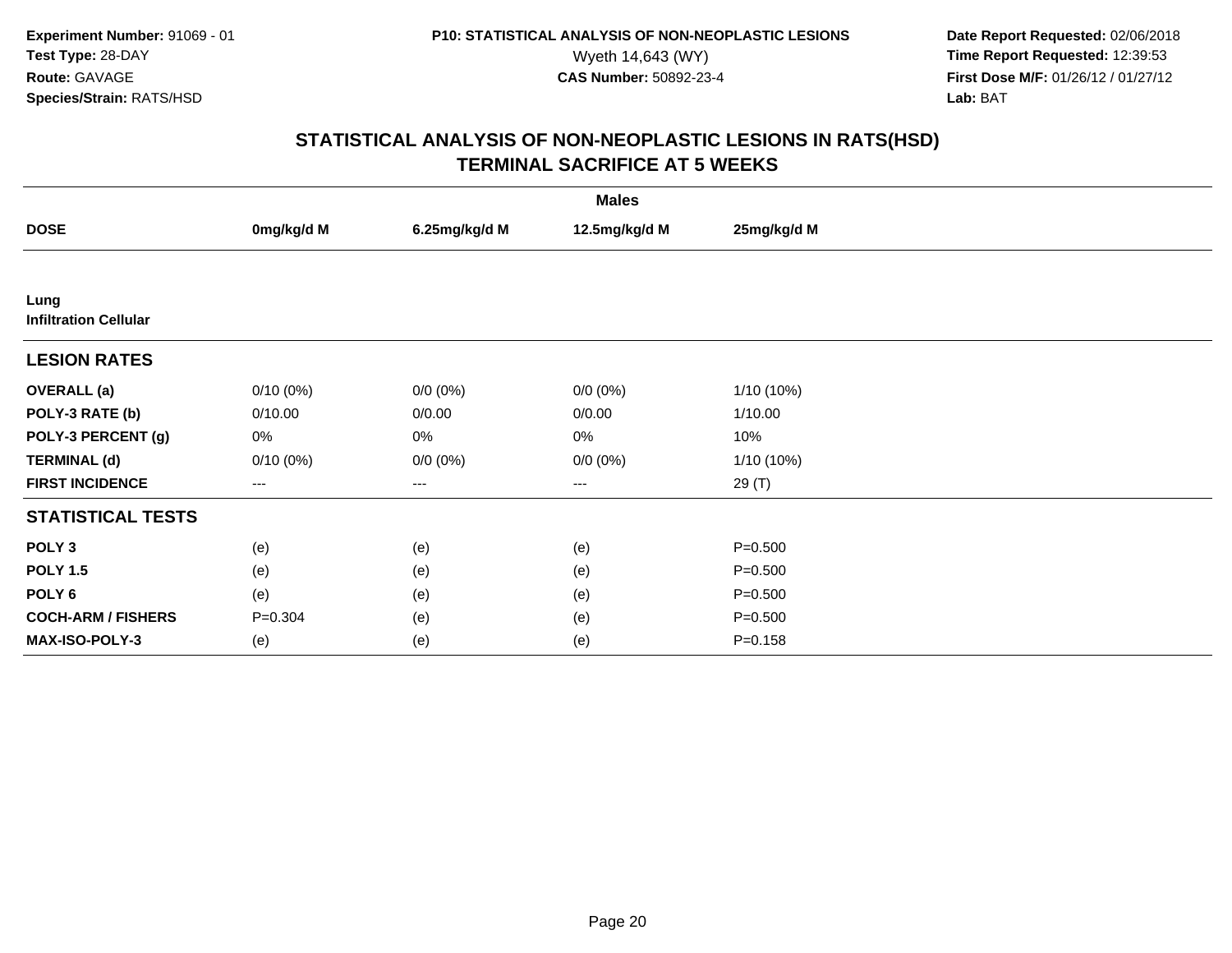**Experiment Number:** 91069 - 01
**Test Type:** 28-DAY
**Route:** GAVAGE
**Species/Strain:** RATS/HSD

**P10: STATISTICAL ANALYSIS OF NON-NEOPLASTIC LESIONS**
Wyeth 14,643 (WY)
**CAS Number:** 50892-23-4

**Date Report Requested:** 02/06/2018
**Time Report Requested:** 12:39:53
**First Dose M/F:** 01/26/12 / 01/27/12
**Lab:** BAT

## STATISTICAL ANALYSIS OF NON-NEOPLASTIC LESIONS IN RATS(HSD)
## TERMINAL SACRIFICE AT 5 WEEKS

| | Males | | | |
|---|---|---|---|---|
| **DOSE** | **0mg/kg/d M** | **6.25mg/kg/d M** | **12.5mg/kg/d M** | **25mg/kg/d M** |
| **Lung** | | | | |
| **Infiltration Cellular** | | | | |
| **LESION RATES** | | | | |
| **OVERALL (a)** | 0/10 (0%) | 0/0 (0%) | 0/0 (0%) | 1/10 (10%) |
| **POLY-3 RATE (b)** | 0/10.00 | 0/0.00 | 0/0.00 | 1/10.00 |
| **POLY-3 PERCENT (g)** | 0% | 0% | 0% | 10% |
| **TERMINAL (d)** | 0/10 (0%) | 0/0 (0%) | 0/0 (0%) | 1/10 (10%) |
| **FIRST INCIDENCE** | --- | --- | --- | 29 (T) |
| **STATISTICAL TESTS** | | | | |
| **POLY 3** | (e) | (e) | (e) | P=0.500 |
| **POLY 1.5** | (e) | (e) | (e) | P=0.500 |
| **POLY 6** | (e) | (e) | (e) | P=0.500 |
| **COCH-ARM / FISHERS** | P=0.304 | (e) | (e) | P=0.500 |
| **MAX-ISO-POLY-3** | (e) | (e) | (e) | P=0.158 |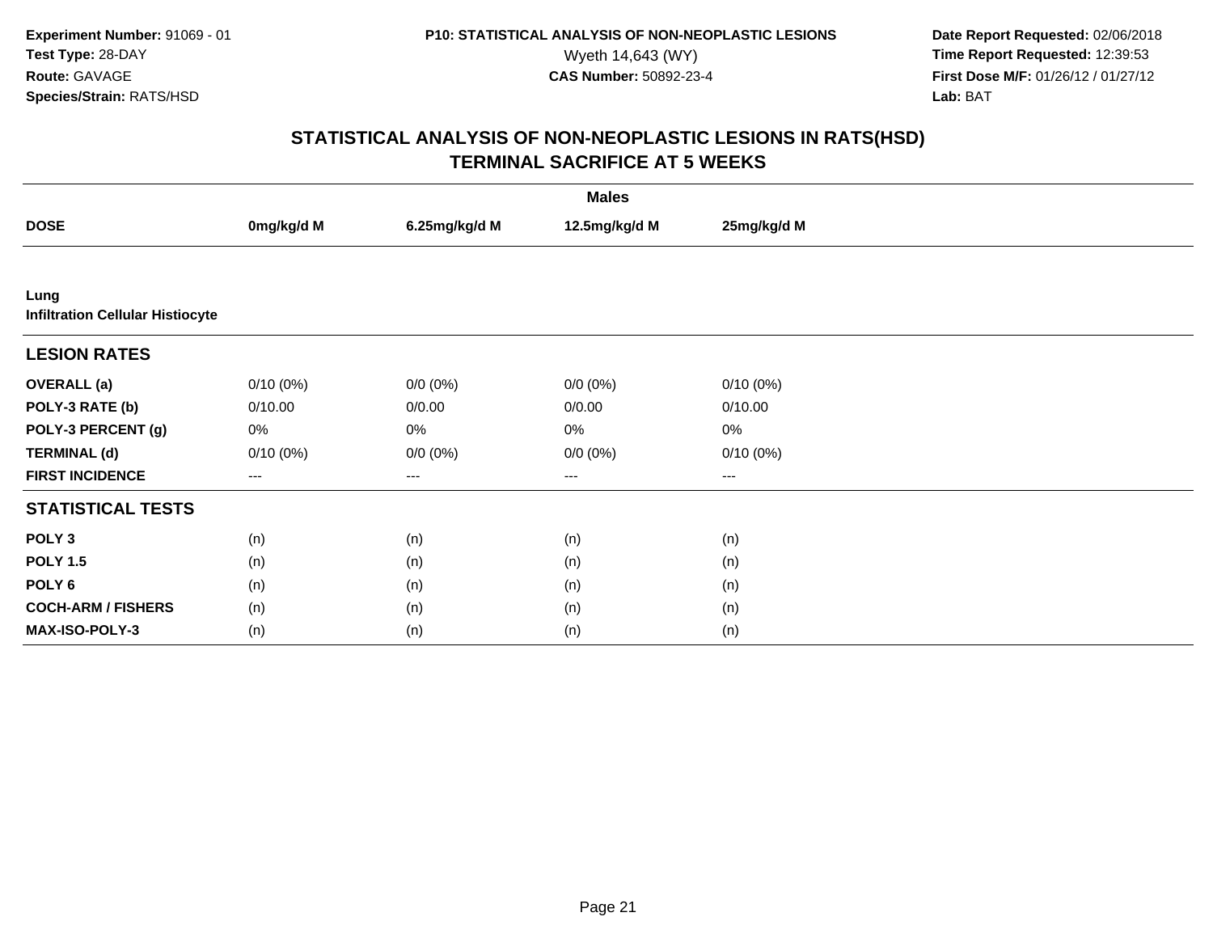Experiment Number: 91069 - 01
Test Type: 28-DAY
Route: GAVAGE
Species/Strain: RATS/HSD

P10: STATISTICAL ANALYSIS OF NON-NEOPLASTIC LESIONS
Wyeth 14,643 (WY)
CAS Number: 50892-23-4

Date Report Requested: 02/06/2018
Time Report Requested: 12:39:53
First Dose M/F: 01/26/12 / 01/27/12
Lab: BAT

# STATISTICAL ANALYSIS OF NON-NEOPLASTIC LESIONS IN RATS(HSD)
## TERMINAL SACRIFICE AT 5 WEEKS

| | Males | | | |
|---|---|---|---|---|
| **DOSE** | **0mg/kg/d M** | **6.25mg/kg/d M** | **12.5mg/kg/d M** | **25mg/kg/d M** |
| **Lung** | | | | |
| **Infiltration Cellular Histiocyte** | | | | |
| **LESION RATES** | | | | |
| **OVERALL (a)** | 0/10 (0%) | 0/0 (0%) | 0/0 (0%) | 0/10 (0%) |
| **POLY-3 RATE (b)** | 0/10.00 | 0/0.00 | 0/0.00 | 0/10.00 |
| **POLY-3 PERCENT (g)** | 0% | 0% | 0% | 0% |
| **TERMINAL (d)** | 0/10 (0%) | 0/0 (0%) | 0/0 (0%) | 0/10 (0%) |
| **FIRST INCIDENCE** | --- | --- | --- | --- |
| **STATISTICAL TESTS** | | | | |
| **POLY 3** | (n) | (n) | (n) | (n) |
| **POLY 1.5** | (n) | (n) | (n) | (n) |
| **POLY 6** | (n) | (n) | (n) | (n) |
| **COCH-ARM / FISHERS** | (n) | (n) | (n) | (n) |
| **MAX-ISO-POLY-3** | (n) | (n) | (n) | (n) |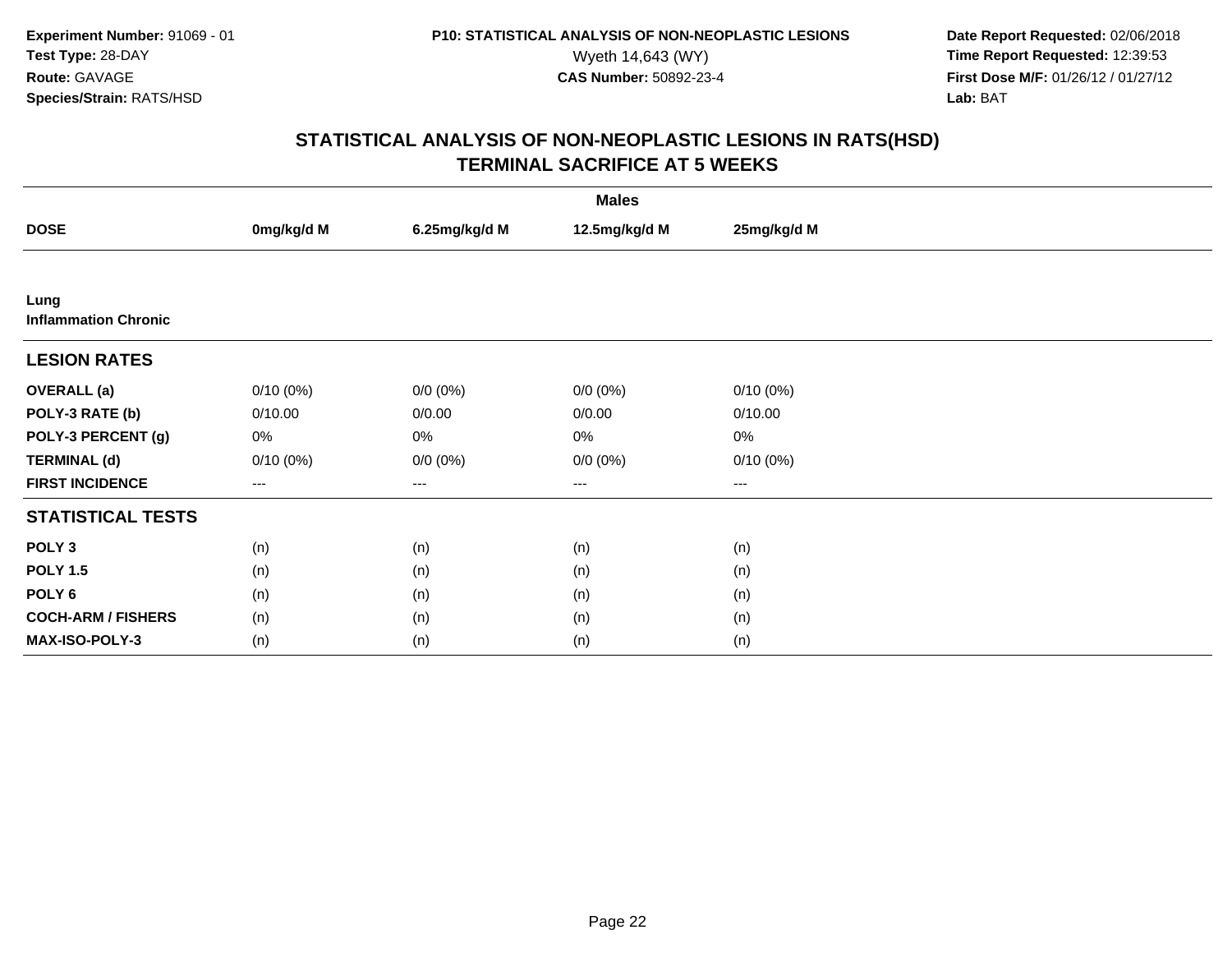**Experiment Number:** 91069 - 01
**Test Type:** 28-DAY
**Route:** GAVAGE
**Species/Strain:** RATS/HSD

**P10: STATISTICAL ANALYSIS OF NON-NEOPLASTIC LESIONS**
Wyeth 14,643 (WY)
**CAS Number:** 50892-23-4

**Date Report Requested:** 02/06/2018
**Time Report Requested:** 12:39:53
**First Dose M/F:** 01/26/12 / 01/27/12
**Lab:** BAT

## STATISTICAL ANALYSIS OF NON-NEOPLASTIC LESIONS IN RATS(HSD)
## TERMINAL SACRIFICE AT 5 WEEKS

| | Males | | | |
|---|---|---|---|---|
| **DOSE** | **0mg/kg/d M** | **6.25mg/kg/d M** | **12.5mg/kg/d M** | **25mg/kg/d M** |
| **Lung** | | | | |
| **Inflammation Chronic** | | | | |
| **LESION RATES** | | | | |
| **OVERALL (a)** | 0/10 (0%) | 0/0 (0%) | 0/0 (0%) | 0/10 (0%) |
| **POLY-3 RATE (b)** | 0/10.00 | 0/0.00 | 0/0.00 | 0/10.00 |
| **POLY-3 PERCENT (g)** | 0% | 0% | 0% | 0% |
| **TERMINAL (d)** | 0/10 (0%) | 0/0 (0%) | 0/0 (0%) | 0/10 (0%) |
| **FIRST INCIDENCE** | --- | --- | --- | --- |
| **STATISTICAL TESTS** | | | | |
| **POLY 3** | (n) | (n) | (n) | (n) |
| **POLY 1.5** | (n) | (n) | (n) | (n) |
| **POLY 6** | (n) | (n) | (n) | (n) |
| **COCH-ARM / FISHERS** | (n) | (n) | (n) | (n) |
| **MAX-ISO-POLY-3** | (n) | (n) | (n) | (n) |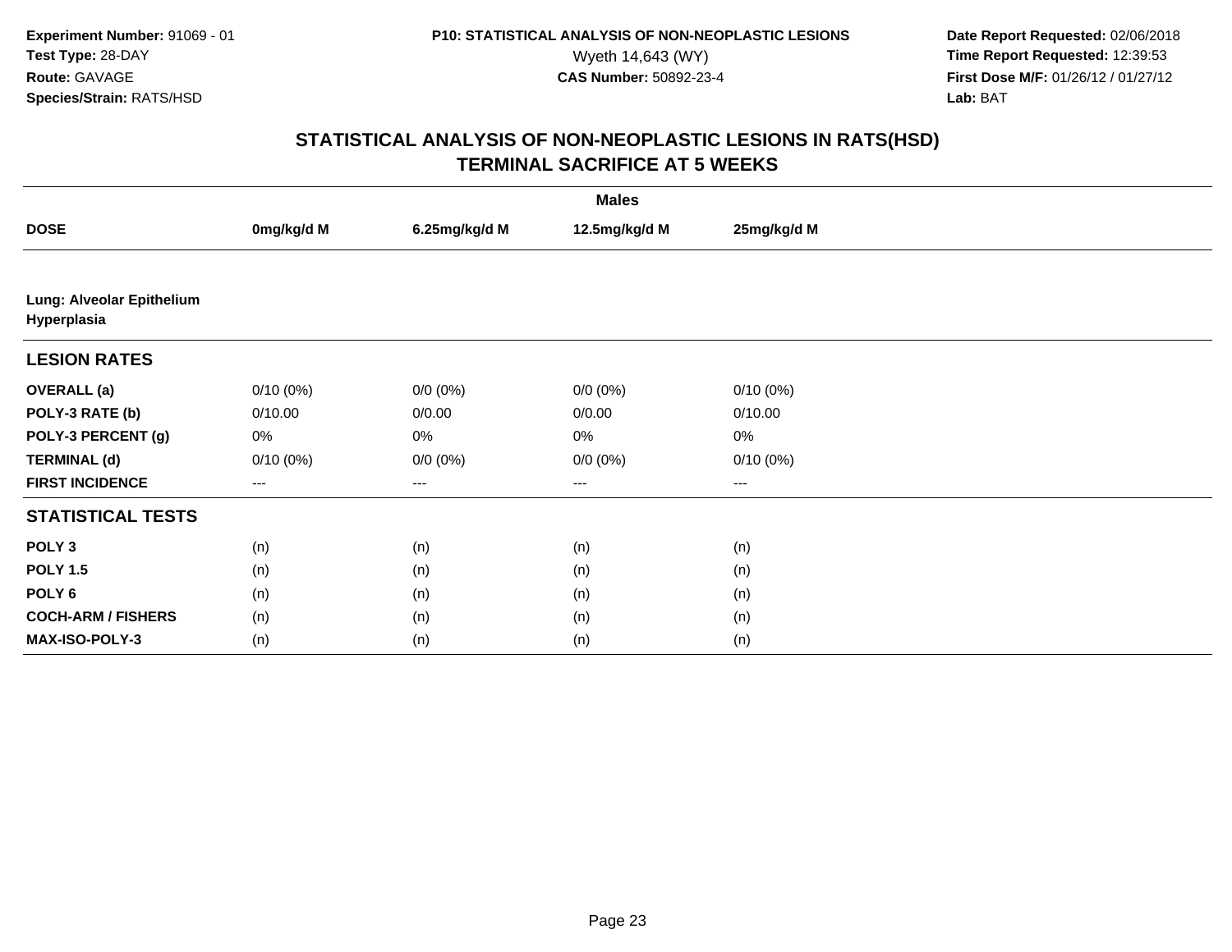**Experiment Number:** 91069 - 01
**Test Type:** 28-DAY
**Route:** GAVAGE
**Species/Strain:** RATS/HSD

**P10: STATISTICAL ANALYSIS OF NON-NEOPLASTIC LESIONS**
Wyeth 14,643 (WY)
**CAS Number:** 50892-23-4

**Date Report Requested:** 02/06/2018
**Time Report Requested:** 12:39:53
**First Dose M/F:** 01/26/12 / 01/27/12
**Lab:** BAT

## STATISTICAL ANALYSIS OF NON-NEOPLASTIC LESIONS IN RATS(HSD)
## TERMINAL SACRIFICE AT 5 WEEKS

| | Males | | | |
|---|---|---|---|---|
| **DOSE** | **0mg/kg/d M** | **6.25mg/kg/d M** | **12.5mg/kg/d M** | **25mg/kg/d M** |
| **Lung: Alveolar Epithelium Hyperplasia** | | | | |
| **LESION RATES** | | | | |
| **OVERALL (a)** | 0/10 (0%) | 0/0 (0%) | 0/0 (0%) | 0/10 (0%) |
| **POLY-3 RATE (b)** | 0/10.00 | 0/0.00 | 0/0.00 | 0/10.00 |
| **POLY-3 PERCENT (g)** | 0% | 0% | 0% | 0% |
| **TERMINAL (d)** | 0/10 (0%) | 0/0 (0%) | 0/0 (0%) | 0/10 (0%) |
| **FIRST INCIDENCE** | --- | --- | --- | --- |
| **STATISTICAL TESTS** | | | | |
| **POLY 3** | (n) | (n) | (n) | (n) |
| **POLY 1.5** | (n) | (n) | (n) | (n) |
| **POLY 6** | (n) | (n) | (n) | (n) |
| **COCH-ARM / FISHERS** | (n) | (n) | (n) | (n) |
| **MAX-ISO-POLY-3** | (n) | (n) | (n) | (n) |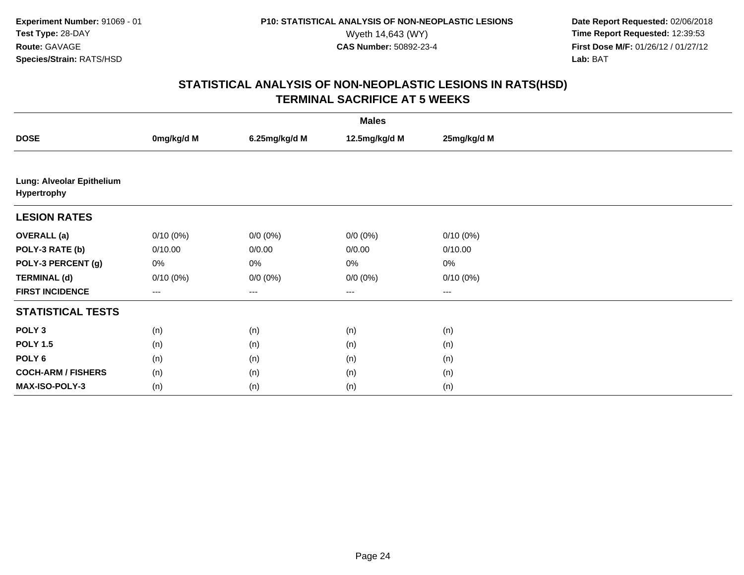Experiment Number: 91069 - 01
Test Type: 28-DAY
Route: GAVAGE
Species/Strain: RATS/HSD

P10: STATISTICAL ANALYSIS OF NON-NEOPLASTIC LESIONS
Wyeth 14,643 (WY)
CAS Number: 50892-23-4

Date Report Requested: 02/06/2018
Time Report Requested: 12:39:53
First Dose M/F: 01/26/12 / 01/27/12
Lab: BAT

## STATISTICAL ANALYSIS OF NON-NEOPLASTIC LESIONS IN RATS(HSD)
## TERMINAL SACRIFICE AT 5 WEEKS

| | Males | | | |
|---|---|---|---|---|
| **DOSE** | **0mg/kg/d M** | **6.25mg/kg/d M** | **12.5mg/kg/d M** | **25mg/kg/d M** |
| **Lung: Alveolar Epithelium Hypertrophy** | | | | |
| **LESION RATES** | | | | |
| **OVERALL (a)** | 0/10 (0%) | 0/0 (0%) | 0/0 (0%) | 0/10 (0%) |
| **POLY-3 RATE (b)** | 0/10.00 | 0/0.00 | 0/0.00 | 0/10.00 |
| **POLY-3 PERCENT (g)** | 0% | 0% | 0% | 0% |
| **TERMINAL (d)** | 0/10 (0%) | 0/0 (0%) | 0/0 (0%) | 0/10 (0%) |
| **FIRST INCIDENCE** | --- | --- | --- | --- |
| **STATISTICAL TESTS** | | | | |
| **POLY 3** | (n) | (n) | (n) | (n) |
| **POLY 1.5** | (n) | (n) | (n) | (n) |
| **POLY 6** | (n) | (n) | (n) | (n) |
| **COCH-ARM / FISHERS** | (n) | (n) | (n) | (n) |
| **MAX-ISO-POLY-3** | (n) | (n) | (n) | (n) |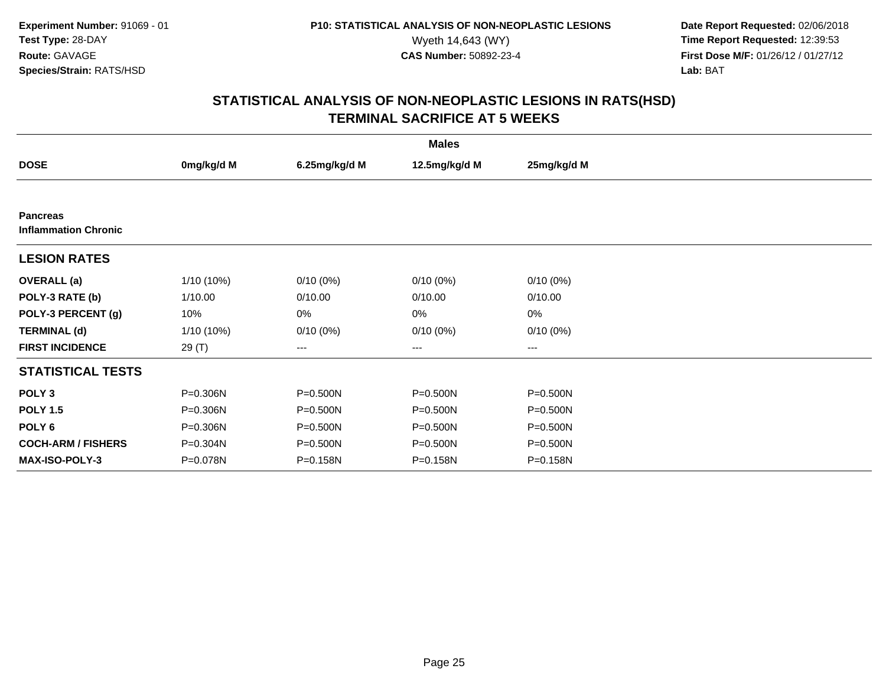**Experiment Number:** 91069 - 01
**Test Type:** 28-DAY
**Route:** GAVAGE
**Species/Strain:** RATS/HSD

**P10: STATISTICAL ANALYSIS OF NON-NEOPLASTIC LESIONS**
Wyeth 14,643 (WY)
**CAS Number:** 50892-23-4

**Date Report Requested:** 02/06/2018
**Time Report Requested:** 12:39:53
**First Dose M/F:** 01/26/12 / 01/27/12
**Lab:** BAT

## STATISTICAL ANALYSIS OF NON-NEOPLASTIC LESIONS IN RATS(HSD)
## TERMINAL SACRIFICE AT 5 WEEKS

| | Males | | | |
|---|---|---|---|---|
| **DOSE** | **0mg/kg/d M** | **6.25mg/kg/d M** | **12.5mg/kg/d M** | **25mg/kg/d M** |
| **Pancreas** | | | | |
| **Inflammation Chronic** | | | | |
| **LESION RATES** | | | | |
| **OVERALL (a)** | 1/10 (10%) | 0/10 (0%) | 0/10 (0%) | 0/10 (0%) |
| **POLY-3 RATE (b)** | 1/10.00 | 0/10.00 | 0/10.00 | 0/10.00 |
| **POLY-3 PERCENT (g)** | 10% | 0% | 0% | 0% |
| **TERMINAL (d)** | 1/10 (10%) | 0/10 (0%) | 0/10 (0%) | 0/10 (0%) |
| **FIRST INCIDENCE** | 29 (T) | --- | --- | --- |
| **STATISTICAL TESTS** | | | | |
| **POLY 3** | P=0.306N | P=0.500N | P=0.500N | P=0.500N |
| **POLY 1.5** | P=0.306N | P=0.500N | P=0.500N | P=0.500N |
| **POLY 6** | P=0.306N | P=0.500N | P=0.500N | P=0.500N |
| **COCH-ARM / FISHERS** | P=0.304N | P=0.500N | P=0.500N | P=0.500N |
| **MAX-ISO-POLY-3** | P=0.078N | P=0.158N | P=0.158N | P=0.158N |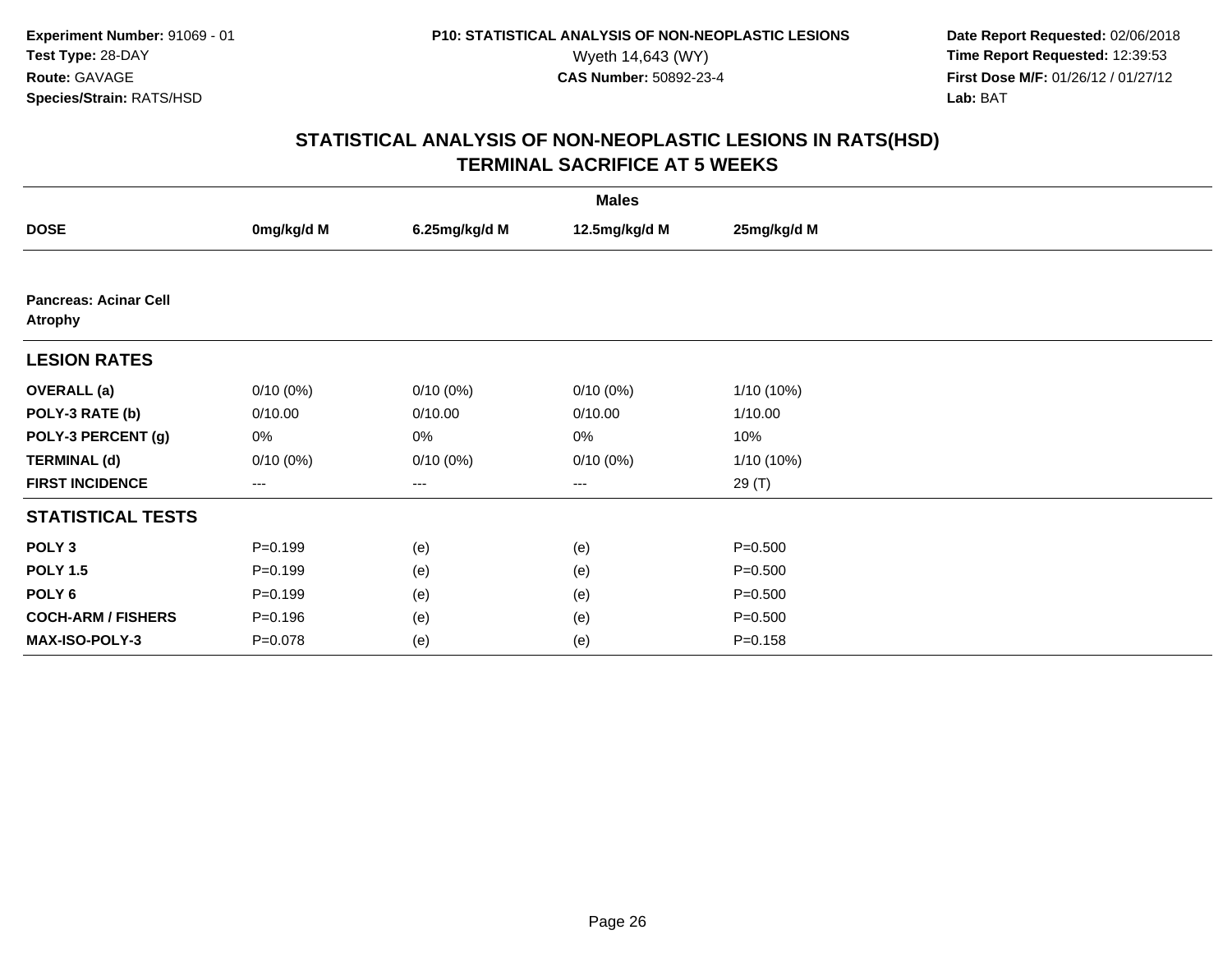Experiment Number: 91069 - 01
Test Type: 28-DAY
Route: GAVAGE
Species/Strain: RATS/HSD

P10: STATISTICAL ANALYSIS OF NON-NEOPLASTIC LESIONS
Wyeth 14,643 (WY)
CAS Number: 50892-23-4

Date Report Requested: 02/06/2018
Time Report Requested: 12:39:53
First Dose M/F: 01/26/12 / 01/27/12
Lab: BAT

## STATISTICAL ANALYSIS OF NON-NEOPLASTIC LESIONS IN RATS(HSD)
## TERMINAL SACRIFICE AT 5 WEEKS

| | Males | | | |
|---|---|---|---|---|
| **DOSE** | **0mg/kg/d M** | **6.25mg/kg/d M** | **12.5mg/kg/d M** | **25mg/kg/d M** |
| **Pancreas: Acinar Cell Atrophy** | | | | |
| **LESION RATES** | | | | |
| **OVERALL (a)** | 0/10 (0%) | 0/10 (0%) | 0/10 (0%) | 1/10 (10%) |
| **POLY-3 RATE (b)** | 0/10.00 | 0/10.00 | 0/10.00 | 1/10.00 |
| **POLY-3 PERCENT (g)** | 0% | 0% | 0% | 10% |
| **TERMINAL (d)** | 0/10 (0%) | 0/10 (0%) | 0/10 (0%) | 1/10 (10%) |
| **FIRST INCIDENCE** | --- | --- | --- | 29 (T) |
| **STATISTICAL TESTS** | | | | |
| **POLY 3** | P=0.199 | (e) | (e) | P=0.500 |
| **POLY 1.5** | P=0.199 | (e) | (e) | P=0.500 |
| **POLY 6** | P=0.199 | (e) | (e) | P=0.500 |
| **COCH-ARM / FISHERS** | P=0.196 | (e) | (e) | P=0.500 |
| **MAX-ISO-POLY-3** | P=0.078 | (e) | (e) | P=0.158 |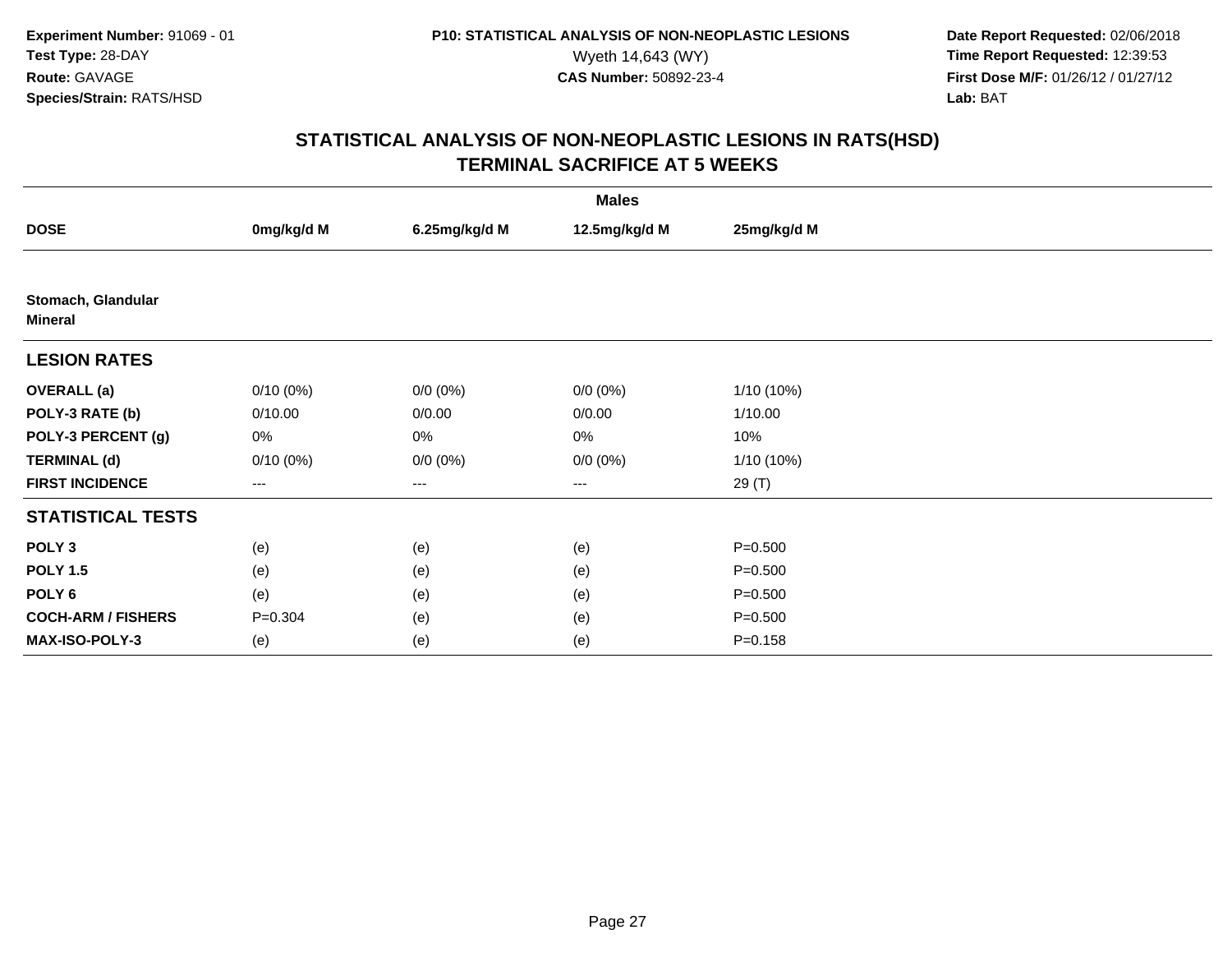**Experiment Number:** 91069 - 01
**Test Type:** 28-DAY
**Route:** GAVAGE
**Species/Strain:** RATS/HSD

**P10: STATISTICAL ANALYSIS OF NON-NEOPLASTIC LESIONS**
Wyeth 14,643 (WY)
**CAS Number:** 50892-23-4

**Date Report Requested:** 02/06/2018
**Time Report Requested:** 12:39:53
**First Dose M/F:** 01/26/12 / 01/27/12
**Lab:** BAT

## STATISTICAL ANALYSIS OF NON-NEOPLASTIC LESIONS IN RATS(HSD)
## TERMINAL SACRIFICE AT 5 WEEKS

| | Males | | | |
|---|---|---|---|---|
| **DOSE** | **0mg/kg/d M** | **6.25mg/kg/d M** | **12.5mg/kg/d M** | **25mg/kg/d M** |
| **Stomach, Glandular** | | | | |
| **Mineral** | | | | |
| **LESION RATES** | | | | |
| **OVERALL (a)** | 0/10 (0%) | 0/0 (0%) | 0/0 (0%) | 1/10 (10%) |
| **POLY-3 RATE (b)** | 0/10.00 | 0/0.00 | 0/0.00 | 1/10.00 |
| **POLY-3 PERCENT (g)** | 0% | 0% | 0% | 10% |
| **TERMINAL (d)** | 0/10 (0%) | 0/0 (0%) | 0/0 (0%) | 1/10 (10%) |
| **FIRST INCIDENCE** | --- | --- | --- | 29 (T) |
| **STATISTICAL TESTS** | | | | |
| **POLY 3** | (e) | (e) | (e) | P=0.500 |
| **POLY 1.5** | (e) | (e) | (e) | P=0.500 |
| **POLY 6** | (e) | (e) | (e) | P=0.500 |
| **COCH-ARM / FISHERS** | P=0.304 | (e) | (e) | P=0.500 |
| **MAX-ISO-POLY-3** | (e) | (e) | (e) | P=0.158 |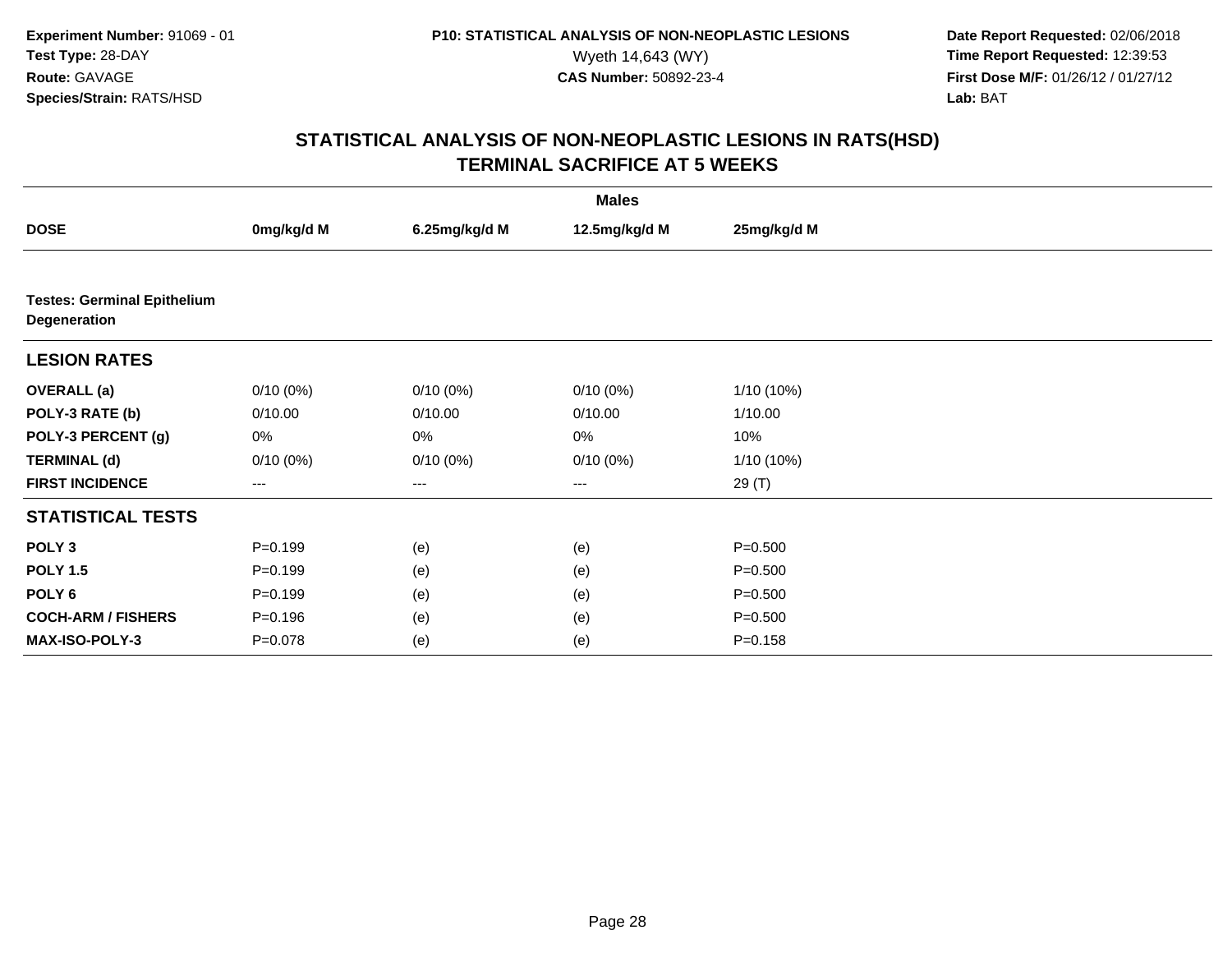**Experiment Number:** 91069 - 01
**Test Type:** 28-DAY
**Route:** GAVAGE
**Species/Strain:** RATS/HSD

**P10: STATISTICAL ANALYSIS OF NON-NEOPLASTIC LESIONS**
Wyeth 14,643 (WY)
**CAS Number:** 50892-23-4

**Date Report Requested:** 02/06/2018
**Time Report Requested:** 12:39:53
**First Dose M/F:** 01/26/12 / 01/27/12
**Lab:** BAT

## STATISTICAL ANALYSIS OF NON-NEOPLASTIC LESIONS IN RATS(HSD)
## TERMINAL SACRIFICE AT 5 WEEKS

| | Males | | | |
|---|---|---|---|---|
| **DOSE** | **0mg/kg/d M** | **6.25mg/kg/d M** | **12.5mg/kg/d M** | **25mg/kg/d M** |
| **Testes: Germinal Epithelium Degeneration** | | | | |
| **LESION RATES** | | | | |
| **OVERALL (a)** | 0/10 (0%) | 0/10 (0%) | 0/10 (0%) | 1/10 (10%) |
| **POLY-3 RATE (b)** | 0/10.00 | 0/10.00 | 0/10.00 | 1/10.00 |
| **POLY-3 PERCENT (g)** | 0% | 0% | 0% | 10% |
| **TERMINAL (d)** | 0/10 (0%) | 0/10 (0%) | 0/10 (0%) | 1/10 (10%) |
| **FIRST INCIDENCE** | --- | --- | --- | 29 (T) |
| **STATISTICAL TESTS** | | | | |
| **POLY 3** | P=0.199 | (e) | (e) | P=0.500 |
| **POLY 1.5** | P=0.199 | (e) | (e) | P=0.500 |
| **POLY 6** | P=0.199 | (e) | (e) | P=0.500 |
| **COCH-ARM / FISHERS** | P=0.196 | (e) | (e) | P=0.500 |
| **MAX-ISO-POLY-3** | P=0.078 | (e) | (e) | P=0.158 |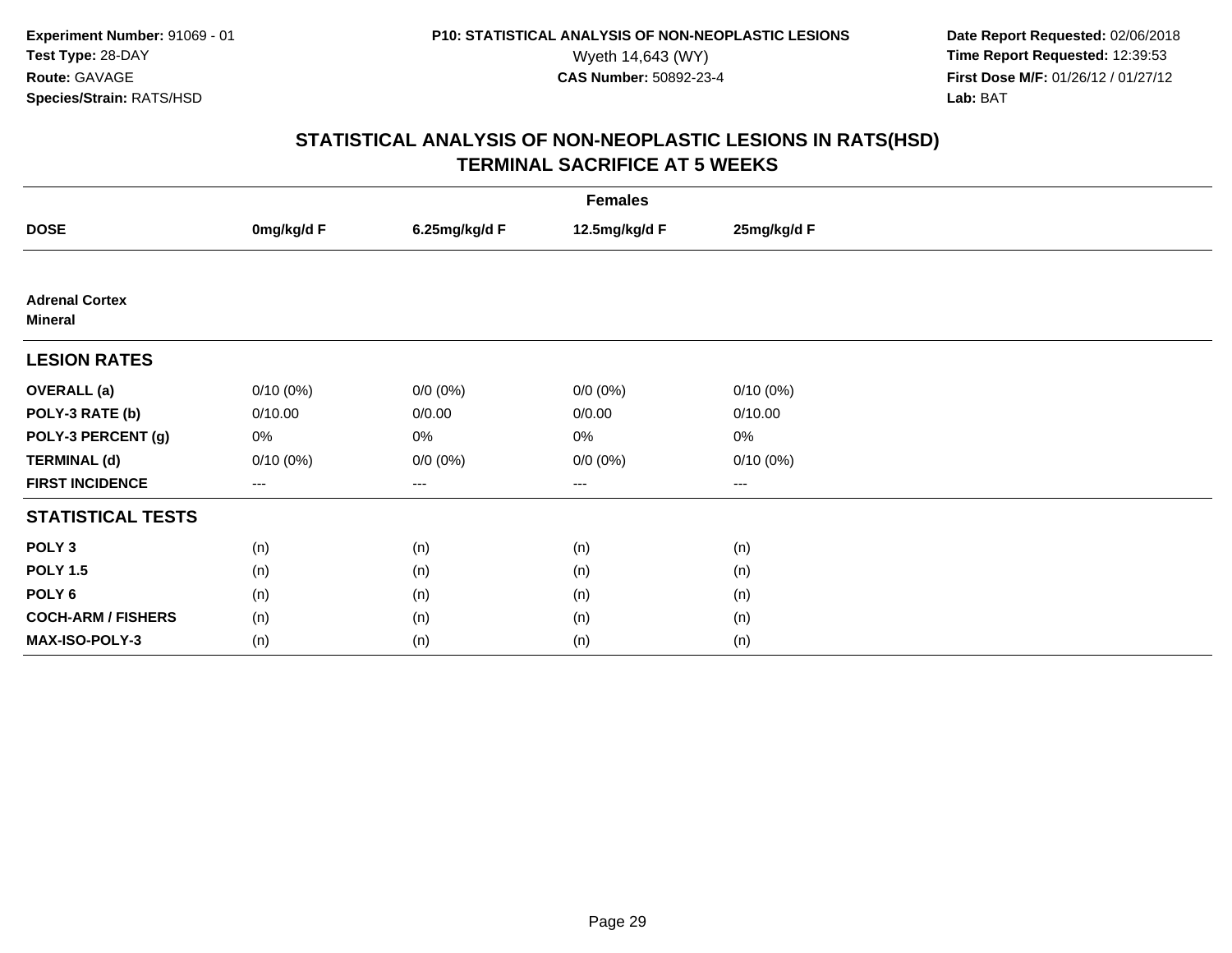Experiment Number: 91069 - 01
Test Type: 28-DAY
Route: GAVAGE
Species/Strain: RATS/HSD

P10: STATISTICAL ANALYSIS OF NON-NEOPLASTIC LESIONS
Wyeth 14,643 (WY)
CAS Number: 50892-23-4

Date Report Requested: 02/06/2018
Time Report Requested: 12:39:53
First Dose M/F: 01/26/12 / 01/27/12
Lab: BAT

# STATISTICAL ANALYSIS OF NON-NEOPLASTIC LESIONS IN RATS(HSD)
## TERMINAL SACRIFICE AT 5 WEEKS

| | Females | | | |
|---|---|---|---|---|
| **DOSE** | **0mg/kg/d F** | **6.25mg/kg/d F** | **12.5mg/kg/d F** | **25mg/kg/d F** |
| **Adrenal Cortex** | | | | |
| **Mineral** | | | | |
| **LESION RATES** | | | | |
| **OVERALL (a)** | 0/10 (0%) | 0/0 (0%) | 0/0 (0%) | 0/10 (0%) |
| **POLY-3 RATE (b)** | 0/10.00 | 0/0.00 | 0/0.00 | 0/10.00 |
| **POLY-3 PERCENT (g)** | 0% | 0% | 0% | 0% |
| **TERMINAL (d)** | 0/10 (0%) | 0/0 (0%) | 0/0 (0%) | 0/10 (0%) |
| **FIRST INCIDENCE** | --- | --- | --- | --- |
| **STATISTICAL TESTS** | | | | |
| **POLY 3** | (n) | (n) | (n) | (n) |
| **POLY 1.5** | (n) | (n) | (n) | (n) |
| **POLY 6** | (n) | (n) | (n) | (n) |
| **COCH-ARM / FISHERS** | (n) | (n) | (n) | (n) |
| **MAX-ISO-POLY-3** | (n) | (n) | (n) | (n) |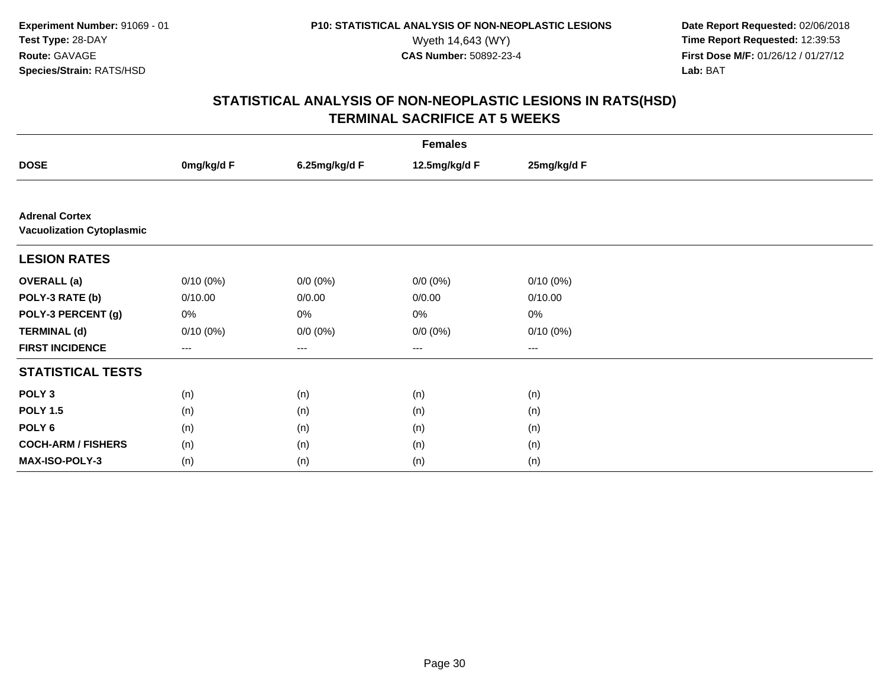**Experiment Number:** 91069 - 01
**Test Type:** 28-DAY
**Route:** GAVAGE
**Species/Strain:** RATS/HSD

**P10: STATISTICAL ANALYSIS OF NON-NEOPLASTIC LESIONS**
Wyeth 14,643 (WY)
**CAS Number:** 50892-23-4

**Date Report Requested:** 02/06/2018
**Time Report Requested:** 12:39:53
**First Dose M/F:** 01/26/12 / 01/27/12
**Lab:** BAT

## STATISTICAL ANALYSIS OF NON-NEOPLASTIC LESIONS IN RATS(HSD) TERMINAL SACRIFICE AT 5 WEEKS

| | Females | | | |
|---|---|---|---|---|
| **DOSE** | **0mg/kg/d F** | **6.25mg/kg/d F** | **12.5mg/kg/d F** | **25mg/kg/d F** |
| **Adrenal Cortex** **Vacuolization Cytoplasmic** | | | | |
| **LESION RATES** | | | | |
| **OVERALL (a)** | 0/10 (0%) | 0/0 (0%) | 0/0 (0%) | 0/10 (0%) |
| **POLY-3 RATE (b)** | 0/10.00 | 0/0.00 | 0/0.00 | 0/10.00 |
| **POLY-3 PERCENT (g)** | 0% | 0% | 0% | 0% |
| **TERMINAL (d)** | 0/10 (0%) | 0/0 (0%) | 0/0 (0%) | 0/10 (0%) |
| **FIRST INCIDENCE** | --- | --- | --- | --- |
| **STATISTICAL TESTS** | | | | |
| **POLY 3** | (n) | (n) | (n) | (n) |
| **POLY 1.5** | (n) | (n) | (n) | (n) |
| **POLY 6** | (n) | (n) | (n) | (n) |
| **COCH-ARM / FISHERS** | (n) | (n) | (n) | (n) |
| **MAX-ISO-POLY-3** | (n) | (n) | (n) | (n) |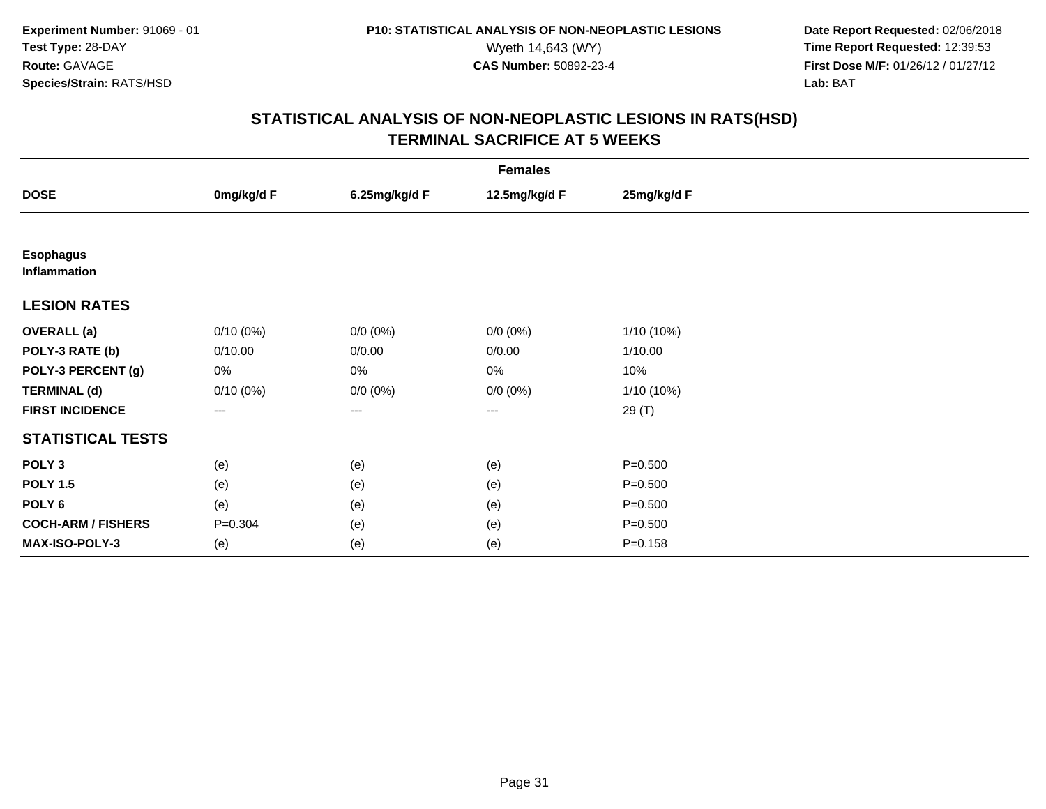**Experiment Number:** 91069 - 01
**Test Type:** 28-DAY
**Route:** GAVAGE
**Species/Strain:** RATS/HSD

**P10: STATISTICAL ANALYSIS OF NON-NEOPLASTIC LESIONS**
Wyeth 14,643 (WY)
**CAS Number:** 50892-23-4

**Date Report Requested:** 02/06/2018
**Time Report Requested:** 12:39:53
**First Dose M/F:** 01/26/12 / 01/27/12
**Lab:** BAT

## STATISTICAL ANALYSIS OF NON-NEOPLASTIC LESIONS IN RATS(HSD)
## TERMINAL SACRIFICE AT 5 WEEKS

| | Females | | | |
|---|---|---|---|---|
| **DOSE** | **0mg/kg/d F** | **6.25mg/kg/d F** | **12.5mg/kg/d F** | **25mg/kg/d F** |
| **Esophagus** | | | | |
| **Inflammation** | | | | |
| **LESION RATES** | | | | |
| **OVERALL (a)** | 0/10 (0%) | 0/0 (0%) | 0/0 (0%) | 1/10 (10%) |
| **POLY-3 RATE (b)** | 0/10.00 | 0/0.00 | 0/0.00 | 1/10.00 |
| **POLY-3 PERCENT (g)** | 0% | 0% | 0% | 10% |
| **TERMINAL (d)** | 0/10 (0%) | 0/0 (0%) | 0/0 (0%) | 1/10 (10%) |
| **FIRST INCIDENCE** | --- | --- | --- | 29 (T) |
| **STATISTICAL TESTS** | | | | |
| **POLY 3** | (e) | (e) | (e) | P=0.500 |
| **POLY 1.5** | (e) | (e) | (e) | P=0.500 |
| **POLY 6** | (e) | (e) | (e) | P=0.500 |
| **COCH-ARM / FISHERS** | P=0.304 | (e) | (e) | P=0.500 |
| **MAX-ISO-POLY-3** | (e) | (e) | (e) | P=0.158 |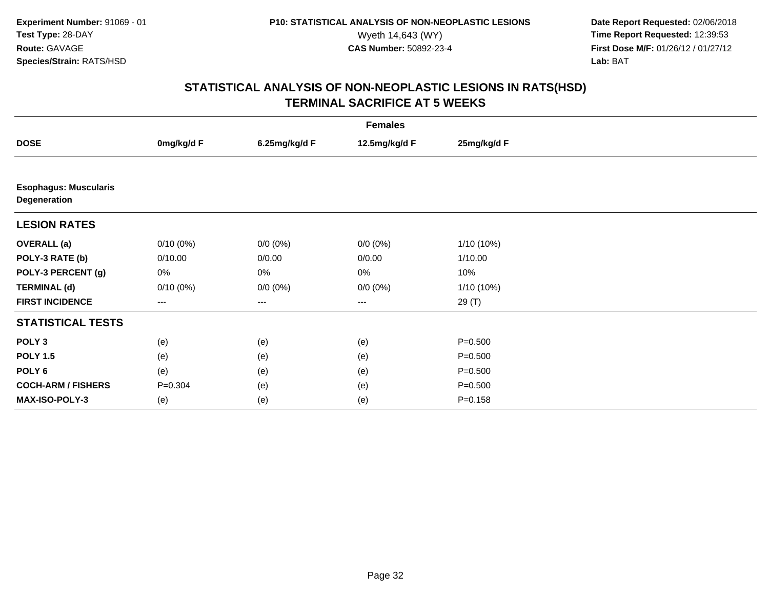**Experiment Number:** 91069 - 01
**Test Type:** 28-DAY
**Route:** GAVAGE
**Species/Strain:** RATS/HSD

**P10: STATISTICAL ANALYSIS OF NON-NEOPLASTIC LESIONS**
Wyeth 14,643 (WY)
**CAS Number:** 50892-23-4

**Date Report Requested:** 02/06/2018
**Time Report Requested:** 12:39:53
**First Dose M/F:** 01/26/12 / 01/27/12
**Lab:** BAT

## STATISTICAL ANALYSIS OF NON-NEOPLASTIC LESIONS IN RATS(HSD)
## TERMINAL SACRIFICE AT 5 WEEKS

| | Females | | | |
|---|---|---|---|---|
| **DOSE** | **0mg/kg/d F** | **6.25mg/kg/d F** | **12.5mg/kg/d F** | **25mg/kg/d F** |
| **Esophagus: Muscularis Degeneration** | | | | |
| **LESION RATES** | | | | |
| **OVERALL (a)** | 0/10 (0%) | 0/0 (0%) | 0/0 (0%) | 1/10 (10%) |
| **POLY-3 RATE (b)** | 0/10.00 | 0/0.00 | 0/0.00 | 1/10.00 |
| **POLY-3 PERCENT (g)** | 0% | 0% | 0% | 10% |
| **TERMINAL (d)** | 0/10 (0%) | 0/0 (0%) | 0/0 (0%) | 1/10 (10%) |
| **FIRST INCIDENCE** | --- | --- | --- | 29 (T) |
| **STATISTICAL TESTS** | | | | |
| **POLY 3** | (e) | (e) | (e) | P=0.500 |
| **POLY 1.5** | (e) | (e) | (e) | P=0.500 |
| **POLY 6** | (e) | (e) | (e) | P=0.500 |
| **COCH-ARM / FISHERS** | P=0.304 | (e) | (e) | P=0.500 |
| **MAX-ISO-POLY-3** | (e) | (e) | (e) | P=0.158 |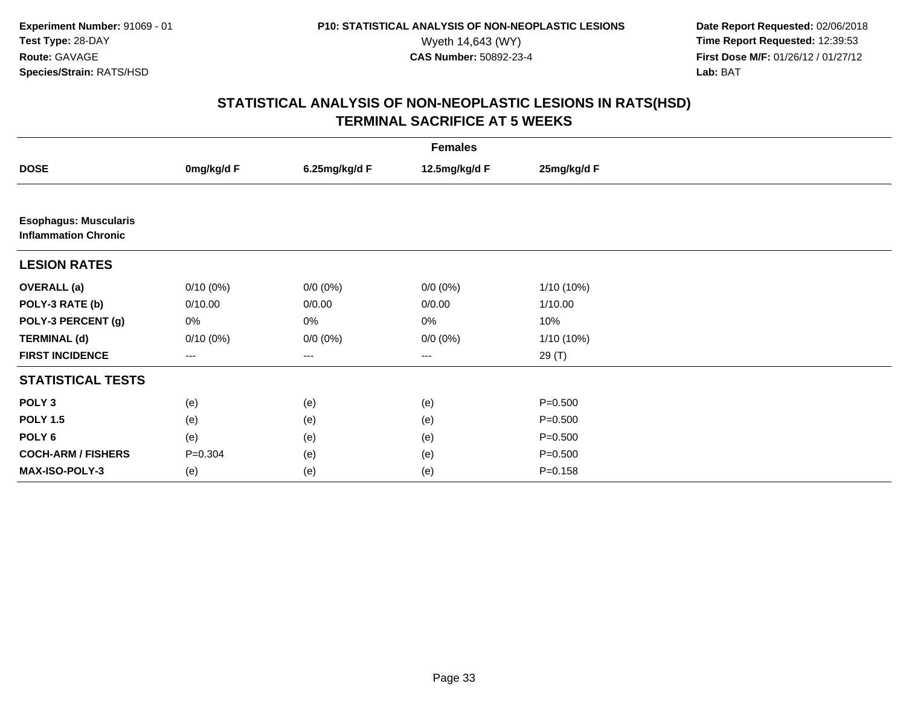**Experiment Number:** 91069 - 01
**Test Type:** 28-DAY
**Route:** GAVAGE
**Species/Strain:** RATS/HSD

**P10: STATISTICAL ANALYSIS OF NON-NEOPLASTIC LESIONS**
Wyeth 14,643 (WY)
**CAS Number:** 50892-23-4

**Date Report Requested:** 02/06/2018
**Time Report Requested:** 12:39:53
**First Dose M/F:** 01/26/12 / 01/27/12
**Lab:** BAT

## STATISTICAL ANALYSIS OF NON-NEOPLASTIC LESIONS IN RATS(HSD)
## TERMINAL SACRIFICE AT 5 WEEKS

| | Females | | | |
|---|---|---|---|---|
| **DOSE** | **0mg/kg/d F** | **6.25mg/kg/d F** | **12.5mg/kg/d F** | **25mg/kg/d F** |
| **Esophagus: Muscularis Inflammation Chronic** | | | | |
| **LESION RATES** | | | | |
| **OVERALL (a)** | 0/10 (0%) | 0/0 (0%) | 0/0 (0%) | 1/10 (10%) |
| **POLY-3 RATE (b)** | 0/10.00 | 0/0.00 | 0/0.00 | 1/10.00 |
| **POLY-3 PERCENT (g)** | 0% | 0% | 0% | 10% |
| **TERMINAL (d)** | 0/10 (0%) | 0/0 (0%) | 0/0 (0%) | 1/10 (10%) |
| **FIRST INCIDENCE** | --- | --- | --- | 29 (T) |
| **STATISTICAL TESTS** | | | | |
| **POLY 3** | (e) | (e) | (e) | P=0.500 |
| **POLY 1.5** | (e) | (e) | (e) | P=0.500 |
| **POLY 6** | (e) | (e) | (e) | P=0.500 |
| **COCH-ARM / FISHERS** | P=0.304 | (e) | (e) | P=0.500 |
| **MAX-ISO-POLY-3** | (e) | (e) | (e) | P=0.158 |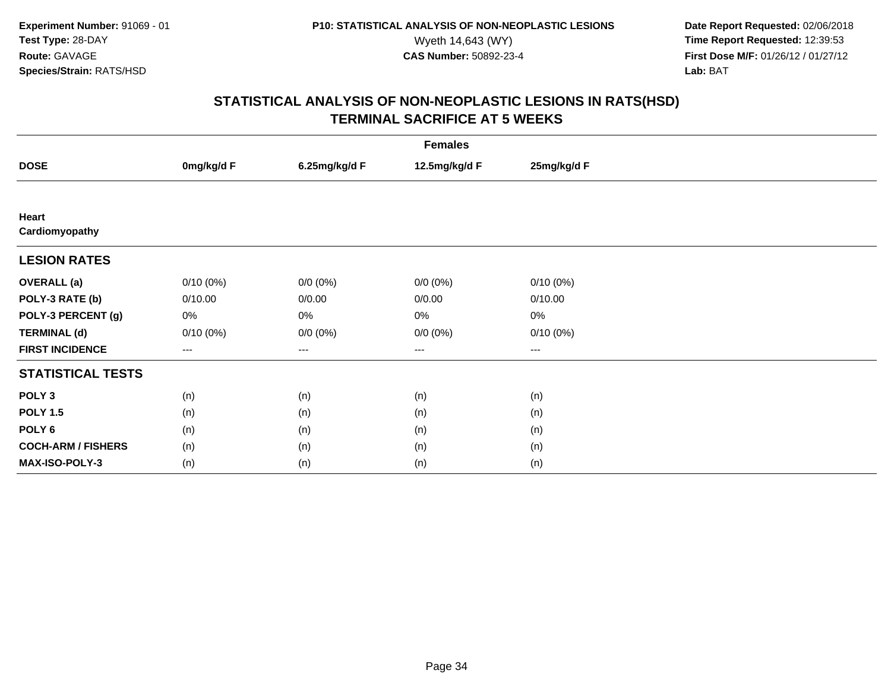**Experiment Number:** 91069 - 01
**Test Type:** 28-DAY
**Route:** GAVAGE
**Species/Strain:** RATS/HSD

**P10: STATISTICAL ANALYSIS OF NON-NEOPLASTIC LESIONS**
Wyeth 14,643 (WY)
**CAS Number:** 50892-23-4

**Date Report Requested:** 02/06/2018
**Time Report Requested:** 12:39:53
**First Dose M/F:** 01/26/12 / 01/27/12
**Lab:** BAT

## STATISTICAL ANALYSIS OF NON-NEOPLASTIC LESIONS IN RATS(HSD)
## TERMINAL SACRIFICE AT 5 WEEKS

| | Females | | | |
|---|---|---|---|---|
| **DOSE** | **0mg/kg/d F** | **6.25mg/kg/d F** | **12.5mg/kg/d F** | **25mg/kg/d F** |
| **Heart** | | | | |
| **Cardiomyopathy** | | | | |
| **LESION RATES** | | | | |
| **OVERALL (a)** | 0/10 (0%) | 0/0 (0%) | 0/0 (0%) | 0/10 (0%) |
| **POLY-3 RATE (b)** | 0/10.00 | 0/0.00 | 0/0.00 | 0/10.00 |
| **POLY-3 PERCENT (g)** | 0% | 0% | 0% | 0% |
| **TERMINAL (d)** | 0/10 (0%) | 0/0 (0%) | 0/0 (0%) | 0/10 (0%) |
| **FIRST INCIDENCE** | --- | --- | --- | --- |
| **STATISTICAL TESTS** | | | | |
| **POLY 3** | (n) | (n) | (n) | (n) |
| **POLY 1.5** | (n) | (n) | (n) | (n) |
| **POLY 6** | (n) | (n) | (n) | (n) |
| **COCH-ARM / FISHERS** | (n) | (n) | (n) | (n) |
| **MAX-ISO-POLY-3** | (n) | (n) | (n) | (n) |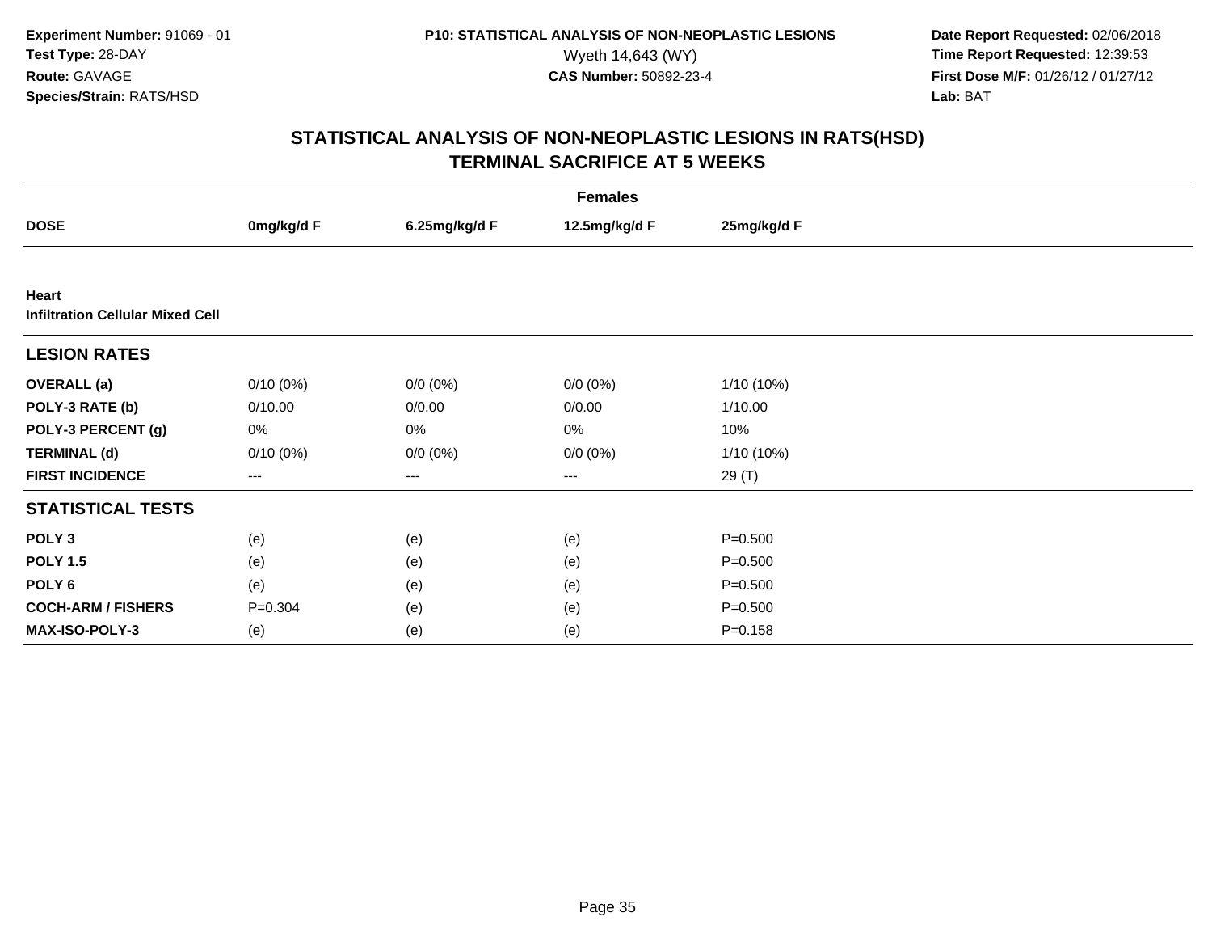**Experiment Number:** 91069 - 01
**Test Type:** 28-DAY
**Route:** GAVAGE
**Species/Strain:** RATS/HSD

**P10: STATISTICAL ANALYSIS OF NON-NEOPLASTIC LESIONS**
Wyeth 14,643 (WY)
**CAS Number:** 50892-23-4

**Date Report Requested:** 02/06/2018
**Time Report Requested:** 12:39:53
**First Dose M/F:** 01/26/12 / 01/27/12
**Lab:** BAT

## STATISTICAL ANALYSIS OF NON-NEOPLASTIC LESIONS IN RATS(HSD)
## TERMINAL SACRIFICE AT 5 WEEKS

| | Females | | | |
|---|---|---|---|---|
| **DOSE** | **0mg/kg/d F** | **6.25mg/kg/d F** | **12.5mg/kg/d F** | **25mg/kg/d F** |
| **Heart** | | | | |
| **Infiltration Cellular Mixed Cell** | | | | |
| **LESION RATES** | | | | |
| **OVERALL (a)** | 0/10 (0%) | 0/0 (0%) | 0/0 (0%) | 1/10 (10%) |
| **POLY-3 RATE (b)** | 0/10.00 | 0/0.00 | 0/0.00 | 1/10.00 |
| **POLY-3 PERCENT (g)** | 0% | 0% | 0% | 10% |
| **TERMINAL (d)** | 0/10 (0%) | 0/0 (0%) | 0/0 (0%) | 1/10 (10%) |
| **FIRST INCIDENCE** | --- | --- | --- | 29 (T) |
| **STATISTICAL TESTS** | | | | |
| **POLY 3** | (e) | (e) | (e) | P=0.500 |
| **POLY 1.5** | (e) | (e) | (e) | P=0.500 |
| **POLY 6** | (e) | (e) | (e) | P=0.500 |
| **COCH-ARM / FISHERS** | P=0.304 | (e) | (e) | P=0.500 |
| **MAX-ISO-POLY-3** | (e) | (e) | (e) | P=0.158 |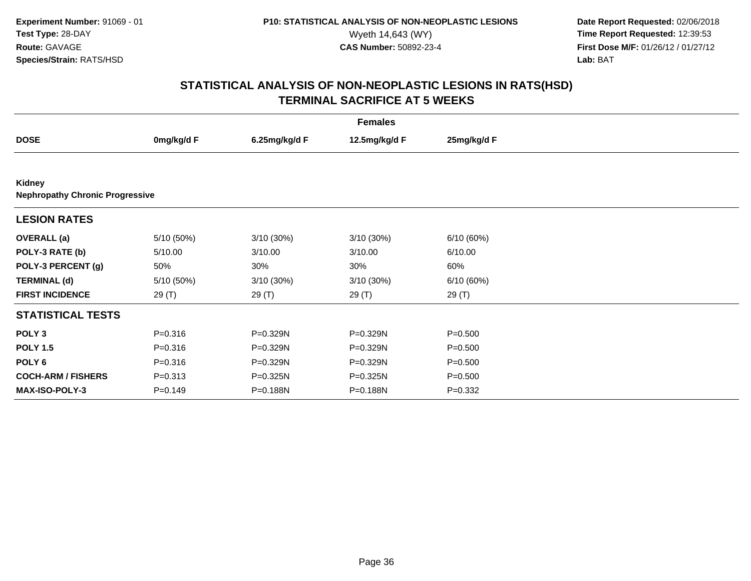Experiment Number: 91069 - 01
Test Type: 28-DAY
Route: GAVAGE
Species/Strain: RATS/HSD

P10: STATISTICAL ANALYSIS OF NON-NEOPLASTIC LESIONS
Wyeth 14,643 (WY)
CAS Number: 50892-23-4

Date Report Requested: 02/06/2018
Time Report Requested: 12:39:53
First Dose M/F: 01/26/12 / 01/27/12
Lab: BAT

# STATISTICAL ANALYSIS OF NON-NEOPLASTIC LESIONS IN RATS(HSD) TERMINAL SACRIFICE AT 5 WEEKS

| | Females | | | |
|---|---|---|---|---|
| **DOSE** | **0mg/kg/d F** | **6.25mg/kg/d F** | **12.5mg/kg/d F** | **25mg/kg/d F** |
| **Kidney** | | | | |
| **Nephropathy Chronic Progressive** | | | | |
| **LESION RATES** | | | | |
| **OVERALL (a)** | 5/10 (50%) | 3/10 (30%) | 3/10 (30%) | 6/10 (60%) |
| **POLY-3 RATE (b)** | 5/10.00 | 3/10.00 | 3/10.00 | 6/10.00 |
| **POLY-3 PERCENT (g)** | 50% | 30% | 30% | 60% |
| **TERMINAL (d)** | 5/10 (50%) | 3/10 (30%) | 3/10 (30%) | 6/10 (60%) |
| **FIRST INCIDENCE** | 29 (T) | 29 (T) | 29 (T) | 29 (T) |
| **STATISTICAL TESTS** | | | | |
| **POLY 3** | P=0.316 | P=0.329N | P=0.329N | P=0.500 |
| **POLY 1.5** | P=0.316 | P=0.329N | P=0.329N | P=0.500 |
| **POLY 6** | P=0.316 | P=0.329N | P=0.329N | P=0.500 |
| **COCH-ARM / FISHERS** | P=0.313 | P=0.325N | P=0.325N | P=0.500 |
| **MAX-ISO-POLY-3** | P=0.149 | P=0.188N | P=0.188N | P=0.332 |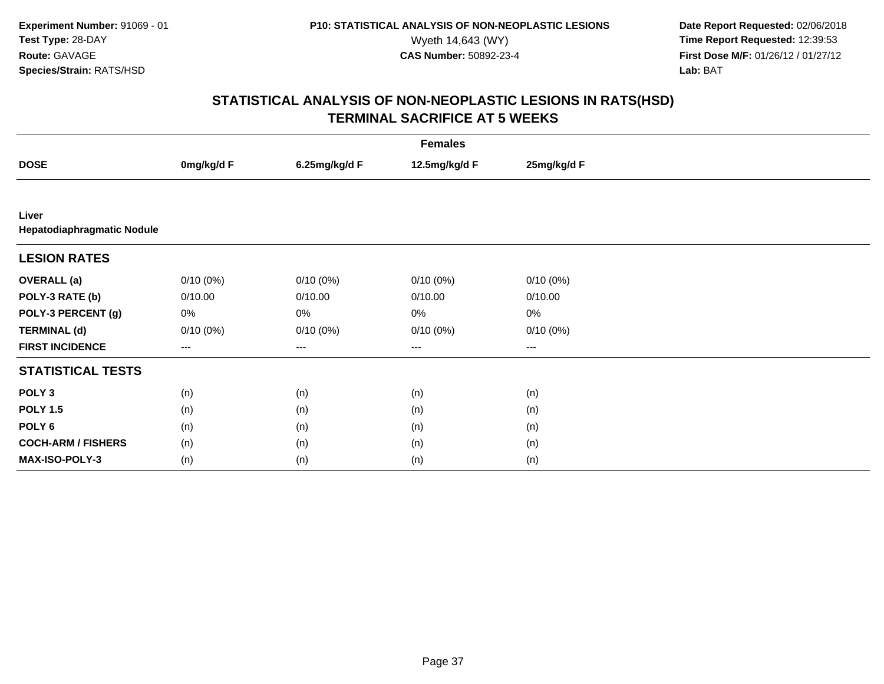Experiment Number: 91069 - 01
Test Type: 28-DAY
Route: GAVAGE
Species/Strain: RATS/HSD

P10: STATISTICAL ANALYSIS OF NON-NEOPLASTIC LESIONS
Wyeth 14,643 (WY)
CAS Number: 50892-23-4

Date Report Requested: 02/06/2018
Time Report Requested: 12:39:53
First Dose M/F: 01/26/12 / 01/27/12
Lab: BAT

# STATISTICAL ANALYSIS OF NON-NEOPLASTIC LESIONS IN RATS(HSD)
## TERMINAL SACRIFICE AT 5 WEEKS

| | Females | | | |
|---|---|---|---|---|
| **DOSE** | **0mg/kg/d F** | **6.25mg/kg/d F** | **12.5mg/kg/d F** | **25mg/kg/d F** |
| **Liver** | | | | |
| **Hepatodiaphragmatic Nodule** | | | | |
| **LESION RATES** | | | | |
| **OVERALL (a)** | 0/10 (0%) | 0/10 (0%) | 0/10 (0%) | 0/10 (0%) |
| **POLY-3 RATE (b)** | 0/10.00 | 0/10.00 | 0/10.00 | 0/10.00 |
| **POLY-3 PERCENT (g)** | 0% | 0% | 0% | 0% |
| **TERMINAL (d)** | 0/10 (0%) | 0/10 (0%) | 0/10 (0%) | 0/10 (0%) |
| **FIRST INCIDENCE** | --- | --- | --- | --- |
| **STATISTICAL TESTS** | | | | |
| **POLY 3** | (n) | (n) | (n) | (n) |
| **POLY 1.5** | (n) | (n) | (n) | (n) |
| **POLY 6** | (n) | (n) | (n) | (n) |
| **COCH-ARM / FISHERS** | (n) | (n) | (n) | (n) |
| **MAX-ISO-POLY-3** | (n) | (n) | (n) | (n) |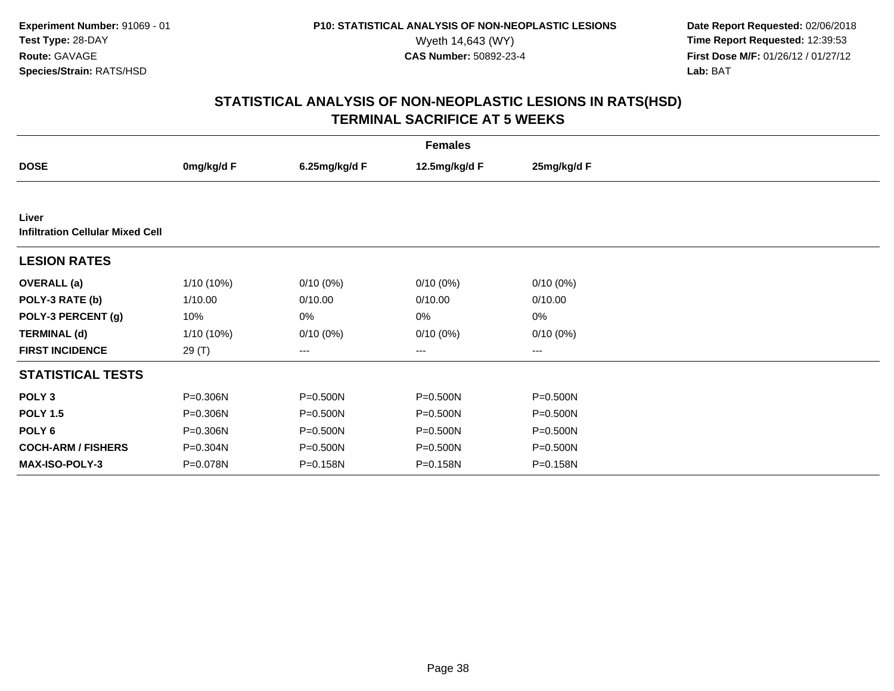**Experiment Number:** 91069 - 01
**Test Type:** 28-DAY
**Route:** GAVAGE
**Species/Strain:** RATS/HSD

**P10: STATISTICAL ANALYSIS OF NON-NEOPLASTIC LESIONS**
Wyeth 14,643 (WY)
**CAS Number:** 50892-23-4

**Date Report Requested:** 02/06/2018
**Time Report Requested:** 12:39:53
**First Dose M/F:** 01/26/12 / 01/27/12
**Lab:** BAT

## STATISTICAL ANALYSIS OF NON-NEOPLASTIC LESIONS IN RATS(HSD)
## TERMINAL SACRIFICE AT 5 WEEKS

| | Females | | | |
|---|---|---|---|---|
| **DOSE** | **0mg/kg/d F** | **6.25mg/kg/d F** | **12.5mg/kg/d F** | **25mg/kg/d F** |
| **Liver** | | | | |
| **Infiltration Cellular Mixed Cell** | | | | |
| **LESION RATES** | | | | |
| **OVERALL (a)** | 1/10 (10%) | 0/10 (0%) | 0/10 (0%) | 0/10 (0%) |
| **POLY-3 RATE (b)** | 1/10.00 | 0/10.00 | 0/10.00 | 0/10.00 |
| **POLY-3 PERCENT (g)** | 10% | 0% | 0% | 0% |
| **TERMINAL (d)** | 1/10 (10%) | 0/10 (0%) | 0/10 (0%) | 0/10 (0%) |
| **FIRST INCIDENCE** | 29 (T) | --- | --- | --- |
| **STATISTICAL TESTS** | | | | |
| **POLY 3** | P=0.306N | P=0.500N | P=0.500N | P=0.500N |
| **POLY 1.5** | P=0.306N | P=0.500N | P=0.500N | P=0.500N |
| **POLY 6** | P=0.306N | P=0.500N | P=0.500N | P=0.500N |
| **COCH-ARM / FISHERS** | P=0.304N | P=0.500N | P=0.500N | P=0.500N |
| **MAX-ISO-POLY-3** | P=0.078N | P=0.158N | P=0.158N | P=0.158N |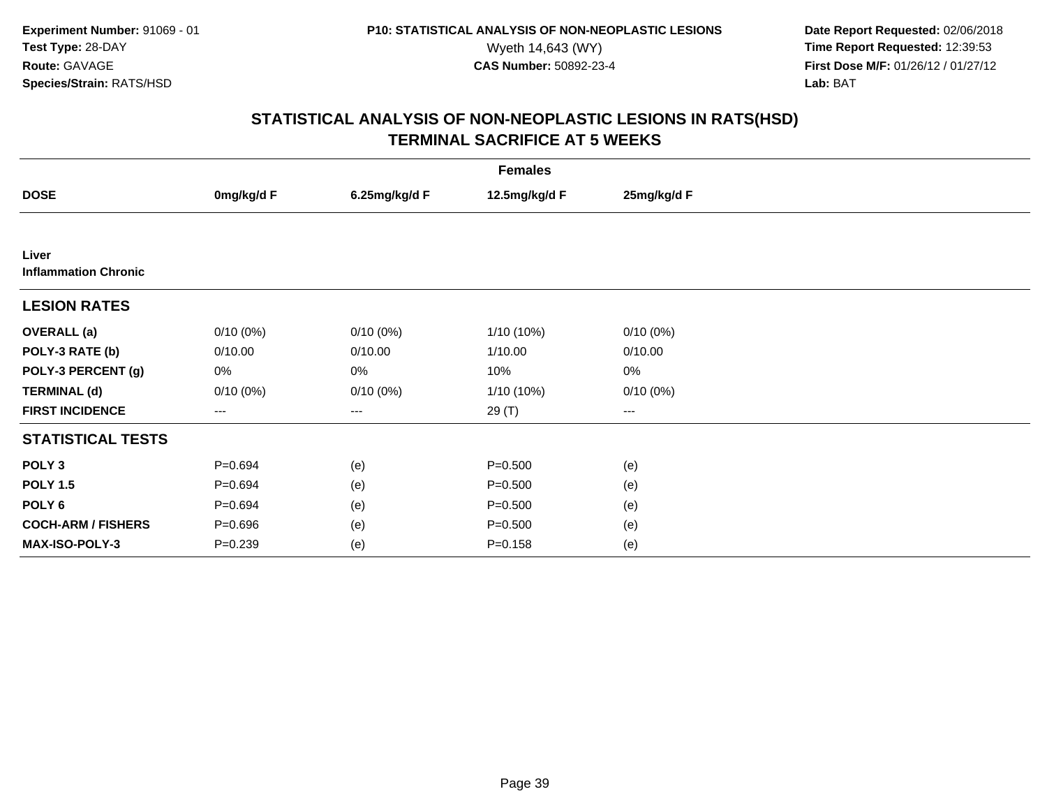Experiment Number: 91069 - 01
Test Type: 28-DAY
Route: GAVAGE
Species/Strain: RATS/HSD

P10: STATISTICAL ANALYSIS OF NON-NEOPLASTIC LESIONS
Wyeth 14,643 (WY)
CAS Number: 50892-23-4

Date Report Requested: 02/06/2018
Time Report Requested: 12:39:53
First Dose M/F: 01/26/12 / 01/27/12
Lab: BAT

# STATISTICAL ANALYSIS OF NON-NEOPLASTIC LESIONS IN RATS(HSD)
## TERMINAL SACRIFICE AT 5 WEEKS

| Females | | | | |
|---|---|---|---|---|
| **DOSE** | **0mg/kg/d F** | **6.25mg/kg/d F** | **12.5mg/kg/d F** | **25mg/kg/d F** |
| **Liver** | | | | |
| **Inflammation Chronic** | | | | |
| **LESION RATES** | | | | |
| **OVERALL (a)** | 0/10 (0%) | 0/10 (0%) | 1/10 (10%) | 0/10 (0%) |
| **POLY-3 RATE (b)** | 0/10.00 | 0/10.00 | 1/10.00 | 0/10.00 |
| **POLY-3 PERCENT (g)** | 0% | 0% | 10% | 0% |
| **TERMINAL (d)** | 0/10 (0%) | 0/10 (0%) | 1/10 (10%) | 0/10 (0%) |
| **FIRST INCIDENCE** | --- | --- | 29 (T) | --- |
| **STATISTICAL TESTS** | | | | |
| **POLY 3** | P=0.694 | (e) | P=0.500 | (e) |
| **POLY 1.5** | P=0.694 | (e) | P=0.500 | (e) |
| **POLY 6** | P=0.694 | (e) | P=0.500 | (e) |
| **COCH-ARM / FISHERS** | P=0.696 | (e) | P=0.500 | (e) |
| **MAX-ISO-POLY-3** | P=0.239 | (e) | P=0.158 | (e) |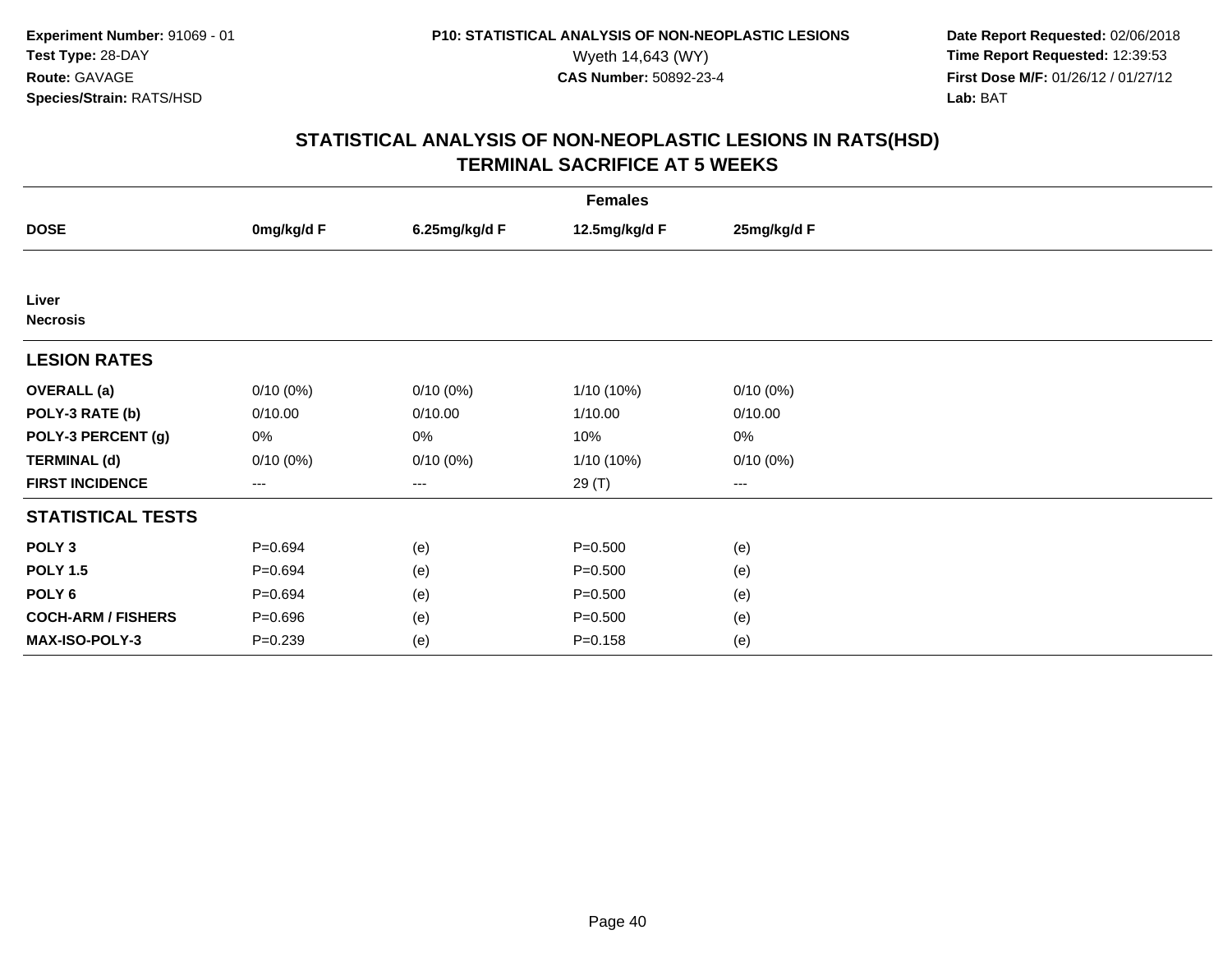**Experiment Number:** 91069 - 01
**Test Type:** 28-DAY
**Route:** GAVAGE
**Species/Strain:** RATS/HSD

**P10: STATISTICAL ANALYSIS OF NON-NEOPLASTIC LESIONS**
Wyeth 14,643 (WY)
**CAS Number:** 50892-23-4

**Date Report Requested:** 02/06/2018
**Time Report Requested:** 12:39:53
**First Dose M/F:** 01/26/12 / 01/27/12
**Lab:** BAT

## STATISTICAL ANALYSIS OF NON-NEOPLASTIC LESIONS IN RATS(HSD)
## TERMINAL SACRIFICE AT 5 WEEKS

| | Females | | | |
|---|---|---|---|---|
| **DOSE** | **0mg/kg/d F** | **6.25mg/kg/d F** | **12.5mg/kg/d F** | **25mg/kg/d F** |
| **Liver** | | | | |
| **Necrosis** | | | | |
| **LESION RATES** | | | | |
| **OVERALL (a)** | 0/10 (0%) | 0/10 (0%) | 1/10 (10%) | 0/10 (0%) |
| **POLY-3 RATE (b)** | 0/10.00 | 0/10.00 | 1/10.00 | 0/10.00 |
| **POLY-3 PERCENT (g)** | 0% | 0% | 10% | 0% |
| **TERMINAL (d)** | 0/10 (0%) | 0/10 (0%) | 1/10 (10%) | 0/10 (0%) |
| **FIRST INCIDENCE** | --- | --- | 29 (T) | --- |
| **STATISTICAL TESTS** | | | | |
| **POLY 3** | P=0.694 | (e) | P=0.500 | (e) |
| **POLY 1.5** | P=0.694 | (e) | P=0.500 | (e) |
| **POLY 6** | P=0.694 | (e) | P=0.500 | (e) |
| **COCH-ARM / FISHERS** | P=0.696 | (e) | P=0.500 | (e) |
| **MAX-ISO-POLY-3** | P=0.239 | (e) | P=0.158 | (e) |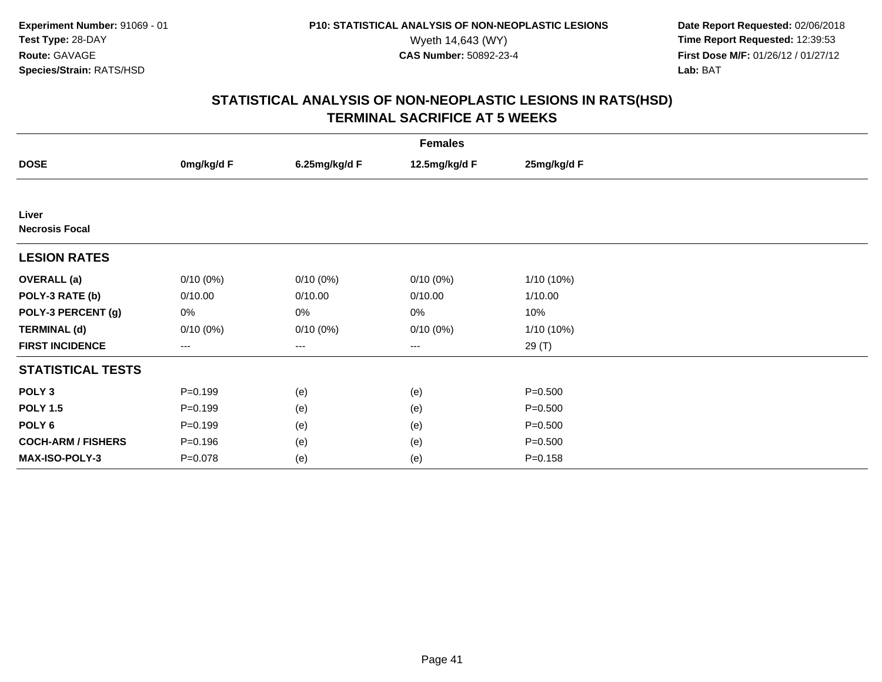**Experiment Number:** 91069 - 01
**Test Type:** 28-DAY
**Route:** GAVAGE
**Species/Strain:** RATS/HSD

**P10: STATISTICAL ANALYSIS OF NON-NEOPLASTIC LESIONS**
Wyeth 14,643 (WY)
**CAS Number:** 50892-23-4

**Date Report Requested:** 02/06/2018
**Time Report Requested:** 12:39:53
**First Dose M/F:** 01/26/12 / 01/27/12
**Lab:** BAT

## STATISTICAL ANALYSIS OF NON-NEOPLASTIC LESIONS IN RATS(HSD)
## TERMINAL SACRIFICE AT 5 WEEKS

| | Females | | | |
|---|---|---|---|---|
| **DOSE** | **0mg/kg/d F** | **6.25mg/kg/d F** | **12.5mg/kg/d F** | **25mg/kg/d F** |
| **Liver** | | | | |
| **Necrosis Focal** | | | | |
| **LESION RATES** | | | | |
| **OVERALL (a)** | 0/10 (0%) | 0/10 (0%) | 0/10 (0%) | 1/10 (10%) |
| **POLY-3 RATE (b)** | 0/10.00 | 0/10.00 | 0/10.00 | 1/10.00 |
| **POLY-3 PERCENT (g)** | 0% | 0% | 0% | 10% |
| **TERMINAL (d)** | 0/10 (0%) | 0/10 (0%) | 0/10 (0%) | 1/10 (10%) |
| **FIRST INCIDENCE** | --- | --- | --- | 29 (T) |
| **STATISTICAL TESTS** | | | | |
| **POLY 3** | P=0.199 | (e) | (e) | P=0.500 |
| **POLY 1.5** | P=0.199 | (e) | (e) | P=0.500 |
| **POLY 6** | P=0.199 | (e) | (e) | P=0.500 |
| **COCH-ARM / FISHERS** | P=0.196 | (e) | (e) | P=0.500 |
| **MAX-ISO-POLY-3** | P=0.078 | (e) | (e) | P=0.158 |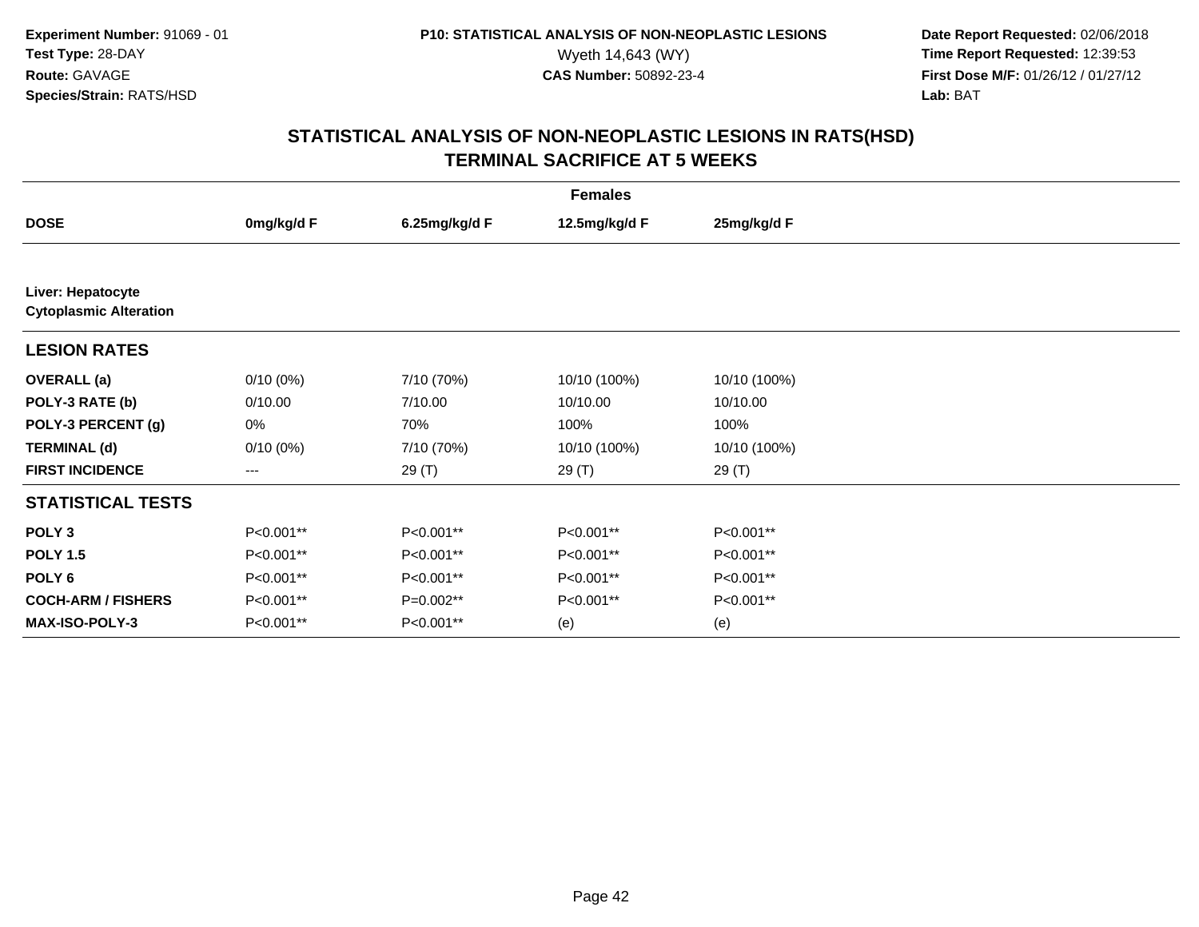Experiment Number: 91069 - 01
Test Type: 28-DAY
Route: GAVAGE
Species/Strain: RATS/HSD

P10: STATISTICAL ANALYSIS OF NON-NEOPLASTIC LESIONS
Wyeth 14,643 (WY)
CAS Number: 50892-23-4

Date Report Requested: 02/06/2018
Time Report Requested: 12:39:53
First Dose M/F: 01/26/12 / 01/27/12
Lab: BAT

# STATISTICAL ANALYSIS OF NON-NEOPLASTIC LESIONS IN RATS(HSD)
## TERMINAL SACRIFICE AT 5 WEEKS

| | Females | | | |
|---|---|---|---|---|
| **DOSE** | **0mg/kg/d F** | **6.25mg/kg/d F** | **12.5mg/kg/d F** | **25mg/kg/d F** |
| **Liver: Hepatocyte Cytoplasmic Alteration** | | | | |
| **LESION RATES** | | | | |
| **OVERALL (a)** | 0/10 (0%) | 7/10 (70%) | 10/10 (100%) | 10/10 (100%) |
| **POLY-3 RATE (b)** | 0/10.00 | 7/10.00 | 10/10.00 | 10/10.00 |
| **POLY-3 PERCENT (g)** | 0% | 70% | 100% | 100% |
| **TERMINAL (d)** | 0/10 (0%) | 7/10 (70%) | 10/10 (100%) | 10/10 (100%) |
| **FIRST INCIDENCE** | --- | 29 (T) | 29 (T) | 29 (T) |
| **STATISTICAL TESTS** | | | | |
| **POLY 3** | P<0.001** | P<0.001** | P<0.001** | P<0.001** |
| **POLY 1.5** | P<0.001** | P<0.001** | P<0.001** | P<0.001** |
| **POLY 6** | P<0.001** | P<0.001** | P<0.001** | P<0.001** |
| **COCH-ARM / FISHERS** | P<0.001** | P=0.002** | P<0.001** | P<0.001** |
| **MAX-ISO-POLY-3** | P<0.001** | P<0.001** | (e) | (e) |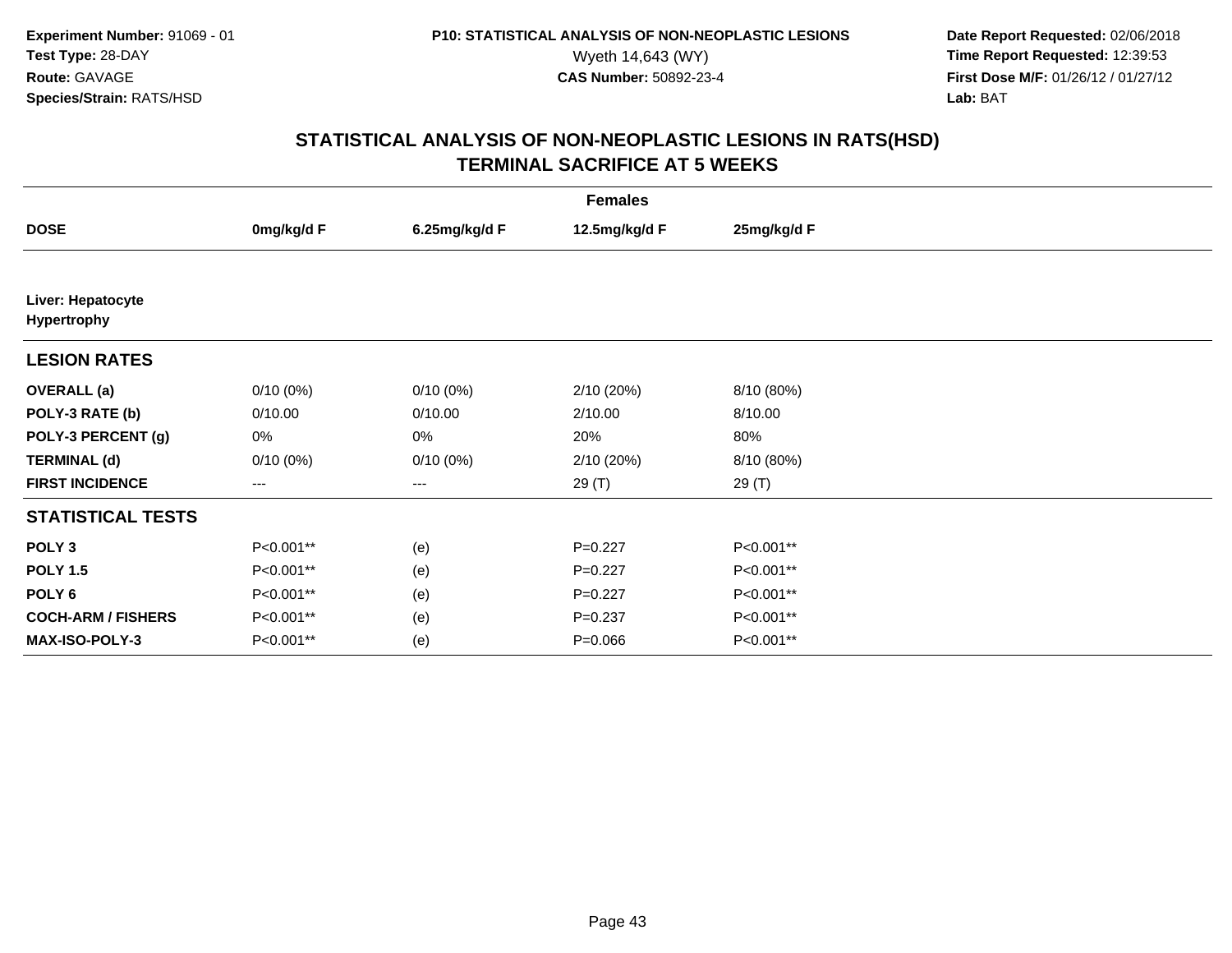**Experiment Number:** 91069 - 01
**Test Type:** 28-DAY
**Route:** GAVAGE
**Species/Strain:** RATS/HSD

**P10: STATISTICAL ANALYSIS OF NON-NEOPLASTIC LESIONS**
Wyeth 14,643 (WY)
**CAS Number:** 50892-23-4

**Date Report Requested:** 02/06/2018
**Time Report Requested:** 12:39:53
**First Dose M/F:** 01/26/12 / 01/27/12
**Lab:** BAT

# STATISTICAL ANALYSIS OF NON-NEOPLASTIC LESIONS IN RATS(HSD)
## TERMINAL SACRIFICE AT 5 WEEKS

| | Females | | | |
|---|---|---|---|---|
| **DOSE** | **0mg/kg/d F** | **6.25mg/kg/d F** | **12.5mg/kg/d F** | **25mg/kg/d F** |
| **Liver: Hepatocyte Hypertrophy** | | | | |
| **LESION RATES** | | | | |
| **OVERALL (a)** | 0/10 (0%) | 0/10 (0%) | 2/10 (20%) | 8/10 (80%) |
| **POLY-3 RATE (b)** | 0/10.00 | 0/10.00 | 2/10.00 | 8/10.00 |
| **POLY-3 PERCENT (g)** | 0% | 0% | 20% | 80% |
| **TERMINAL (d)** | 0/10 (0%) | 0/10 (0%) | 2/10 (20%) | 8/10 (80%) |
| **FIRST INCIDENCE** | --- | --- | 29 (T) | 29 (T) |
| **STATISTICAL TESTS** | | | | |
| **POLY 3** | P<0.001** | (e) | P=0.227 | P<0.001** |
| **POLY 1.5** | P<0.001** | (e) | P=0.227 | P<0.001** |
| **POLY 6** | P<0.001** | (e) | P=0.227 | P<0.001** |
| **COCH-ARM / FISHERS** | P<0.001** | (e) | P=0.237 | P<0.001** |
| **MAX-ISO-POLY-3** | P<0.001** | (e) | P=0.066 | P<0.001** |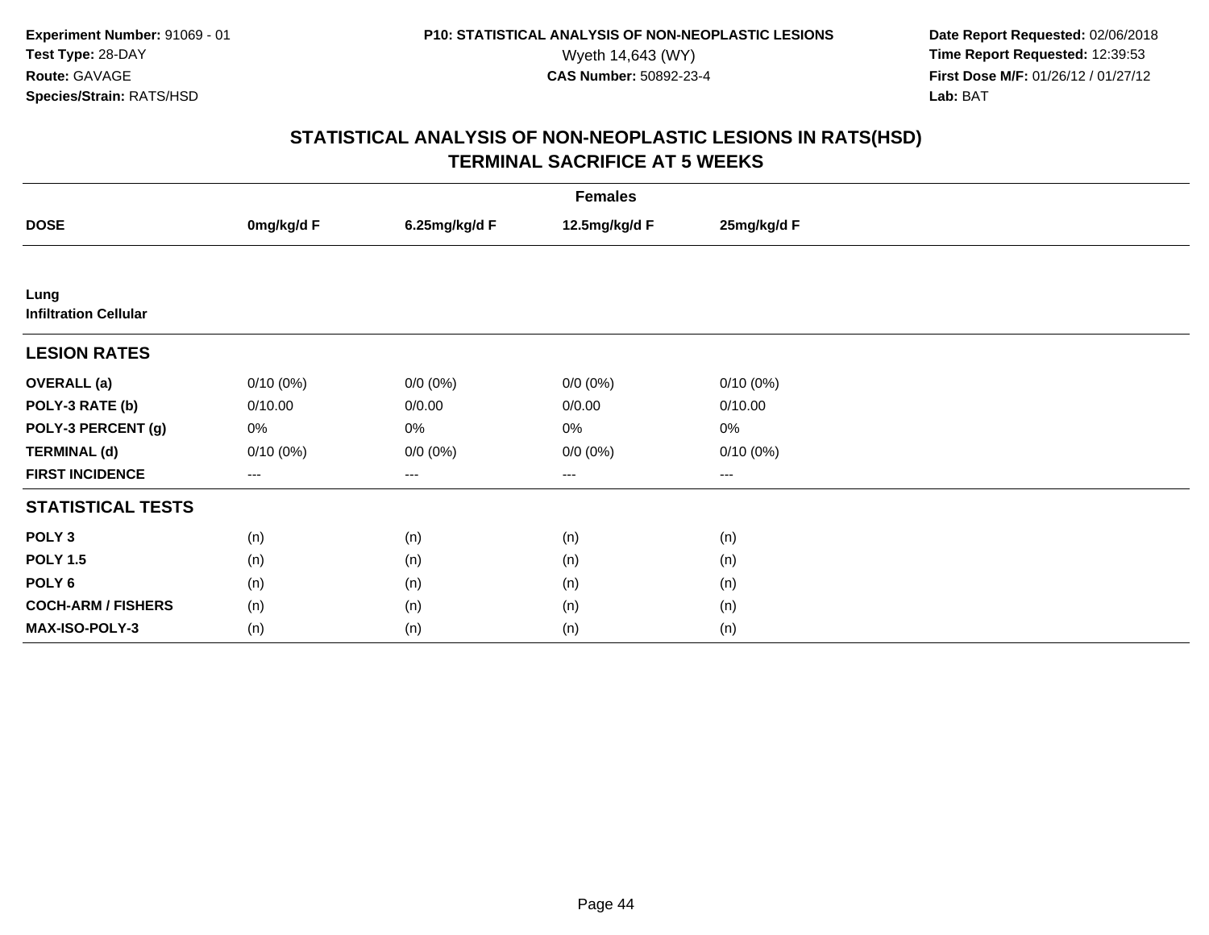Experiment Number: 91069 - 01
Test Type: 28-DAY
Route: GAVAGE
Species/Strain: RATS/HSD

P10: STATISTICAL ANALYSIS OF NON-NEOPLASTIC LESIONS
Wyeth 14,643 (WY)
CAS Number: 50892-23-4

Date Report Requested: 02/06/2018
Time Report Requested: 12:39:53
First Dose M/F: 01/26/12 / 01/27/12
Lab: BAT

## STATISTICAL ANALYSIS OF NON-NEOPLASTIC LESIONS IN RATS(HSD)
## TERMINAL SACRIFICE AT 5 WEEKS

| | Females | | | |
|---|---|---|---|---|
| **DOSE** | **0mg/kg/d F** | **6.25mg/kg/d F** | **12.5mg/kg/d F** | **25mg/kg/d F** |
| **Lung** | | | | |
| **Infiltration Cellular** | | | | |
| **LESION RATES** | | | | |
| **OVERALL (a)** | 0/10 (0%) | 0/0 (0%) | 0/0 (0%) | 0/10 (0%) |
| **POLY-3 RATE (b)** | 0/10.00 | 0/0.00 | 0/0.00 | 0/10.00 |
| **POLY-3 PERCENT (g)** | 0% | 0% | 0% | 0% |
| **TERMINAL (d)** | 0/10 (0%) | 0/0 (0%) | 0/0 (0%) | 0/10 (0%) |
| **FIRST INCIDENCE** | --- | --- | --- | --- |
| **STATISTICAL TESTS** | | | | |
| **POLY 3** | (n) | (n) | (n) | (n) |
| **POLY 1.5** | (n) | (n) | (n) | (n) |
| **POLY 6** | (n) | (n) | (n) | (n) |
| **COCH-ARM / FISHERS** | (n) | (n) | (n) | (n) |
| **MAX-ISO-POLY-3** | (n) | (n) | (n) | (n) |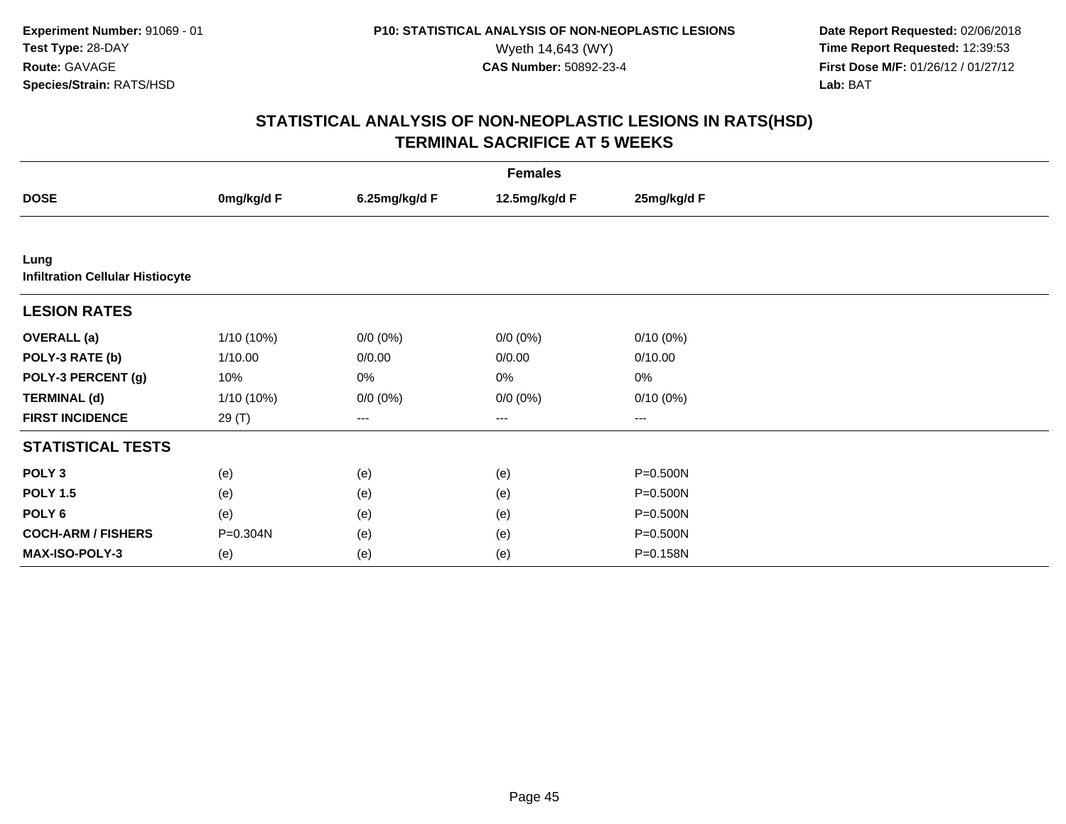**Experiment Number:** 91069 - 01
**Test Type:** 28-DAY
**Route:** GAVAGE
**Species/Strain:** RATS/HSD

**P10: STATISTICAL ANALYSIS OF NON-NEOPLASTIC LESIONS**
Wyeth 14,643 (WY)
**CAS Number:** 50892-23-4

**Date Report Requested:** 02/06/2018
**Time Report Requested:** 12:39:53
**First Dose M/F:** 01/26/12 / 01/27/12
**Lab:** BAT

## STATISTICAL ANALYSIS OF NON-NEOPLASTIC LESIONS IN RATS(HSD)
## TERMINAL SACRIFICE AT 5 WEEKS

| | Females | | | |
|---|---|---|---|---|
| **DOSE** | **0mg/kg/d F** | **6.25mg/kg/d F** | **12.5mg/kg/d F** | **25mg/kg/d F** |
| **Lung** | | | | |
| **Infiltration Cellular Histiocyte** | | | | |
| **LESION RATES** | | | | |
| **OVERALL (a)** | 1/10 (10%) | 0/0 (0%) | 0/0 (0%) | 0/10 (0%) |
| **POLY-3 RATE (b)** | 1/10.00 | 0/0.00 | 0/0.00 | 0/10.00 |
| **POLY-3 PERCENT (g)** | 10% | 0% | 0% | 0% |
| **TERMINAL (d)** | 1/10 (10%) | 0/0 (0%) | 0/0 (0%) | 0/10 (0%) |
| **FIRST INCIDENCE** | 29 (T) | --- | --- | --- |
| **STATISTICAL TESTS** | | | | |
| **POLY 3** | (e) | (e) | (e) | P=0.500N |
| **POLY 1.5** | (e) | (e) | (e) | P=0.500N |
| **POLY 6** | (e) | (e) | (e) | P=0.500N |
| **COCH-ARM / FISHERS** | P=0.304N | (e) | (e) | P=0.500N |
| **MAX-ISO-POLY-3** | (e) | (e) | (e) | P=0.158N |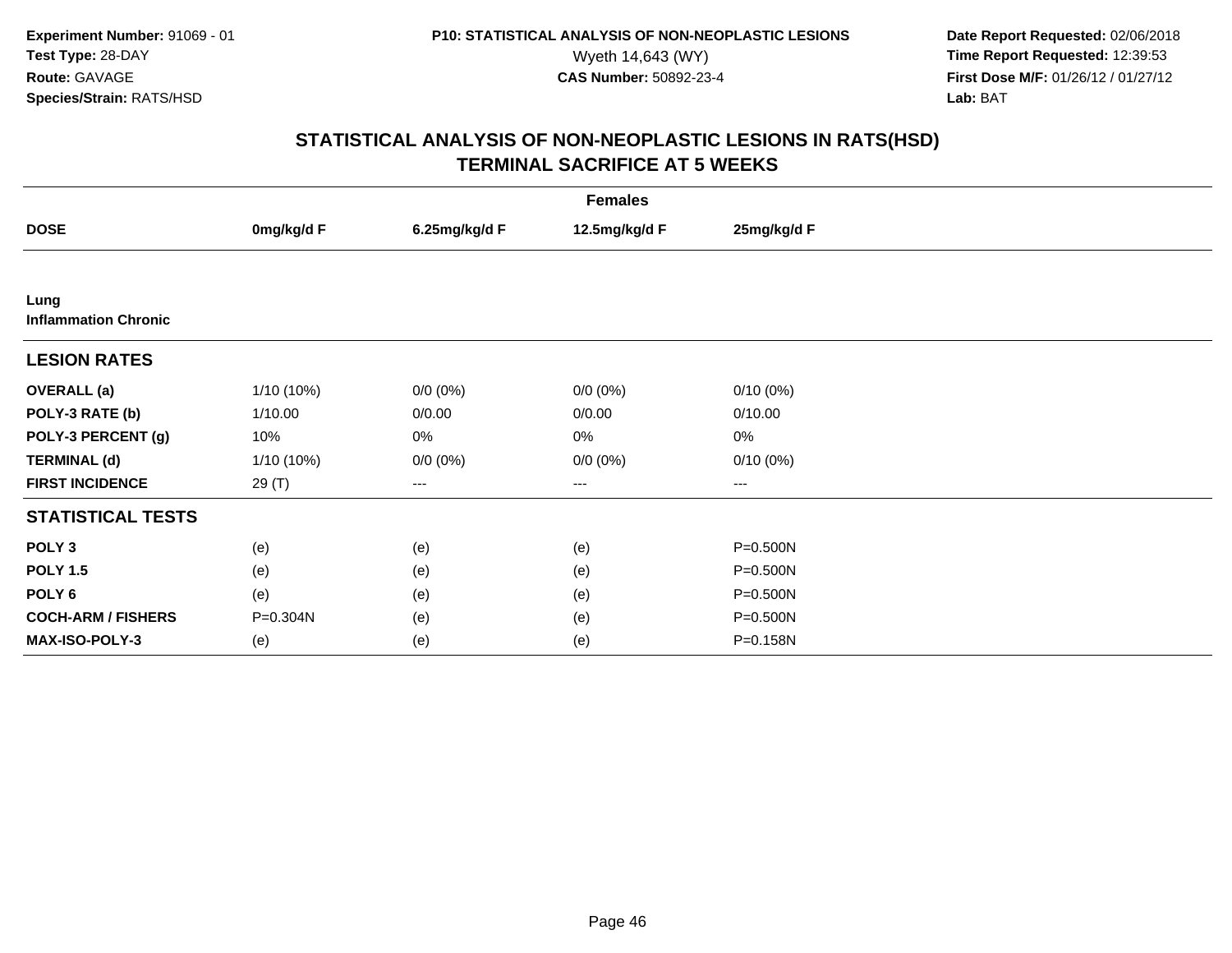**Experiment Number:** 91069 - 01
**Test Type:** 28-DAY
**Route:** GAVAGE
**Species/Strain:** RATS/HSD

**P10: STATISTICAL ANALYSIS OF NON-NEOPLASTIC LESIONS**
Wyeth 14,643 (WY)
**CAS Number:** 50892-23-4

**Date Report Requested:** 02/06/2018
**Time Report Requested:** 12:39:53
**First Dose M/F:** 01/26/12 / 01/27/12
**Lab:** BAT

## STATISTICAL ANALYSIS OF NON-NEOPLASTIC LESIONS IN RATS(HSD)
## TERMINAL SACRIFICE AT 5 WEEKS

| | Females | | | |
|---|---|---|---|---|
| **DOSE** | **0mg/kg/d F** | **6.25mg/kg/d F** | **12.5mg/kg/d F** | **25mg/kg/d F** |
| **Lung** | | | | |
| **Inflammation Chronic** | | | | |
| **LESION RATES** | | | | |
| **OVERALL (a)** | 1/10 (10%) | 0/0 (0%) | 0/0 (0%) | 0/10 (0%) |
| **POLY-3 RATE (b)** | 1/10.00 | 0/0.00 | 0/0.00 | 0/10.00 |
| **POLY-3 PERCENT (g)** | 10% | 0% | 0% | 0% |
| **TERMINAL (d)** | 1/10 (10%) | 0/0 (0%) | 0/0 (0%) | 0/10 (0%) |
| **FIRST INCIDENCE** | 29 (T) | --- | --- | --- |
| **STATISTICAL TESTS** | | | | |
| **POLY 3** | (e) | (e) | (e) | P=0.500N |
| **POLY 1.5** | (e) | (e) | (e) | P=0.500N |
| **POLY 6** | (e) | (e) | (e) | P=0.500N |
| **COCH-ARM / FISHERS** | P=0.304N | (e) | (e) | P=0.500N |
| **MAX-ISO-POLY-3** | (e) | (e) | (e) | P=0.158N |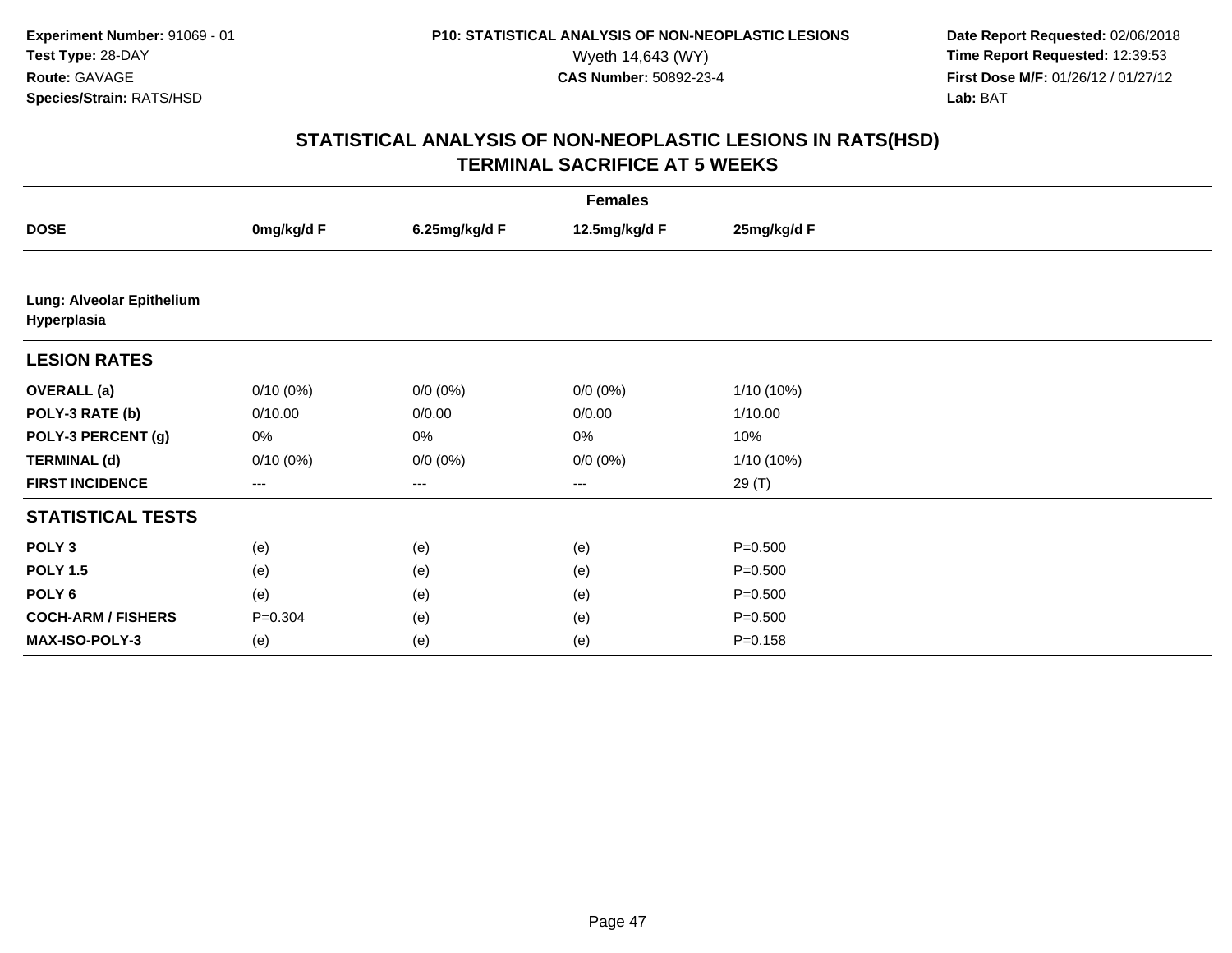**Experiment Number:** 91069 - 01
**Test Type:** 28-DAY
**Route:** GAVAGE
**Species/Strain:** RATS/HSD

**P10: STATISTICAL ANALYSIS OF NON-NEOPLASTIC LESIONS**
Wyeth 14,643 (WY)
**CAS Number:** 50892-23-4

**Date Report Requested:** 02/06/2018
**Time Report Requested:** 12:39:53
**First Dose M/F:** 01/26/12 / 01/27/12
**Lab:** BAT

## STATISTICAL ANALYSIS OF NON-NEOPLASTIC LESIONS IN RATS(HSD)
## TERMINAL SACRIFICE AT 5 WEEKS

| | Females | | | |
|---|---|---|---|---|
| **DOSE** | **0mg/kg/d F** | **6.25mg/kg/d F** | **12.5mg/kg/d F** | **25mg/kg/d F** |
| **Lung: Alveolar Epithelium Hyperplasia** | | | | |
| **LESION RATES** | | | | |
| **OVERALL (a)** | 0/10 (0%) | 0/0 (0%) | 0/0 (0%) | 1/10 (10%) |
| **POLY-3 RATE (b)** | 0/10.00 | 0/0.00 | 0/0.00 | 1/10.00 |
| **POLY-3 PERCENT (g)** | 0% | 0% | 0% | 10% |
| **TERMINAL (d)** | 0/10 (0%) | 0/0 (0%) | 0/0 (0%) | 1/10 (10%) |
| **FIRST INCIDENCE** | --- | --- | --- | 29 (T) |
| **STATISTICAL TESTS** | | | | |
| **POLY 3** | (e) | (e) | (e) | P=0.500 |
| **POLY 1.5** | (e) | (e) | (e) | P=0.500 |
| **POLY 6** | (e) | (e) | (e) | P=0.500 |
| **COCH-ARM / FISHERS** | P=0.304 | (e) | (e) | P=0.500 |
| **MAX-ISO-POLY-3** | (e) | (e) | (e) | P=0.158 |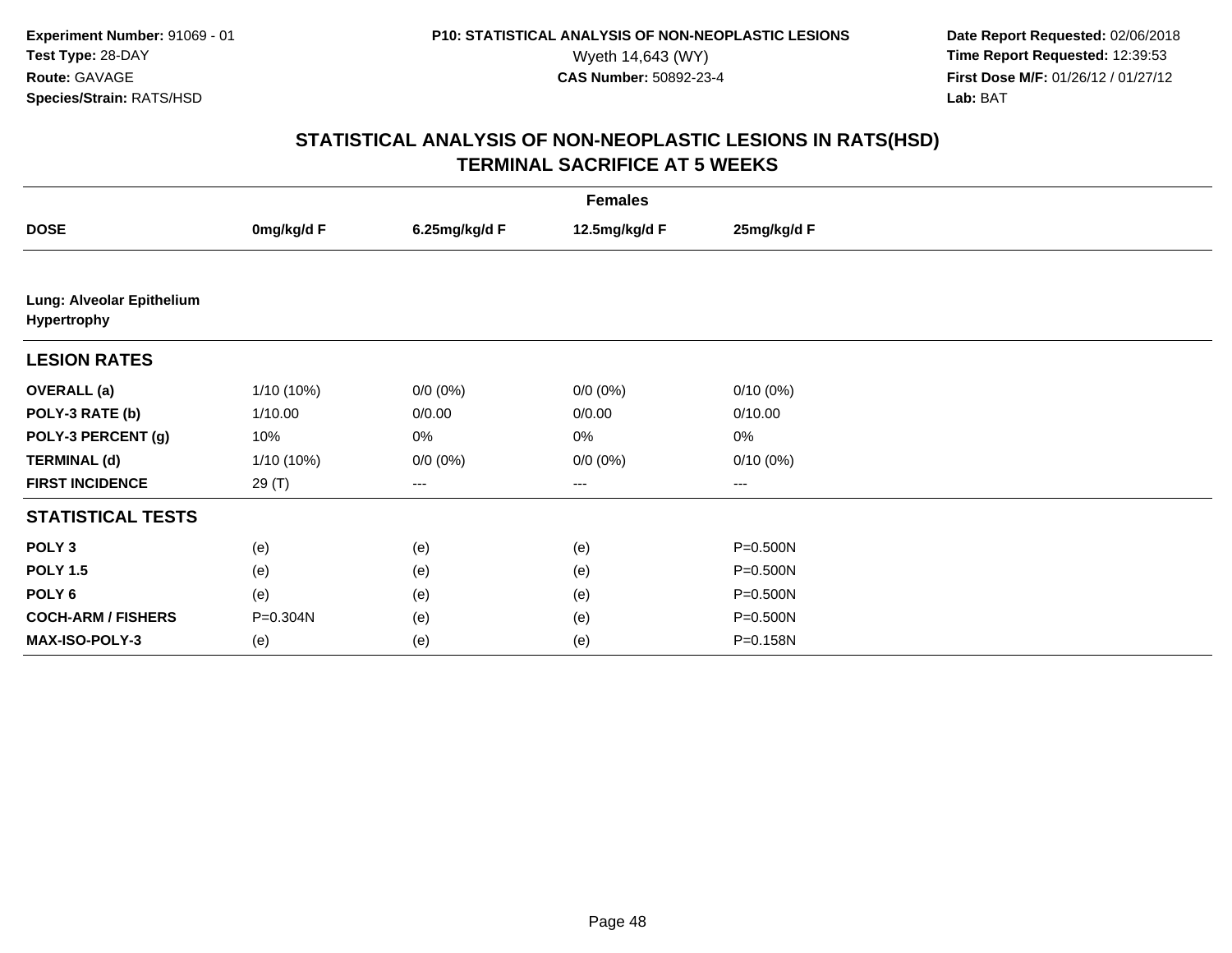**Experiment Number:** 91069 - 01
**Test Type:** 28-DAY
**Route:** GAVAGE
**Species/Strain:** RATS/HSD

**P10: STATISTICAL ANALYSIS OF NON-NEOPLASTIC LESIONS**
Wyeth 14,643 (WY)
**CAS Number:** 50892-23-4

**Date Report Requested:** 02/06/2018
**Time Report Requested:** 12:39:53
**First Dose M/F:** 01/26/12 / 01/27/12
**Lab:** BAT

## STATISTICAL ANALYSIS OF NON-NEOPLASTIC LESIONS IN RATS(HSD)
## TERMINAL SACRIFICE AT 5 WEEKS

| | Females | | | |
|---|---|---|---|---|
| **DOSE** | **0mg/kg/d F** | **6.25mg/kg/d F** | **12.5mg/kg/d F** | **25mg/kg/d F** |
| **Lung: Alveolar Epithelium Hypertrophy** | | | | |
| **LESION RATES** | | | | |
| **OVERALL (a)** | 1/10 (10%) | 0/0 (0%) | 0/0 (0%) | 0/10 (0%) |
| **POLY-3 RATE (b)** | 1/10.00 | 0/0.00 | 0/0.00 | 0/10.00 |
| **POLY-3 PERCENT (g)** | 10% | 0% | 0% | 0% |
| **TERMINAL (d)** | 1/10 (10%) | 0/0 (0%) | 0/0 (0%) | 0/10 (0%) |
| **FIRST INCIDENCE** | 29 (T) | --- | --- | --- |
| **STATISTICAL TESTS** | | | | |
| **POLY 3** | (e) | (e) | (e) | P=0.500N |
| **POLY 1.5** | (e) | (e) | (e) | P=0.500N |
| **POLY 6** | (e) | (e) | (e) | P=0.500N |
| **COCH-ARM / FISHERS** | P=0.304N | (e) | (e) | P=0.500N |
| **MAX-ISO-POLY-3** | (e) | (e) | (e) | P=0.158N |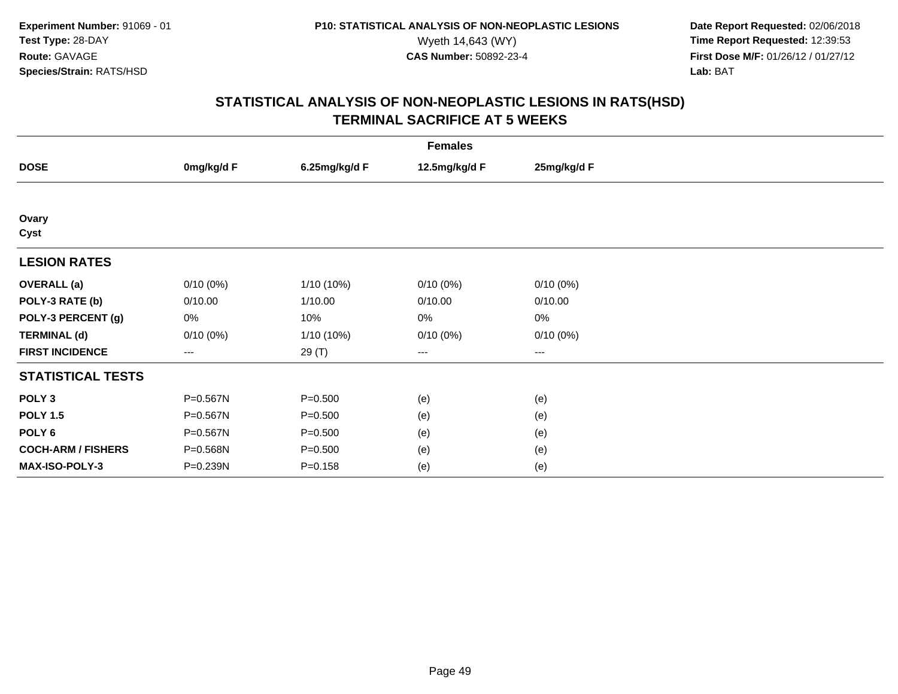**Experiment Number:** 91069 - 01
**Test Type:** 28-DAY
**Route:** GAVAGE
**Species/Strain:** RATS/HSD

**P10: STATISTICAL ANALYSIS OF NON-NEOPLASTIC LESIONS**
Wyeth 14,643 (WY)
**CAS Number:** 50892-23-4

**Date Report Requested:** 02/06/2018
**Time Report Requested:** 12:39:53
**First Dose M/F:** 01/26/12 / 01/27/12
**Lab:** BAT

## STATISTICAL ANALYSIS OF NON-NEOPLASTIC LESIONS IN RATS(HSD)
## TERMINAL SACRIFICE AT 5 WEEKS

| | Females | | | |
|---|---|---|---|---|
| **DOSE** | **0mg/kg/d F** | **6.25mg/kg/d F** | **12.5mg/kg/d F** | **25mg/kg/d F** |
| **Ovary** | | | | |
| **Cyst** | | | | |
| **LESION RATES** | | | | |
| **OVERALL (a)** | 0/10 (0%) | 1/10 (10%) | 0/10 (0%) | 0/10 (0%) |
| **POLY-3 RATE (b)** | 0/10.00 | 1/10.00 | 0/10.00 | 0/10.00 |
| **POLY-3 PERCENT (g)** | 0% | 10% | 0% | 0% |
| **TERMINAL (d)** | 0/10 (0%) | 1/10 (10%) | 0/10 (0%) | 0/10 (0%) |
| **FIRST INCIDENCE** | --- | 29 (T) | --- | --- |
| **STATISTICAL TESTS** | | | | |
| **POLY 3** | P=0.567N | P=0.500 | (e) | (e) |
| **POLY 1.5** | P=0.567N | P=0.500 | (e) | (e) |
| **POLY 6** | P=0.567N | P=0.500 | (e) | (e) |
| **COCH-ARM / FISHERS** | P=0.568N | P=0.500 | (e) | (e) |
| **MAX-ISO-POLY-3** | P=0.239N | P=0.158 | (e) | (e) |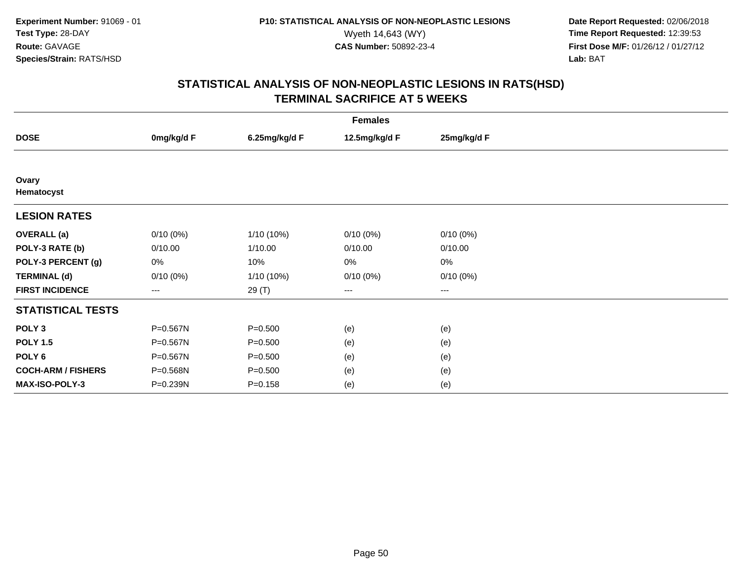**Experiment Number:** 91069 - 01
**Test Type:** 28-DAY
**Route:** GAVAGE
**Species/Strain:** RATS/HSD

**P10: STATISTICAL ANALYSIS OF NON-NEOPLASTIC LESIONS**
Wyeth 14,643 (WY)
**CAS Number:** 50892-23-4

**Date Report Requested:** 02/06/2018
**Time Report Requested:** 12:39:53
**First Dose M/F:** 01/26/12 / 01/27/12
**Lab:** BAT

## STATISTICAL ANALYSIS OF NON-NEOPLASTIC LESIONS IN RATS(HSD)
## TERMINAL SACRIFICE AT 5 WEEKS

| | Females | | | |
|---|---|---|---|---|
| **DOSE** | **0mg/kg/d F** | **6.25mg/kg/d F** | **12.5mg/kg/d F** | **25mg/kg/d F** |
| **Ovary** | | | | |
| **Hematocyst** | | | | |
| **LESION RATES** | | | | |
| **OVERALL (a)** | 0/10 (0%) | 1/10 (10%) | 0/10 (0%) | 0/10 (0%) |
| **POLY-3 RATE (b)** | 0/10.00 | 1/10.00 | 0/10.00 | 0/10.00 |
| **POLY-3 PERCENT (g)** | 0% | 10% | 0% | 0% |
| **TERMINAL (d)** | 0/10 (0%) | 1/10 (10%) | 0/10 (0%) | 0/10 (0%) |
| **FIRST INCIDENCE** | --- | 29 (T) | --- | --- |
| **STATISTICAL TESTS** | | | | |
| **POLY 3** | P=0.567N | P=0.500 | (e) | (e) |
| **POLY 1.5** | P=0.567N | P=0.500 | (e) | (e) |
| **POLY 6** | P=0.567N | P=0.500 | (e) | (e) |
| **COCH-ARM / FISHERS** | P=0.568N | P=0.500 | (e) | (e) |
| **MAX-ISO-POLY-3** | P=0.239N | P=0.158 | (e) | (e) |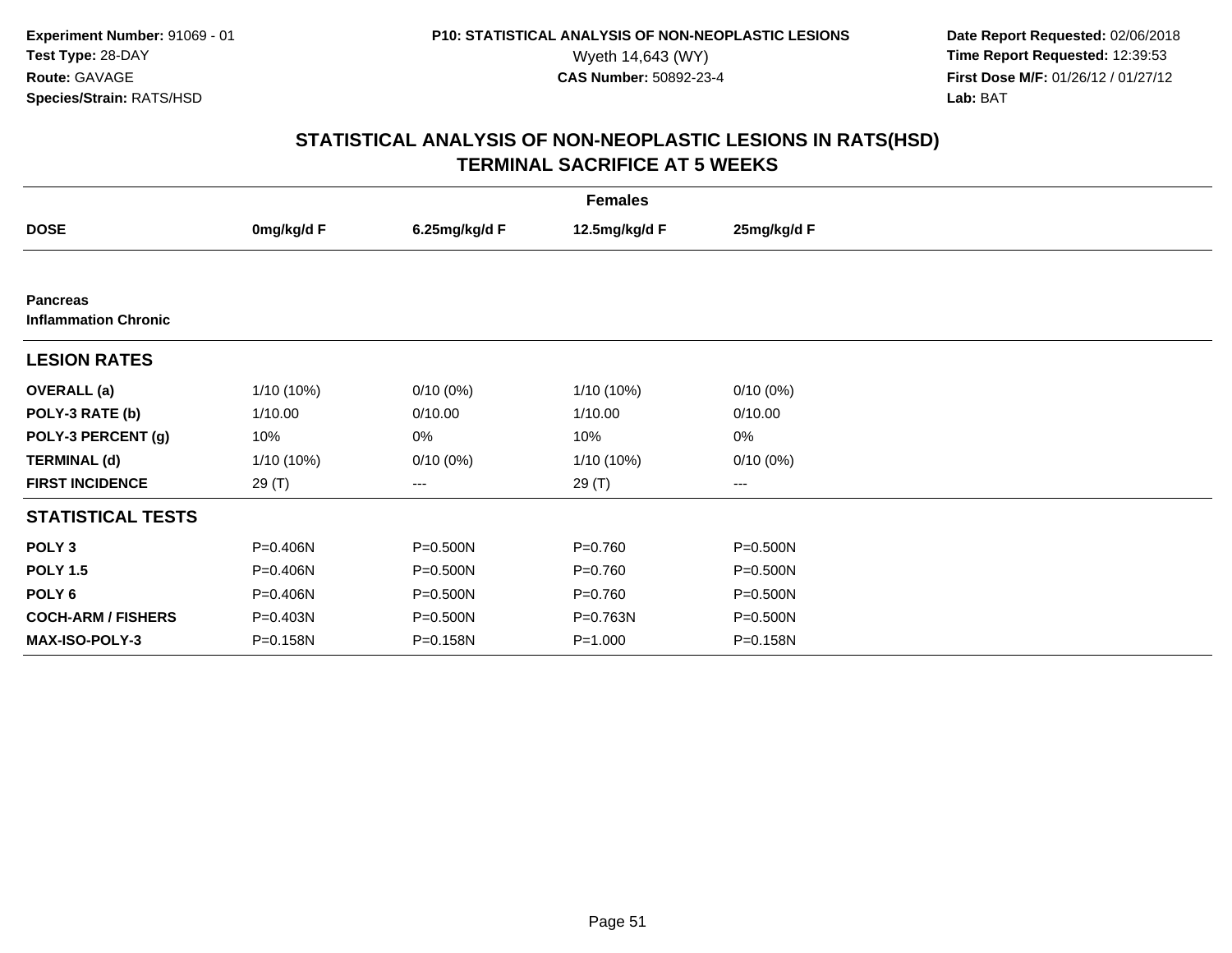**Experiment Number:** 91069 - 01
**Test Type:** 28-DAY
**Route:** GAVAGE
**Species/Strain:** RATS/HSD

**P10: STATISTICAL ANALYSIS OF NON-NEOPLASTIC LESIONS**
Wyeth 14,643 (WY)
**CAS Number:** 50892-23-4

**Date Report Requested:** 02/06/2018
**Time Report Requested:** 12:39:53
**First Dose M/F:** 01/26/12 / 01/27/12
**Lab:** BAT

## STATISTICAL ANALYSIS OF NON-NEOPLASTIC LESIONS IN RATS(HSD)
## TERMINAL SACRIFICE AT 5 WEEKS

| | Females | | | |
|---|---|---|---|---|
| **DOSE** | **0mg/kg/d F** | **6.25mg/kg/d F** | **12.5mg/kg/d F** | **25mg/kg/d F** |
| **Pancreas** | | | | |
| **Inflammation Chronic** | | | | |
| **LESION RATES** | | | | |
| **OVERALL (a)** | 1/10 (10%) | 0/10 (0%) | 1/10 (10%) | 0/10 (0%) |
| **POLY-3 RATE (b)** | 1/10.00 | 0/10.00 | 1/10.00 | 0/10.00 |
| **POLY-3 PERCENT (g)** | 10% | 0% | 10% | 0% |
| **TERMINAL (d)** | 1/10 (10%) | 0/10 (0%) | 1/10 (10%) | 0/10 (0%) |
| **FIRST INCIDENCE** | 29 (T) | --- | 29 (T) | --- |
| **STATISTICAL TESTS** | | | | |
| **POLY 3** | P=0.406N | P=0.500N | P=0.760 | P=0.500N |
| **POLY 1.5** | P=0.406N | P=0.500N | P=0.760 | P=0.500N |
| **POLY 6** | P=0.406N | P=0.500N | P=0.760 | P=0.500N |
| **COCH-ARM / FISHERS** | P=0.403N | P=0.500N | P=0.763N | P=0.500N |
| **MAX-ISO-POLY-3** | P=0.158N | P=0.158N | P=1.000 | P=0.158N |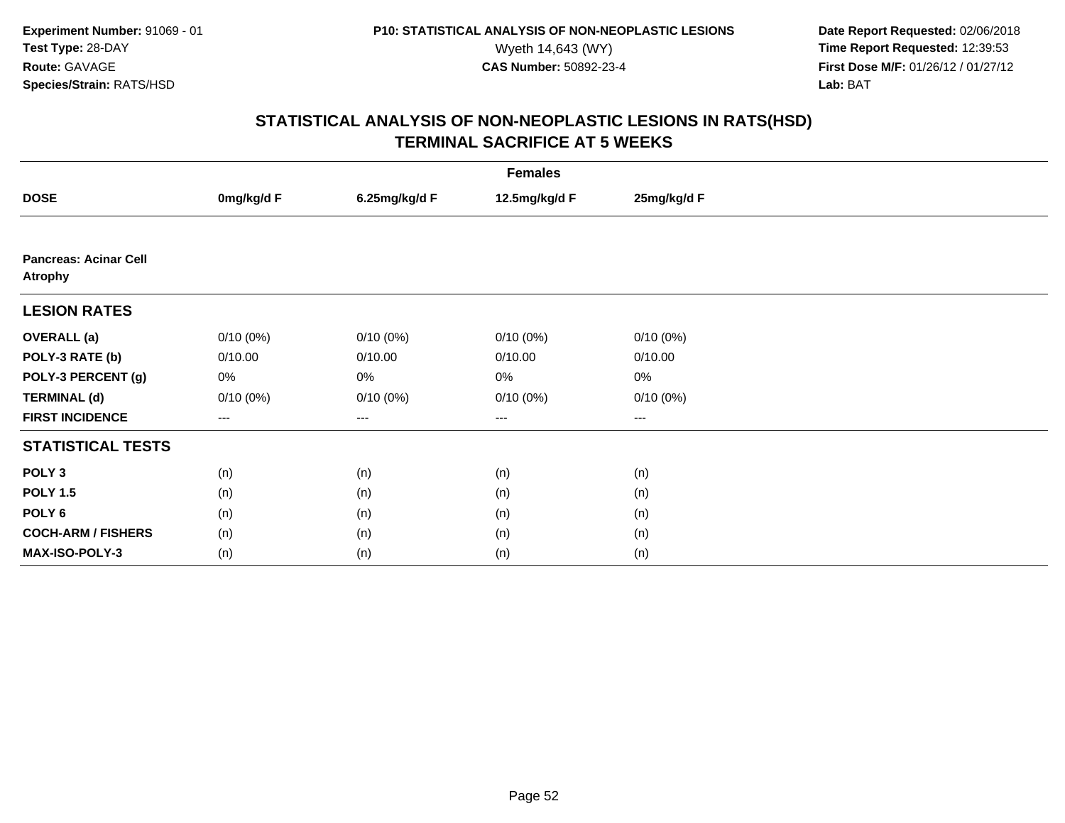Experiment Number: 91069 - 01
Test Type: 28-DAY
Route: GAVAGE
Species/Strain: RATS/HSD

P10: STATISTICAL ANALYSIS OF NON-NEOPLASTIC LESIONS
Wyeth 14,643 (WY)
CAS Number: 50892-23-4

Date Report Requested: 02/06/2018
Time Report Requested: 12:39:53
First Dose M/F: 01/26/12 / 01/27/12
Lab: BAT

## STATISTICAL ANALYSIS OF NON-NEOPLASTIC LESIONS IN RATS(HSD)
## TERMINAL SACRIFICE AT 5 WEEKS

| | Females | | | |
|---|---|---|---|---|
| **DOSE** | **0mg/kg/d F** | **6.25mg/kg/d F** | **12.5mg/kg/d F** | **25mg/kg/d F** |
| **Pancreas: Acinar Cell Atrophy** | | | | |
| **LESION RATES** | | | | |
| **OVERALL (a)** | 0/10 (0%) | 0/10 (0%) | 0/10 (0%) | 0/10 (0%) |
| **POLY-3 RATE (b)** | 0/10.00 | 0/10.00 | 0/10.00 | 0/10.00 |
| **POLY-3 PERCENT (g)** | 0% | 0% | 0% | 0% |
| **TERMINAL (d)** | 0/10 (0%) | 0/10 (0%) | 0/10 (0%) | 0/10 (0%) |
| **FIRST INCIDENCE** | --- | --- | --- | --- |
| **STATISTICAL TESTS** | | | | |
| **POLY 3** | (n) | (n) | (n) | (n) |
| **POLY 1.5** | (n) | (n) | (n) | (n) |
| **POLY 6** | (n) | (n) | (n) | (n) |
| **COCH-ARM / FISHERS** | (n) | (n) | (n) | (n) |
| **MAX-ISO-POLY-3** | (n) | (n) | (n) | (n) |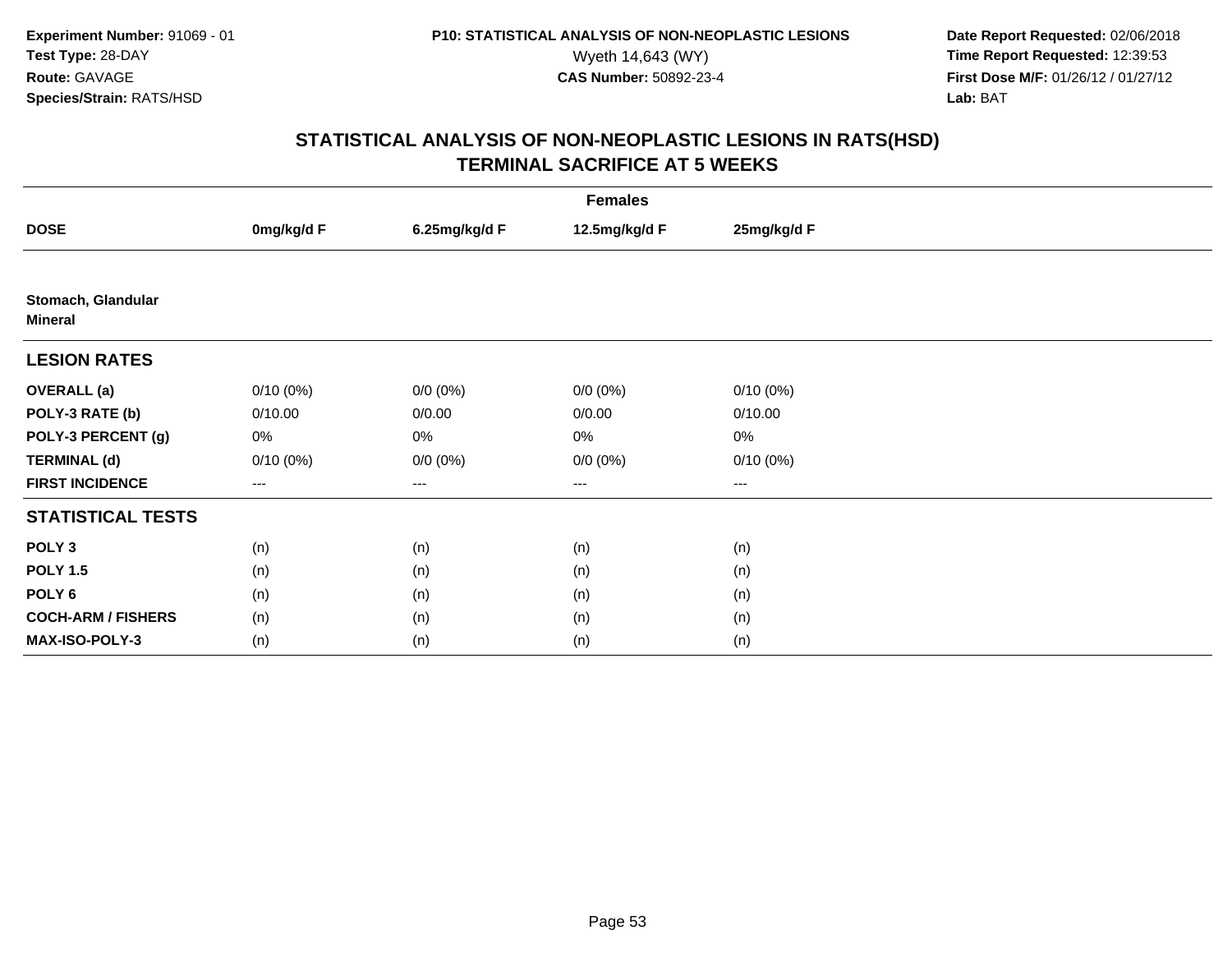**Experiment Number:** 91069 - 01
**Test Type:** 28-DAY
**Route:** GAVAGE
**Species/Strain:** RATS/HSD

**P10: STATISTICAL ANALYSIS OF NON-NEOPLASTIC LESIONS**
Wyeth 14,643 (WY)
**CAS Number:** 50892-23-4

**Date Report Requested:** 02/06/2018
**Time Report Requested:** 12:39:53
**First Dose M/F:** 01/26/12 / 01/27/12
**Lab:** BAT

# STATISTICAL ANALYSIS OF NON-NEOPLASTIC LESIONS IN RATS(HSD)
# TERMINAL SACRIFICE AT 5 WEEKS

| | Females | | | |
|---|---|---|---|---|
| **DOSE** | **0mg/kg/d F** | **6.25mg/kg/d F** | **12.5mg/kg/d F** | **25mg/kg/d F** |
| **Stomach, Glandular** | | | | |
| **Mineral** | | | | |
| **LESION RATES** | | | | |
| **OVERALL (a)** | 0/10 (0%) | 0/0 (0%) | 0/0 (0%) | 0/10 (0%) |
| **POLY-3 RATE (b)** | 0/10.00 | 0/0.00 | 0/0.00 | 0/10.00 |
| **POLY-3 PERCENT (g)** | 0% | 0% | 0% | 0% |
| **TERMINAL (d)** | 0/10 (0%) | 0/0 (0%) | 0/0 (0%) | 0/10 (0%) |
| **FIRST INCIDENCE** | --- | --- | --- | --- |
| **STATISTICAL TESTS** | | | | |
| **POLY 3** | (n) | (n) | (n) | (n) |
| **POLY 1.5** | (n) | (n) | (n) | (n) |
| **POLY 6** | (n) | (n) | (n) | (n) |
| **COCH-ARM / FISHERS** | (n) | (n) | (n) | (n) |
| **MAX-ISO-POLY-3** | (n) | (n) | (n) | (n) |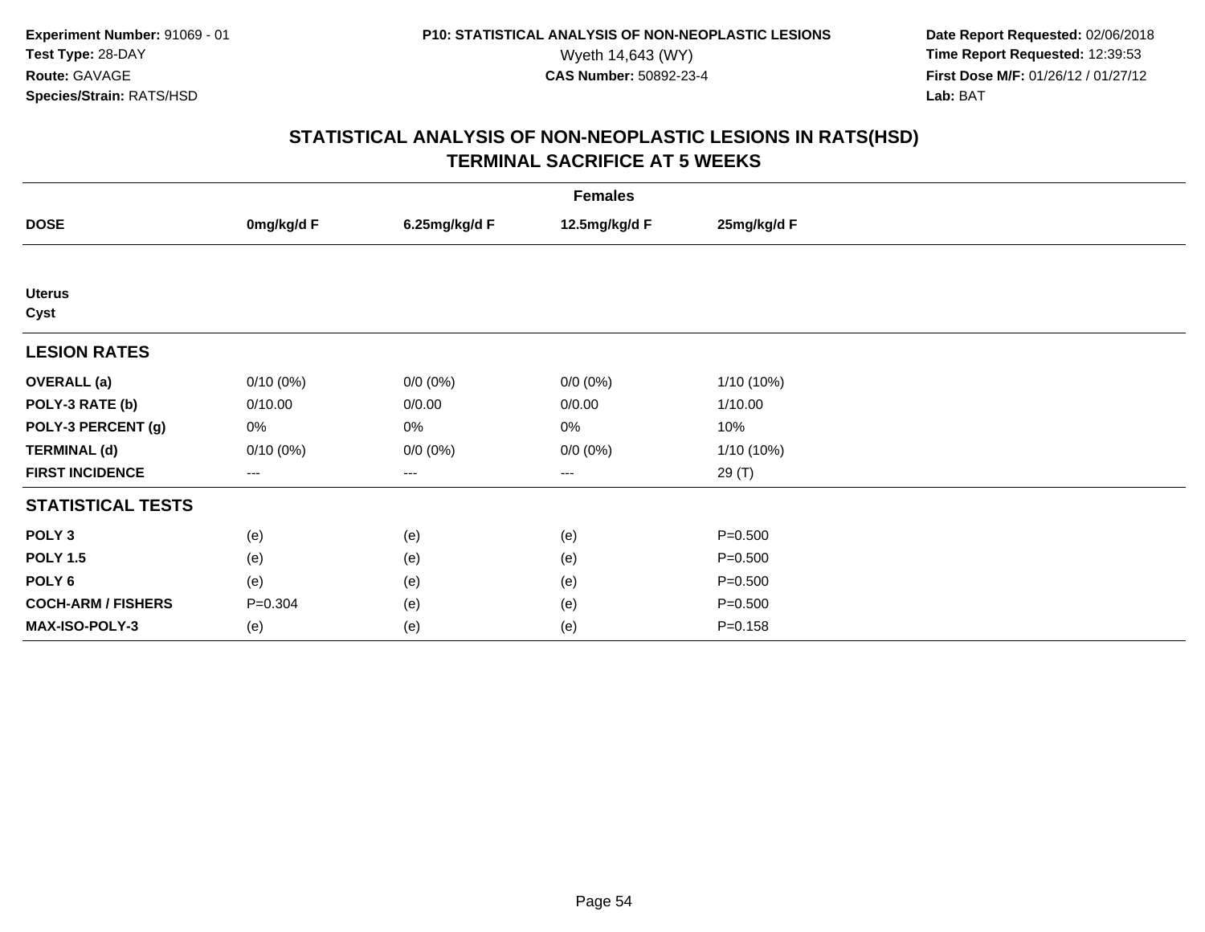**Experiment Number:** 91069 - 01
**Test Type:** 28-DAY
**Route:** GAVAGE
**Species/Strain:** RATS/HSD

**P10: STATISTICAL ANALYSIS OF NON-NEOPLASTIC LESIONS**
Wyeth 14,643 (WY)
**CAS Number:** 50892-23-4

**Date Report Requested:** 02/06/2018
**Time Report Requested:** 12:39:53
**First Dose M/F:** 01/26/12 / 01/27/12
**Lab:** BAT

## STATISTICAL ANALYSIS OF NON-NEOPLASTIC LESIONS IN RATS(HSD)
## TERMINAL SACRIFICE AT 5 WEEKS

| | Females | | | |
|---|---|---|---|---|
| **DOSE** | **0mg/kg/d F** | **6.25mg/kg/d F** | **12.5mg/kg/d F** | **25mg/kg/d F** |
| **Uterus** | | | | |
| **Cyst** | | | | |
| **LESION RATES** | | | | |
| **OVERALL (a)** | 0/10 (0%) | 0/0 (0%) | 0/0 (0%) | 1/10 (10%) |
| **POLY-3 RATE (b)** | 0/10.00 | 0/0.00 | 0/0.00 | 1/10.00 |
| **POLY-3 PERCENT (g)** | 0% | 0% | 0% | 10% |
| **TERMINAL (d)** | 0/10 (0%) | 0/0 (0%) | 0/0 (0%) | 1/10 (10%) |
| **FIRST INCIDENCE** | --- | --- | --- | 29 (T) |
| **STATISTICAL TESTS** | | | | |
| **POLY 3** | (e) | (e) | (e) | P=0.500 |
| **POLY 1.5** | (e) | (e) | (e) | P=0.500 |
| **POLY 6** | (e) | (e) | (e) | P=0.500 |
| **COCH-ARM / FISHERS** | P=0.304 | (e) | (e) | P=0.500 |
| **MAX-ISO-POLY-3** | (e) | (e) | (e) | P=0.158 |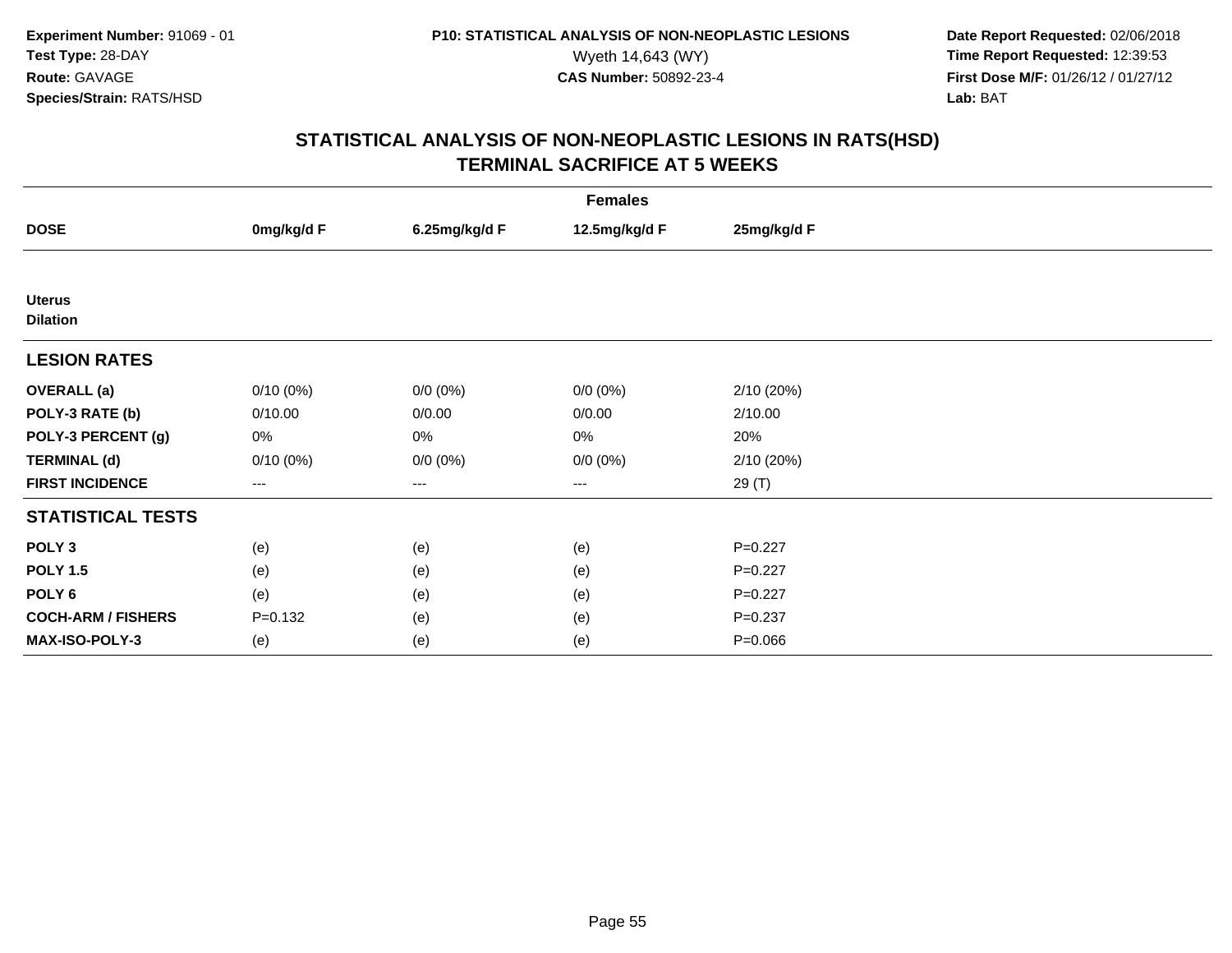Experiment Number: 91069 - 01
Test Type: 28-DAY
Route: GAVAGE
Species/Strain: RATS/HSD

P10: STATISTICAL ANALYSIS OF NON-NEOPLASTIC LESIONS
Wyeth 14,643 (WY)
CAS Number: 50892-23-4

Date Report Requested: 02/06/2018
Time Report Requested: 12:39:53
First Dose M/F: 01/26/12 / 01/27/12
Lab: BAT

## STATISTICAL ANALYSIS OF NON-NEOPLASTIC LESIONS IN RATS(HSD)
## TERMINAL SACRIFICE AT 5 WEEKS

| | Females | | | |
|---|---|---|---|---|
| **DOSE** | **0mg/kg/d F** | **6.25mg/kg/d F** | **12.5mg/kg/d F** | **25mg/kg/d F** |
| **Uterus** | | | | |
| **Dilation** | | | | |
| **LESION RATES** | | | | |
| **OVERALL (a)** | 0/10 (0%) | 0/0 (0%) | 0/0 (0%) | 2/10 (20%) |
| **POLY-3 RATE (b)** | 0/10.00 | 0/0.00 | 0/0.00 | 2/10.00 |
| **POLY-3 PERCENT (g)** | 0% | 0% | 0% | 20% |
| **TERMINAL (d)** | 0/10 (0%) | 0/0 (0%) | 0/0 (0%) | 2/10 (20%) |
| **FIRST INCIDENCE** | --- | --- | --- | 29 (T) |
| **STATISTICAL TESTS** | | | | |
| **POLY 3** | (e) | (e) | (e) | P=0.227 |
| **POLY 1.5** | (e) | (e) | (e) | P=0.227 |
| **POLY 6** | (e) | (e) | (e) | P=0.227 |
| **COCH-ARM / FISHERS** | P=0.132 | (e) | (e) | P=0.237 |
| **MAX-ISO-POLY-3** | (e) | (e) | (e) | P=0.066 |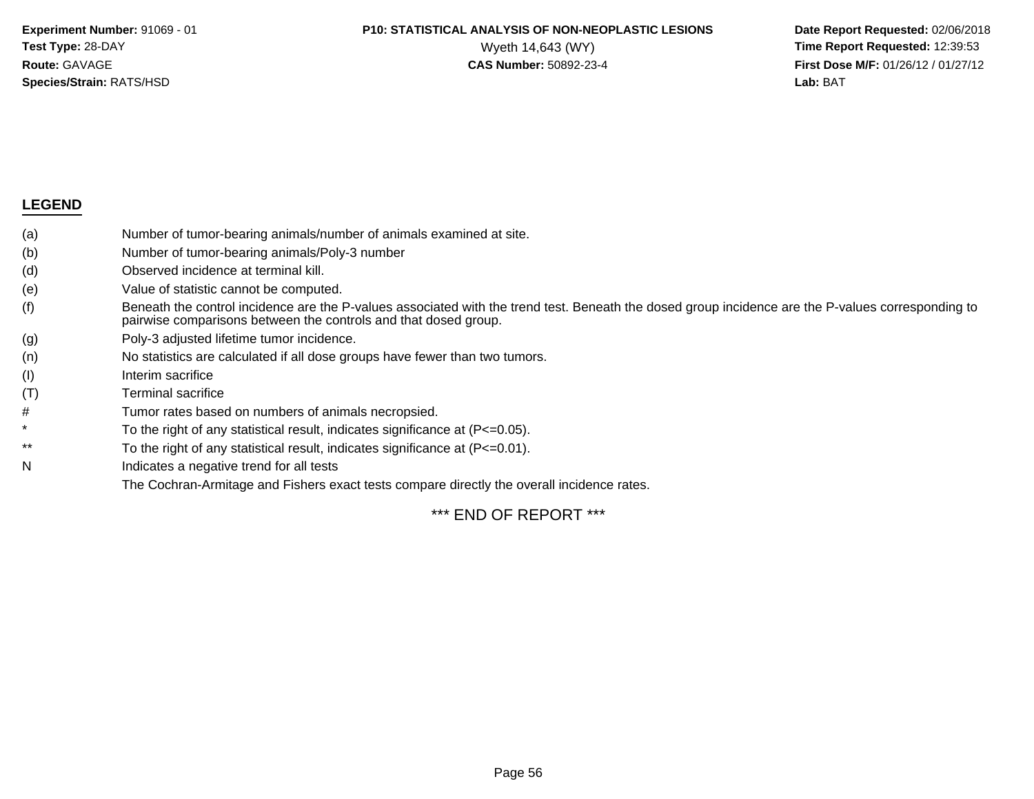**Experiment Number:** 91069 - 01
**Test Type:** 28-DAY
**Route:** GAVAGE
**Species/Strain:** RATS/HSD

**P10: STATISTICAL ANALYSIS OF NON-NEOPLASTIC LESIONS**
Wyeth 14,643 (WY)
**CAS Number:** 50892-23-4

**Date Report Requested:** 02/06/2018
**Time Report Requested:** 12:39:53
**First Dose M/F:** 01/26/12 / 01/27/12
**Lab:** BAT

## LEGEND

| | |
|---|---|
| (a) | Number of tumor-bearing animals/number of animals examined at site. |
| (b) | Number of tumor-bearing animals/Poly-3 number |
| (d) | Observed incidence at terminal kill. |
| (e) | Value of statistic cannot be computed. |
| (f) | Beneath the control incidence are the P-values associated with the trend test. Beneath the dosed group incidence are the P-values corresponding to pairwise comparisons between the controls and that dosed group. |
| (g) | Poly-3 adjusted lifetime tumor incidence. |
| (n) | No statistics are calculated if all dose groups have fewer than two tumors. |
| (I) | Interim sacrifice |
| (T) | Terminal sacrifice |
| # | Tumor rates based on numbers of animals necropsied. |
| * | To the right of any statistical result, indicates significance at (P<=0.05). |
| ** | To the right of any statistical result, indicates significance at (P<=0.01). |
| N | Indicates a negative trend for all tests |
| | The Cochran-Armitage and Fishers exact tests compare directly the overall incidence rates. |

\*\*\* END OF REPORT \*\*\*